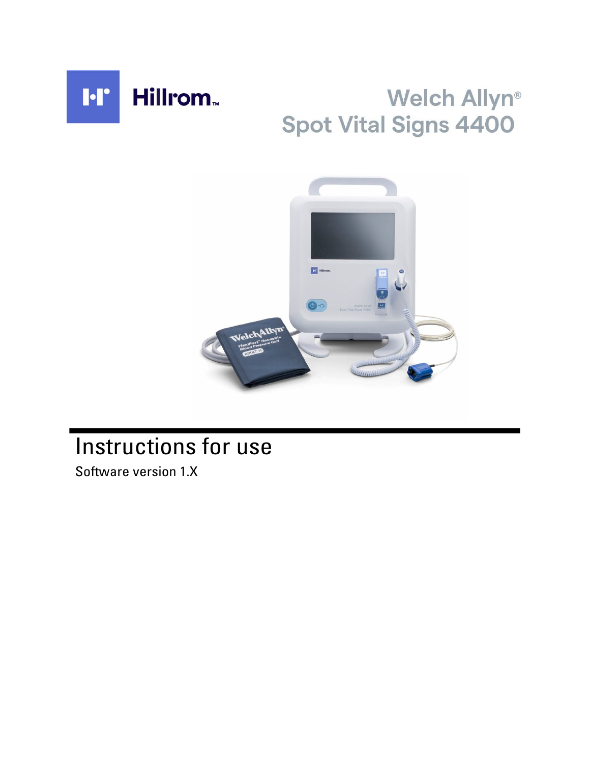Hillrom™

# Welch Allyn® Spot Vital Signs 4400

## Instructions for use

Software version 1.X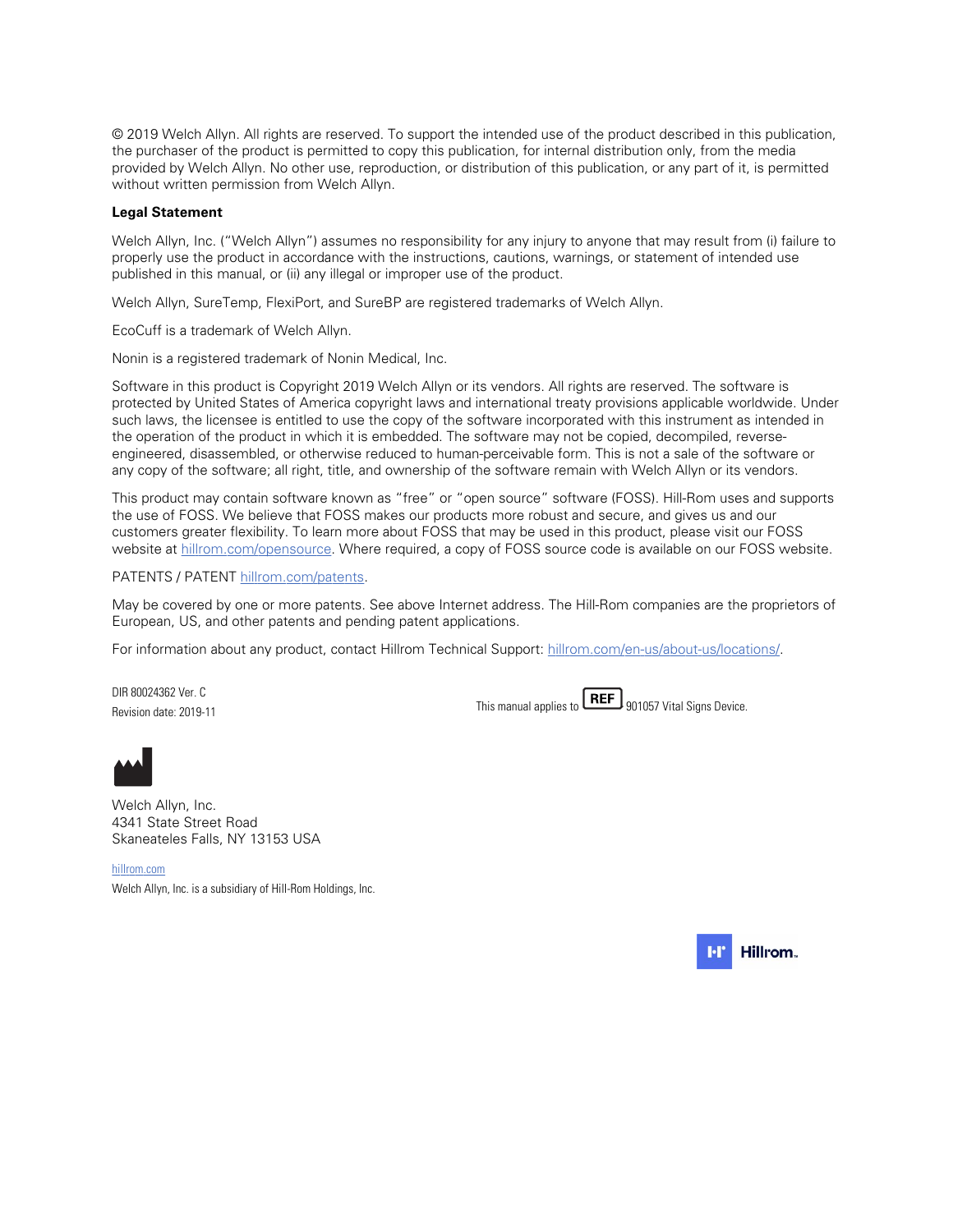© 2019 Welch Allyn. All rights are reserved. To support the intended use of the product described in this publication, the purchaser of the product is permitted to copy this publication, for internal distribution only, from the media provided by Welch Allyn. No other use, reproduction, or distribution of this publication, or any part of it, is permitted without written permission from Welch Allyn.

**Legal Statement**

Welch Allyn, Inc. ("Welch Allyn") assumes no responsibility for any injury to anyone that may result from (i) failure to properly use the product in accordance with the instructions, cautions, warnings, or statement of intended use published in this manual, or (ii) any illegal or improper use of the product.

Welch Allyn, SureTemp, FlexiPort, and SureBP are registered trademarks of Welch Allyn.

EcoCuff is a trademark of Welch Allyn.

Nonin is a registered trademark of Nonin Medical, Inc.

Software in this product is Copyright 2019 Welch Allyn or its vendors. All rights are reserved. The software is protected by United States of America copyright laws and international treaty provisions applicable worldwide. Under such laws, the licensee is entitled to use the copy of the software incorporated with this instrument as intended in the operation of the product in which it is embedded. The software may not be copied, decompiled, reverse-engineered, disassembled, or otherwise reduced to human-perceivable form. This is not a sale of the software or any copy of the software; all right, title, and ownership of the software remain with Welch Allyn or its vendors.

This product may contain software known as "free" or "open source" software (FOSS). Hill-Rom uses and supports the use of FOSS. We believe that FOSS makes our products more robust and secure, and gives us and our customers greater flexibility. To learn more about FOSS that may be used in this product, please visit our FOSS website at hillrom.com/opensource. Where required, a copy of FOSS source code is available on our FOSS website.

PATENTS / PATENT hillrom.com/patents.

May be covered by one or more patents. See above Internet address. The Hill-Rom companies are the proprietors of European, US, and other patents and pending patent applications.

For information about any product, contact Hillrom Technical Support: hillrom.com/en-us/about-us/locations/.

DIR 80024362 Ver. C
Revision date: 2019-11

This manual applies to REF 901057 Vital Signs Device.

Welch Allyn, Inc.
4341 State Street Road
Skaneateles Falls, NY 13153 USA

hillrom.com

Welch Allyn, Inc. is a subsidiary of Hill-Rom Holdings, Inc.

Hillrom™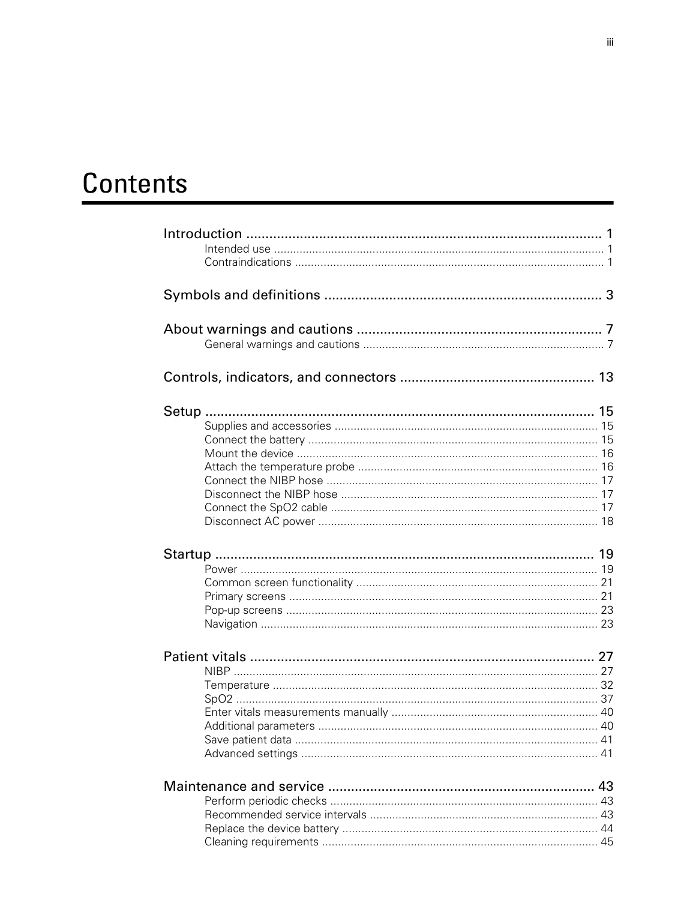# Contents

Introduction ........................................................................................ 1
- Intended use ........................................................................................ 1
- Contraindications ........................................................................................ 1

Symbols and definitions ........................................................................ 3

About warnings and cautions ................................................................ 7
- General warnings and cautions ........................................................................ 7

Controls, indicators, and connectors .................................................. 13

Setup ........................................................................................ 15
- Supplies and accessories ........................................................................ 15
- Connect the battery ........................................................................ 15
- Mount the device ........................................................................ 16
- Attach the temperature probe ........................................................................ 16
- Connect the NIBP hose ........................................................................ 17
- Disconnect the NIBP hose ........................................................................ 17
- Connect the SpO2 cable ........................................................................ 17
- Disconnect AC power ........................................................................ 18

Startup ........................................................................................ 19
- Power ........................................................................................ 19
- Common screen functionality ........................................................................ 21
- Primary screens ........................................................................ 21
- Pop-up screens ........................................................................ 23
- Navigation ........................................................................ 23

Patient vitals ........................................................................................ 27
- NIBP ........................................................................................ 27
- Temperature ........................................................................................ 32
- SpO2 ........................................................................................ 37
- Enter vitals measurements manually ........................................................................ 40
- Additional parameters ........................................................................ 40
- Save patient data ........................................................................ 41
- Advanced settings ........................................................................ 41

Maintenance and service ........................................................................ 43
- Perform periodic checks ........................................................................ 43
- Recommended service intervals ........................................................................ 43
- Replace the device battery ........................................................................ 44
- Cleaning requirements ........................................................................ 45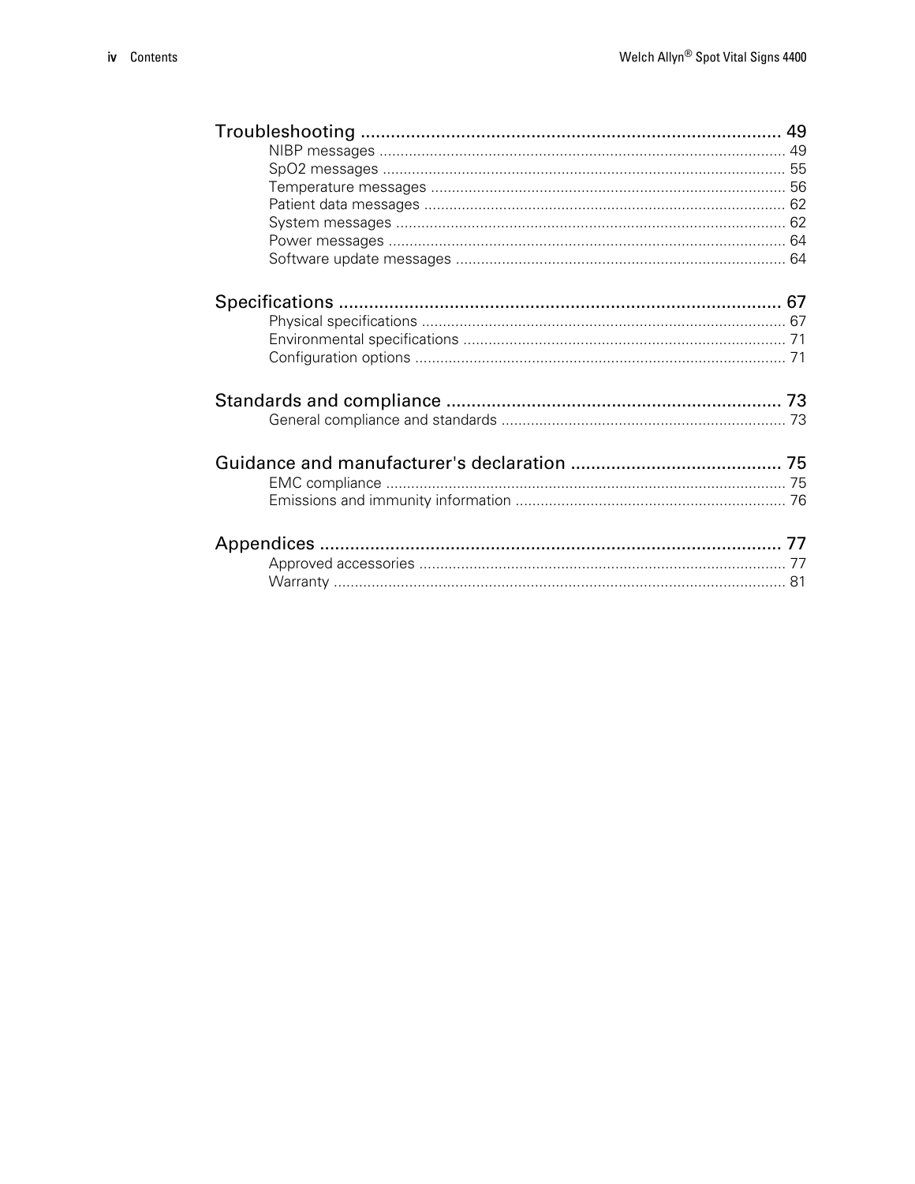Troubleshooting .................................................................................... 49

NIBP messages .................................................................................................. 49
SpO2 messages .................................................................................................. 55
Temperature messages ...................................................................................... 56
Patient data messages ....................................................................................... 62
System messages .............................................................................................. 62
Power messages ................................................................................................ 64
Software update messages ................................................................................ 64

Specifications ........................................................................................ 67

Physical specifications ........................................................................................ 67
Environmental specifications .............................................................................. 71
Configuration options .......................................................................................... 71

Standards and compliance ................................................................... 73

General compliance and standards ..................................................................... 73

Guidance and manufacturer's declaration .......................................... 75

EMC compliance ................................................................................................. 75
Emissions and immunity information .................................................................. 76

Appendices ............................................................................................ 77

Approved accessories ......................................................................................... 77
Warranty ............................................................................................................. 81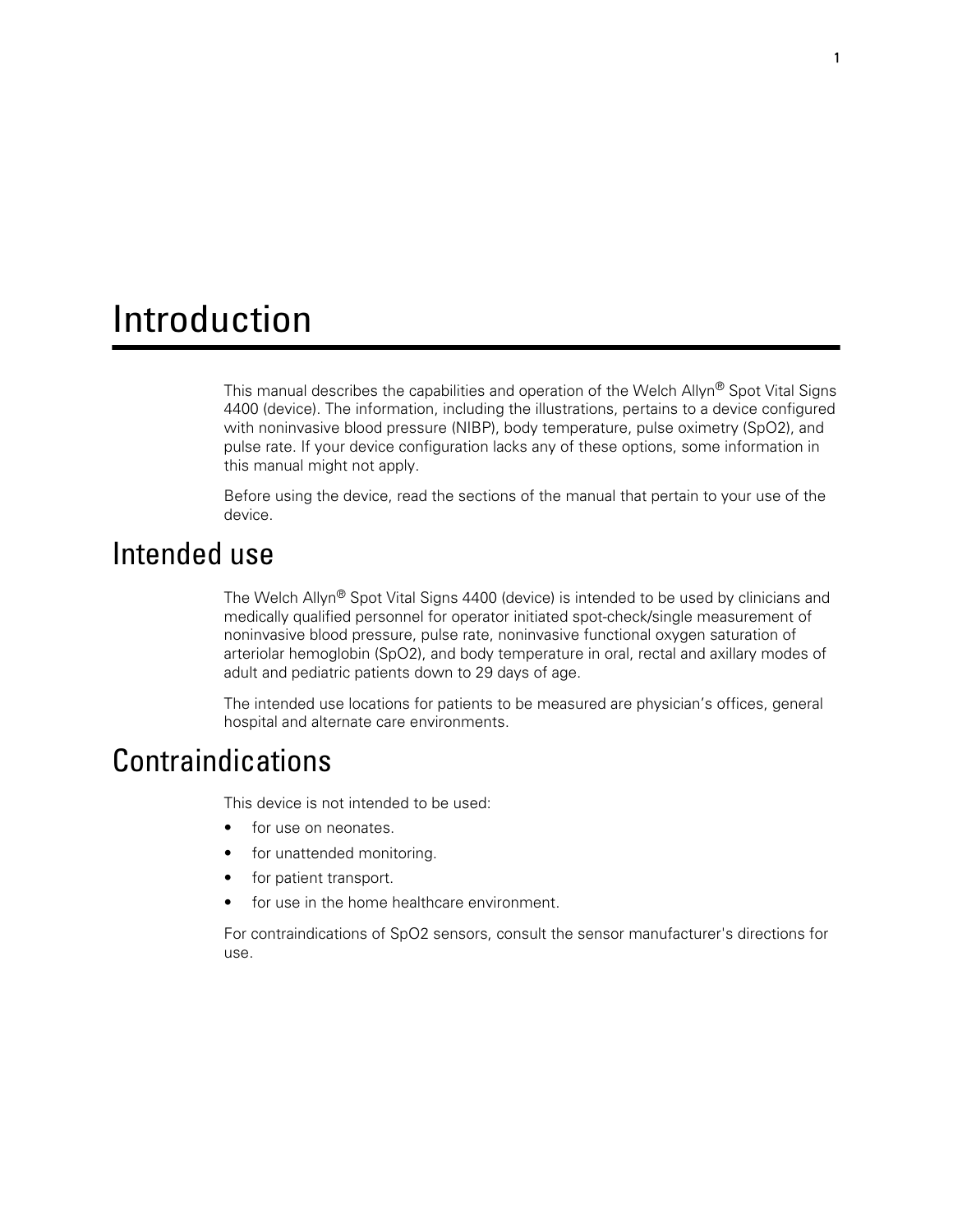# Introduction

This manual describes the capabilities and operation of the Welch Allyn® Spot Vital Signs 4400 (device). The information, including the illustrations, pertains to a device configured with noninvasive blood pressure (NIBP), body temperature, pulse oximetry (SpO2), and pulse rate. If your device configuration lacks any of these options, some information in this manual might not apply.

Before using the device, read the sections of the manual that pertain to your use of the device.

## Intended use

The Welch Allyn® Spot Vital Signs 4400 (device) is intended to be used by clinicians and medically qualified personnel for operator initiated spot-check/single measurement of noninvasive blood pressure, pulse rate, noninvasive functional oxygen saturation of arteriolar hemoglobin (SpO2), and body temperature in oral, rectal and axillary modes of adult and pediatric patients down to 29 days of age.

The intended use locations for patients to be measured are physician's offices, general hospital and alternate care environments.

## Contraindications

This device is not intended to be used:

- for use on neonates.
- for unattended monitoring.
- for patient transport.
- for use in the home healthcare environment.

For contraindications of SpO2 sensors, consult the sensor manufacturer's directions for use.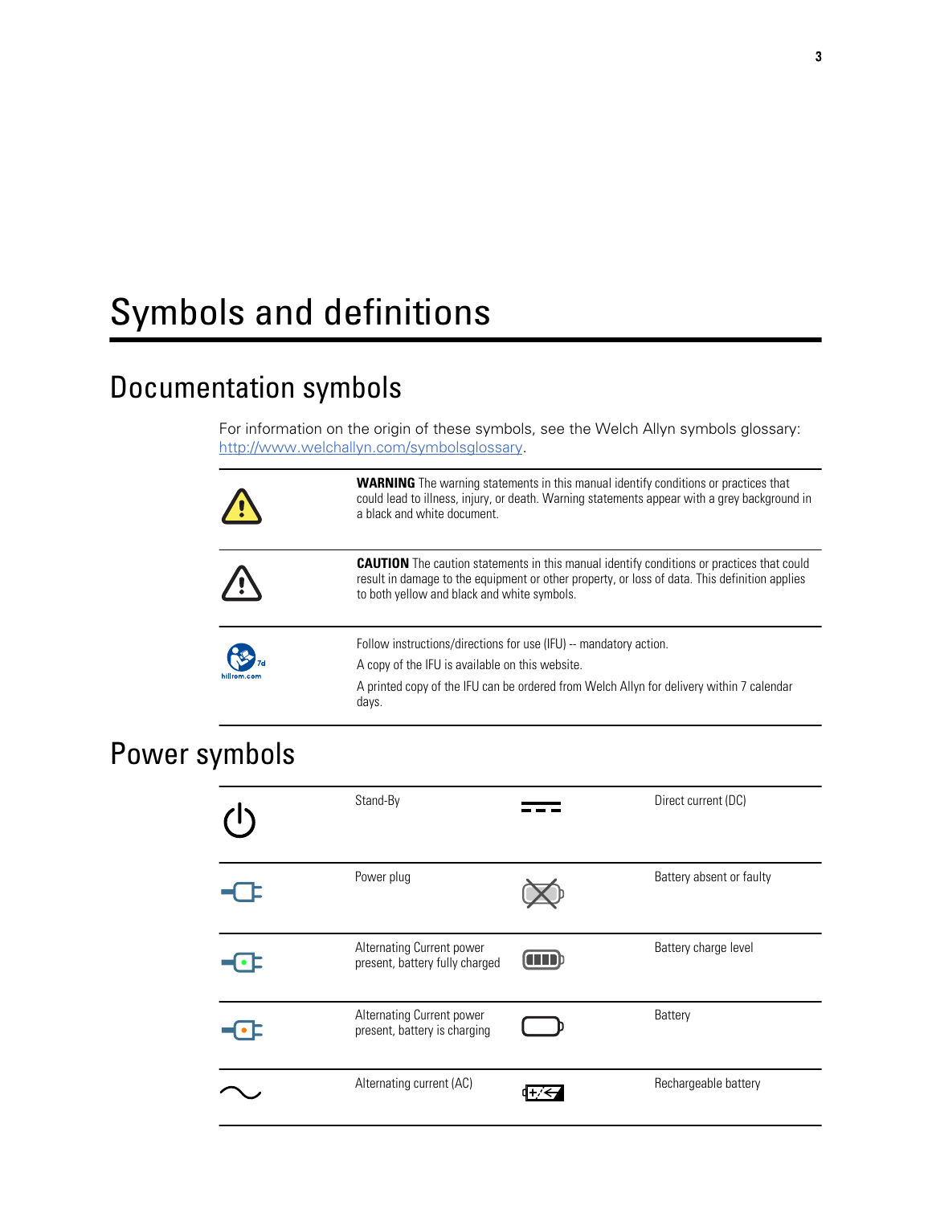# Symbols and definitions

## Documentation symbols

For information on the origin of these symbols, see the Welch Allyn symbols glossary: http://www.welchallyn.com/symbolsglossary.

| | |
|---|---|
| | **WARNING** The warning statements in this manual identify conditions or practices that could lead to illness, injury, or death. Warning statements appear with a grey background in a black and white document. |
| | **CAUTION** The caution statements in this manual identify conditions or practices that could result in damage to the equipment or other property, or loss of data. This definition applies to both yellow and black and white symbols. |
| 7d hillrom.com | Follow instructions/directions for use (IFU) -- mandatory action.<br>A copy of the IFU is available on this website.<br>A printed copy of the IFU can be ordered from Welch Allyn for delivery within 7 calendar days. |

## Power symbols

| | | | |
|---|---|---|---|
| | Stand-By | | Direct current (DC) |
| | Power plug | | Battery absent or faulty |
| | Alternating Current power present, battery fully charged | | Battery charge level |
| | Alternating Current power present, battery is charging | | Battery |
| | Alternating current (AC) | | Rechargeable battery |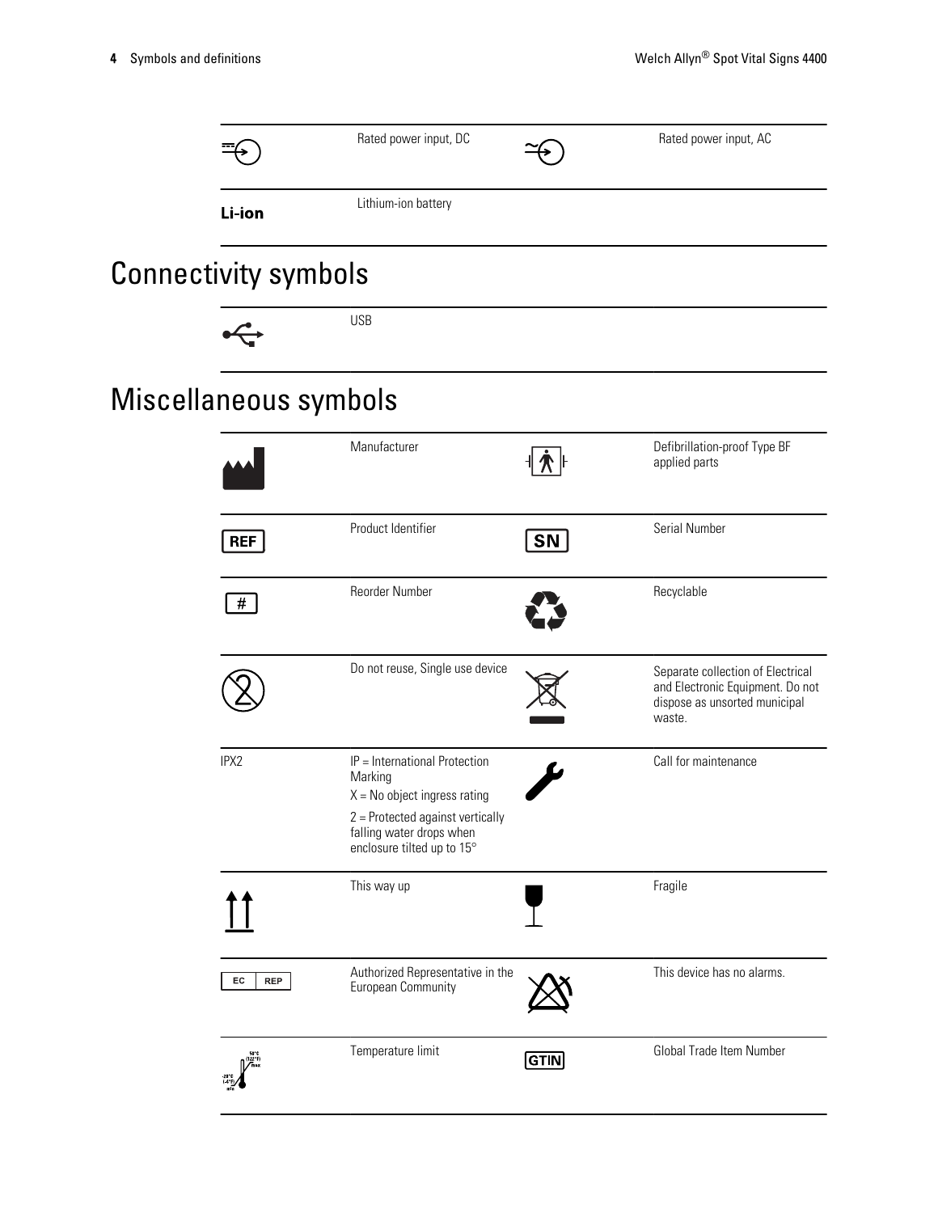| Symbol | Definition | Symbol | Definition |
|---|---|---|---|
| | Rated power input, DC | | Rated power input, AC |
| Li-ion | Lithium-ion battery | | |

## Connectivity symbols

| Symbol | Definition |
|---|---|
| | USB |

## Miscellaneous symbols

| Symbol | Definition | Symbol | Definition |
|---|---|---|---|
| | Manufacturer | | Defibrillation-proof Type BF applied parts |
| REF | Product Identifier | SN | Serial Number |
| # | Reorder Number | | Recyclable |
| | Do not reuse, Single use device | | Separate collection of Electrical and Electronic Equipment. Do not dispose as unsorted municipal waste. |
| IPX2 | IP = International Protection Marking<br>X = No object ingress rating<br>2 = Protected against vertically falling water drops when enclosure tilted up to 15° | | Call for maintenance |
| | This way up | | Fragile |
| EC REP | Authorized Representative in the European Community | | This device has no alarms. |
| 50°C (122°F) max<br>-20°C (-4°F) min | Temperature limit | GTIN | Global Trade Item Number |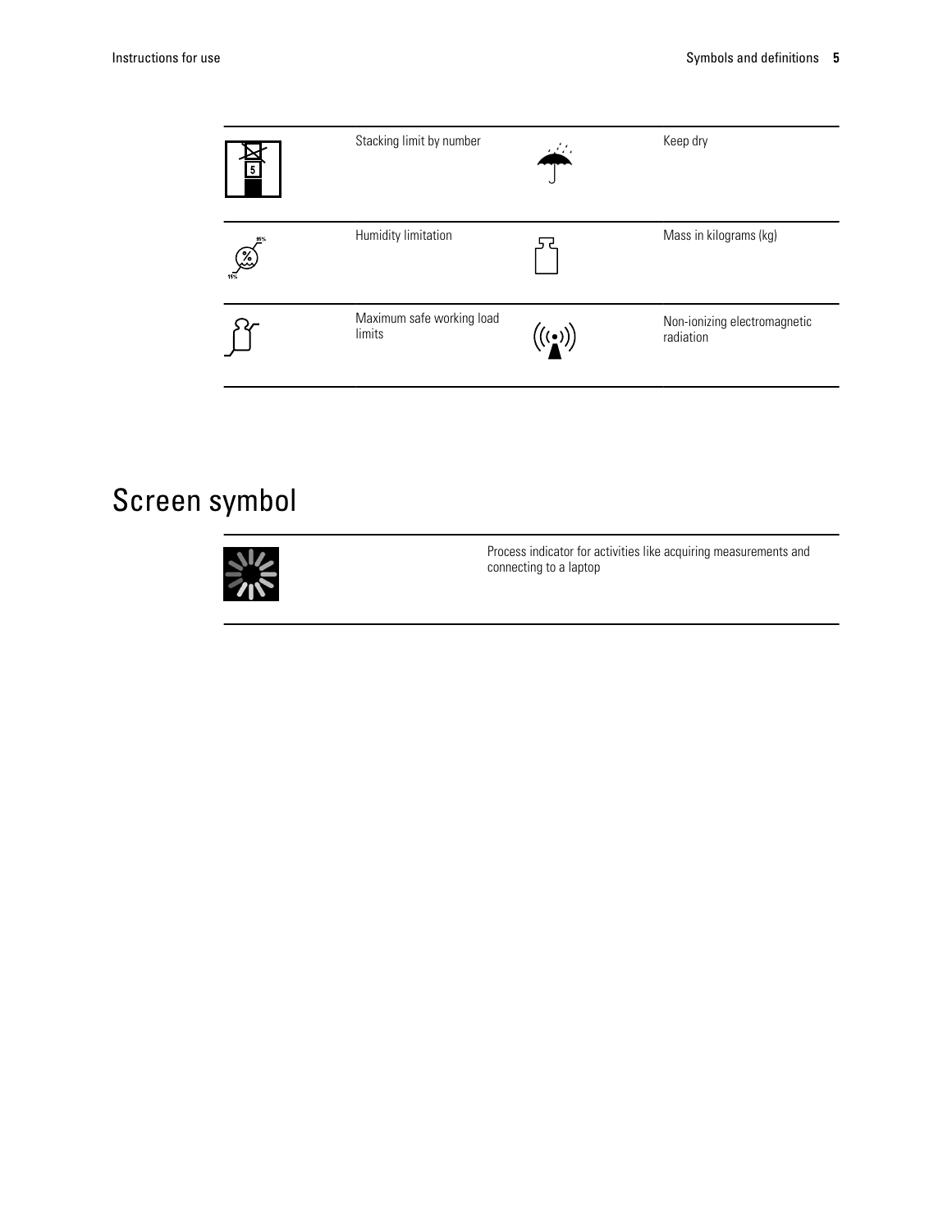| | | | |
|---|---|---|---|
| | Stacking limit by number | | Keep dry |
| | Humidity limitation | | Mass in kilograms (kg) |
| | Maximum safe working load limits | | Non-ionizing electromagnetic radiation |

# Screen symbol

| | |
|---|---|
| | Process indicator for activities like acquiring measurements and connecting to a laptop |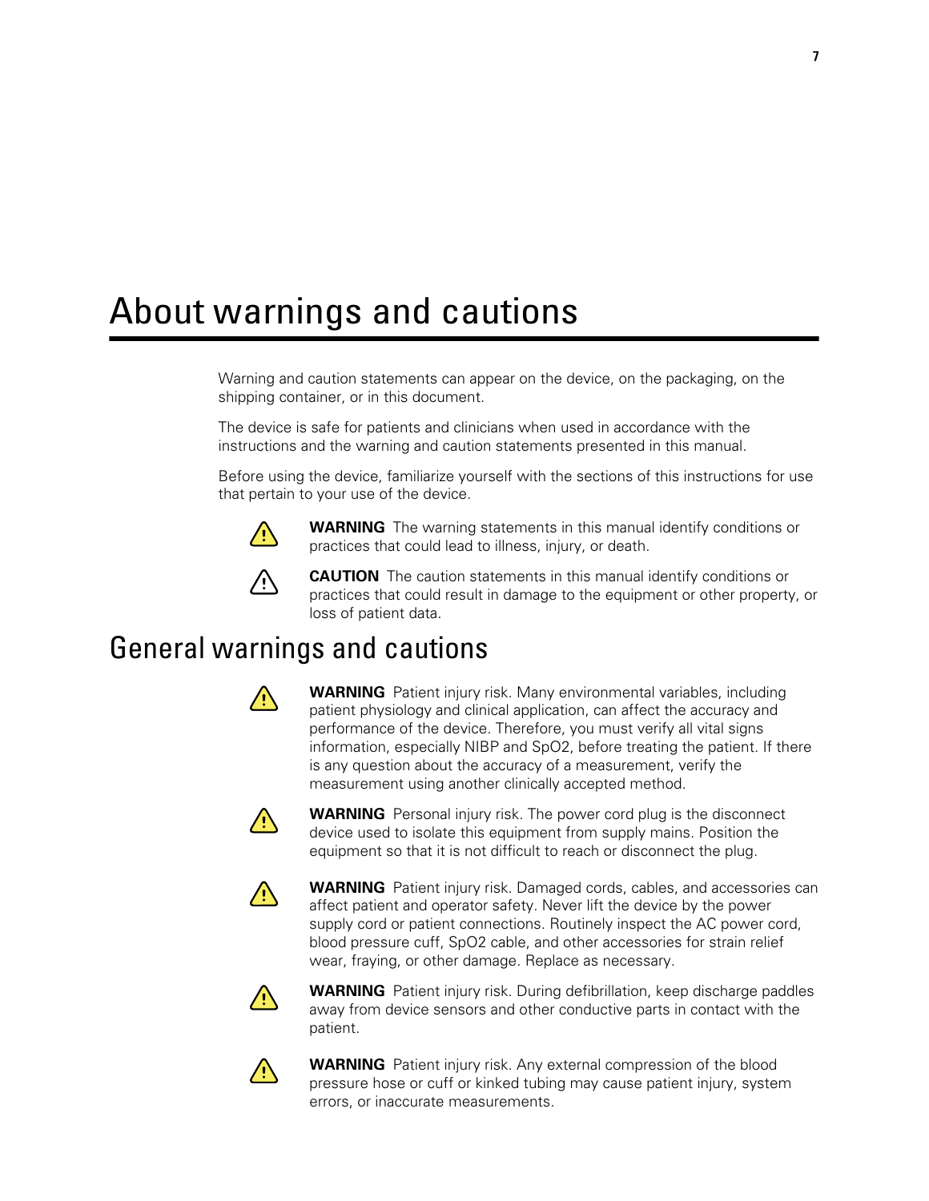# About warnings and cautions

Warning and caution statements can appear on the device, on the packaging, on the shipping container, or in this document.

The device is safe for patients and clinicians when used in accordance with the instructions and the warning and caution statements presented in this manual.

Before using the device, familiarize yourself with the sections of this instructions for use that pertain to your use of the device.

**WARNING** The warning statements in this manual identify conditions or practices that could lead to illness, injury, or death.

**CAUTION** The caution statements in this manual identify conditions or practices that could result in damage to the equipment or other property, or loss of patient data.

## General warnings and cautions

**WARNING** Patient injury risk. Many environmental variables, including patient physiology and clinical application, can affect the accuracy and performance of the device. Therefore, you must verify all vital signs information, especially NIBP and SpO2, before treating the patient. If there is any question about the accuracy of a measurement, verify the measurement using another clinically accepted method.

**WARNING** Personal injury risk. The power cord plug is the disconnect device used to isolate this equipment from supply mains. Position the equipment so that it is not difficult to reach or disconnect the plug.

**WARNING** Patient injury risk. Damaged cords, cables, and accessories can affect patient and operator safety. Never lift the device by the power supply cord or patient connections. Routinely inspect the AC power cord, blood pressure cuff, SpO2 cable, and other accessories for strain relief wear, fraying, or other damage. Replace as necessary.

**WARNING** Patient injury risk. During defibrillation, keep discharge paddles away from device sensors and other conductive parts in contact with the patient.

**WARNING** Patient injury risk. Any external compression of the blood pressure hose or cuff or kinked tubing may cause patient injury, system errors, or inaccurate measurements.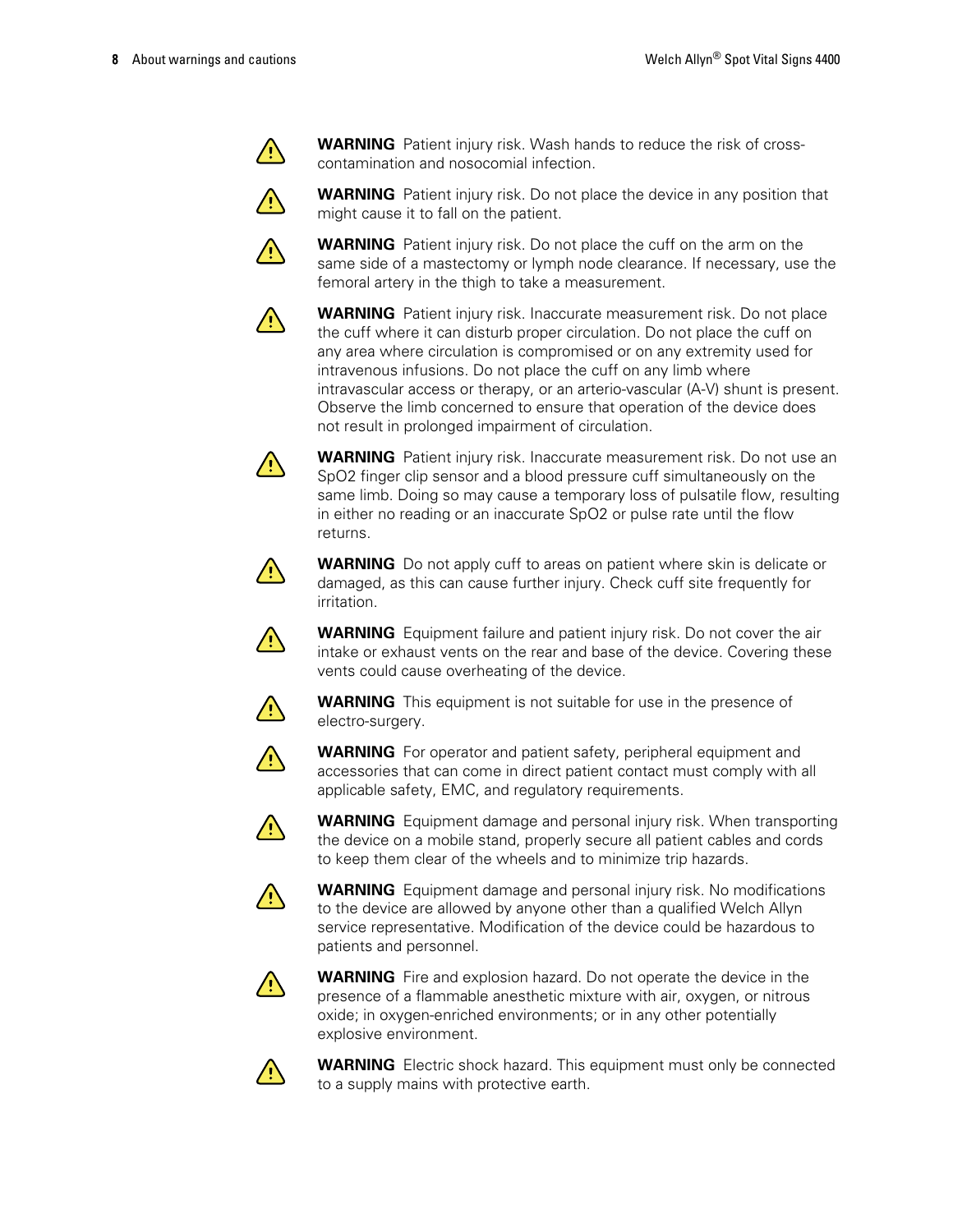**WARNING** Patient injury risk. Wash hands to reduce the risk of cross-contamination and nosocomial infection.

**WARNING** Patient injury risk. Do not place the device in any position that might cause it to fall on the patient.

**WARNING** Patient injury risk. Do not place the cuff on the arm on the same side of a mastectomy or lymph node clearance. If necessary, use the femoral artery in the thigh to take a measurement.

**WARNING** Patient injury risk. Inaccurate measurement risk. Do not place the cuff where it can disturb proper circulation. Do not place the cuff on any area where circulation is compromised or on any extremity used for intravenous infusions. Do not place the cuff on any limb where intravascular access or therapy, or an arterio-vascular (A-V) shunt is present. Observe the limb concerned to ensure that operation of the device does not result in prolonged impairment of circulation.

**WARNING** Patient injury risk. Inaccurate measurement risk. Do not use an SpO2 finger clip sensor and a blood pressure cuff simultaneously on the same limb. Doing so may cause a temporary loss of pulsatile flow, resulting in either no reading or an inaccurate SpO2 or pulse rate until the flow returns.

**WARNING** Do not apply cuff to areas on patient where skin is delicate or damaged, as this can cause further injury. Check cuff site frequently for irritation.

**WARNING** Equipment failure and patient injury risk. Do not cover the air intake or exhaust vents on the rear and base of the device. Covering these vents could cause overheating of the device.

**WARNING** This equipment is not suitable for use in the presence of electro-surgery.

**WARNING** For operator and patient safety, peripheral equipment and accessories that can come in direct patient contact must comply with all applicable safety, EMC, and regulatory requirements.

**WARNING** Equipment damage and personal injury risk. When transporting the device on a mobile stand, properly secure all patient cables and cords to keep them clear of the wheels and to minimize trip hazards.

**WARNING** Equipment damage and personal injury risk. No modifications to the device are allowed by anyone other than a qualified Welch Allyn service representative. Modification of the device could be hazardous to patients and personnel.

**WARNING** Fire and explosion hazard. Do not operate the device in the presence of a flammable anesthetic mixture with air, oxygen, or nitrous oxide; in oxygen-enriched environments; or in any other potentially explosive environment.

**WARNING** Electric shock hazard. This equipment must only be connected to a supply mains with protective earth.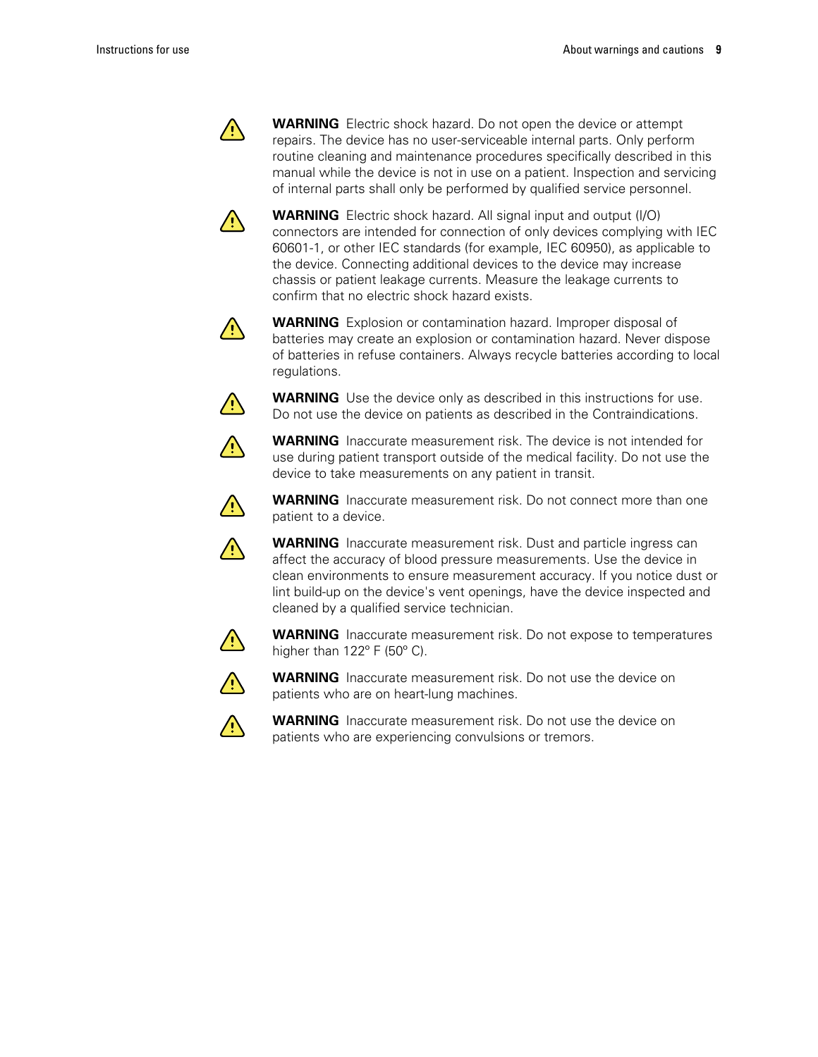**WARNING** Electric shock hazard. Do not open the device or attempt repairs. The device has no user-serviceable internal parts. Only perform routine cleaning and maintenance procedures specifically described in this manual while the device is not in use on a patient. Inspection and servicing of internal parts shall only be performed by qualified service personnel.

**WARNING** Electric shock hazard. All signal input and output (I/O) connectors are intended for connection of only devices complying with IEC 60601-1, or other IEC standards (for example, IEC 60950), as applicable to the device. Connecting additional devices to the device may increase chassis or patient leakage currents. Measure the leakage currents to confirm that no electric shock hazard exists.

**WARNING** Explosion or contamination hazard. Improper disposal of batteries may create an explosion or contamination hazard. Never dispose of batteries in refuse containers. Always recycle batteries according to local regulations.

**WARNING** Use the device only as described in this instructions for use. Do not use the device on patients as described in the Contraindications.

**WARNING** Inaccurate measurement risk. The device is not intended for use during patient transport outside of the medical facility. Do not use the device to take measurements on any patient in transit.

**WARNING** Inaccurate measurement risk. Do not connect more than one patient to a device.

**WARNING** Inaccurate measurement risk. Dust and particle ingress can affect the accuracy of blood pressure measurements. Use the device in clean environments to ensure measurement accuracy. If you notice dust or lint build-up on the device's vent openings, have the device inspected and cleaned by a qualified service technician.

**WARNING** Inaccurate measurement risk. Do not expose to temperatures higher than 122º F (50º C).

**WARNING** Inaccurate measurement risk. Do not use the device on patients who are on heart-lung machines.

**WARNING** Inaccurate measurement risk. Do not use the device on patients who are experiencing convulsions or tremors.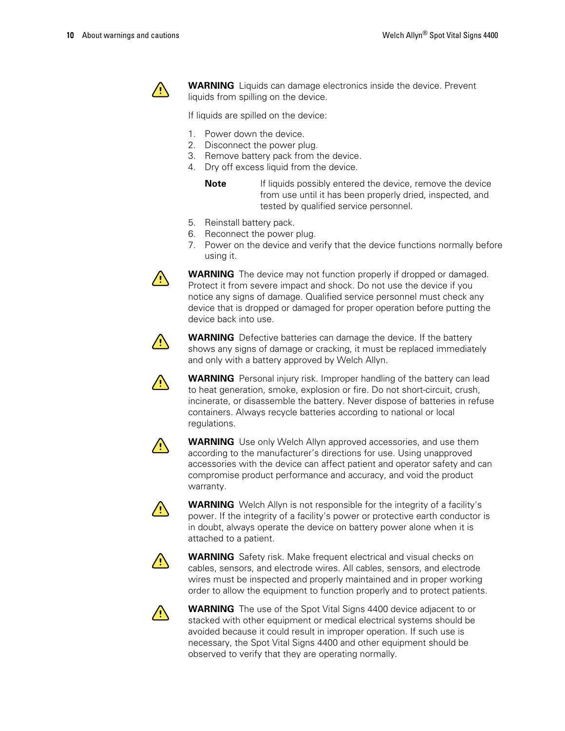**WARNING** Liquids can damage electronics inside the device. Prevent liquids from spilling on the device.

If liquids are spilled on the device:

1. Power down the device.
2. Disconnect the power plug.
3. Remove battery pack from the device.
4. Dry off excess liquid from the device.

   **Note** If liquids possibly entered the device, remove the device from use until it has been properly dried, inspected, and tested by qualified service personnel.

5. Reinstall battery pack.
6. Reconnect the power plug.
7. Power on the device and verify that the device functions normally before using it.

**WARNING** The device may not function properly if dropped or damaged. Protect it from severe impact and shock. Do not use the device if you notice any signs of damage. Qualified service personnel must check any device that is dropped or damaged for proper operation before putting the device back into use.

**WARNING** Defective batteries can damage the device. If the battery shows any signs of damage or cracking, it must be replaced immediately and only with a battery approved by Welch Allyn.

**WARNING** Personal injury risk. Improper handling of the battery can lead to heat generation, smoke, explosion or fire. Do not short-circuit, crush, incinerate, or disassemble the battery. Never dispose of batteries in refuse containers. Always recycle batteries according to national or local regulations.

**WARNING** Use only Welch Allyn approved accessories, and use them according to the manufacturer's directions for use. Using unapproved accessories with the device can affect patient and operator safety and can compromise product performance and accuracy, and void the product warranty.

**WARNING** Welch Allyn is not responsible for the integrity of a facility's power. If the integrity of a facility's power or protective earth conductor is in doubt, always operate the device on battery power alone when it is attached to a patient.

**WARNING** Safety risk. Make frequent electrical and visual checks on cables, sensors, and electrode wires. All cables, sensors, and electrode wires must be inspected and properly maintained and in proper working order to allow the equipment to function properly and to protect patients.

**WARNING** The use of the Spot Vital Signs 4400 device adjacent to or stacked with other equipment or medical electrical systems should be avoided because it could result in improper operation. If such use is necessary, the Spot Vital Signs 4400 and other equipment should be observed to verify that they are operating normally.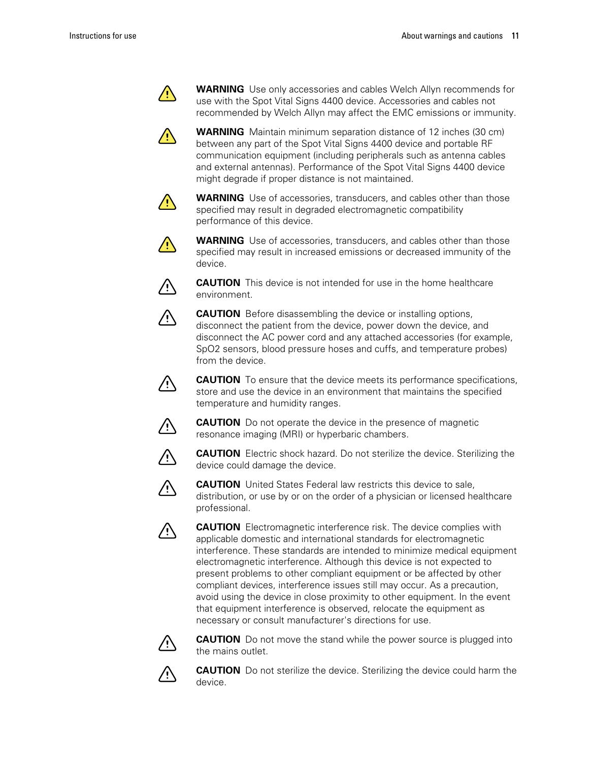**WARNING** Use only accessories and cables Welch Allyn recommends for use with the Spot Vital Signs 4400 device. Accessories and cables not recommended by Welch Allyn may affect the EMC emissions or immunity.

**WARNING** Maintain minimum separation distance of 12 inches (30 cm) between any part of the Spot Vital Signs 4400 device and portable RF communication equipment (including peripherals such as antenna cables and external antennas). Performance of the Spot Vital Signs 4400 device might degrade if proper distance is not maintained.

**WARNING** Use of accessories, transducers, and cables other than those specified may result in degraded electromagnetic compatibility performance of this device.

**WARNING** Use of accessories, transducers, and cables other than those specified may result in increased emissions or decreased immunity of the device.

**CAUTION** This device is not intended for use in the home healthcare environment.

**CAUTION** Before disassembling the device or installing options, disconnect the patient from the device, power down the device, and disconnect the AC power cord and any attached accessories (for example, SpO2 sensors, blood pressure hoses and cuffs, and temperature probes) from the device.

**CAUTION** To ensure that the device meets its performance specifications, store and use the device in an environment that maintains the specified temperature and humidity ranges.

**CAUTION** Do not operate the device in the presence of magnetic resonance imaging (MRI) or hyperbaric chambers.

**CAUTION** Electric shock hazard. Do not sterilize the device. Sterilizing the device could damage the device.

**CAUTION** United States Federal law restricts this device to sale, distribution, or use by or on the order of a physician or licensed healthcare professional.

**CAUTION** Electromagnetic interference risk. The device complies with applicable domestic and international standards for electromagnetic interference. These standards are intended to minimize medical equipment electromagnetic interference. Although this device is not expected to present problems to other compliant equipment or be affected by other compliant devices, interference issues still may occur. As a precaution, avoid using the device in close proximity to other equipment. In the event that equipment interference is observed, relocate the equipment as necessary or consult manufacturer's directions for use.

**CAUTION** Do not move the stand while the power source is plugged into the mains outlet.

**CAUTION** Do not sterilize the device. Sterilizing the device could harm the device.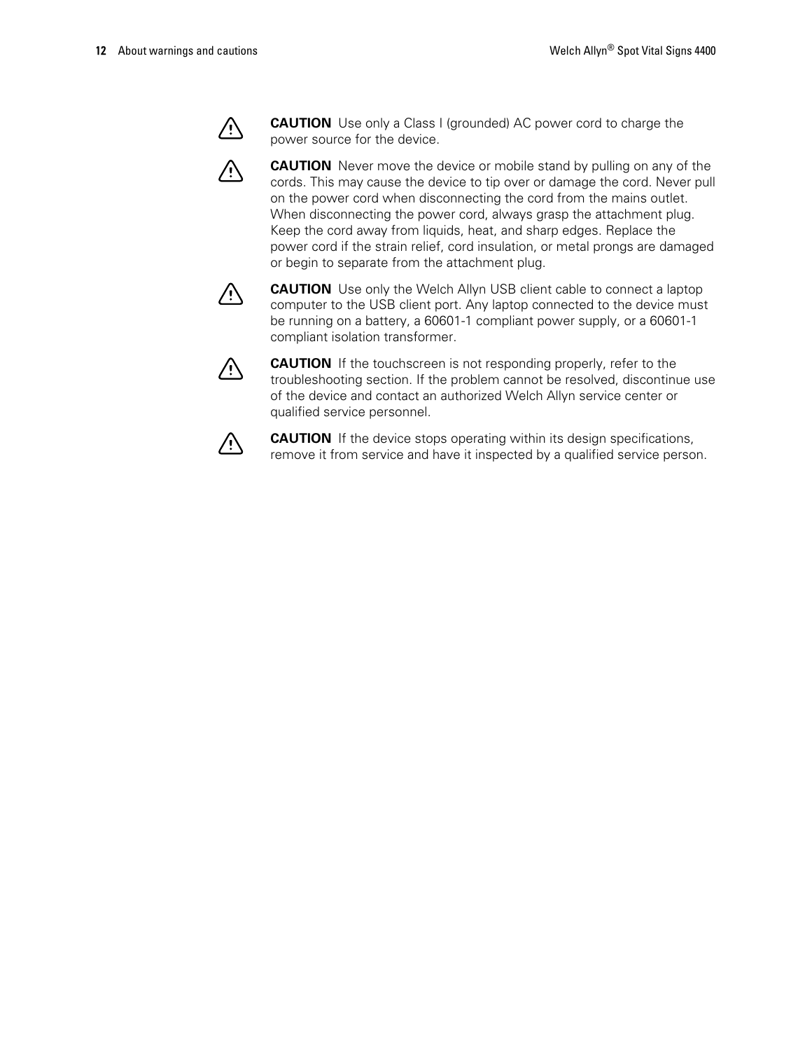**CAUTION** Use only a Class I (grounded) AC power cord to charge the power source for the device.

**CAUTION** Never move the device or mobile stand by pulling on any of the cords. This may cause the device to tip over or damage the cord. Never pull on the power cord when disconnecting the cord from the mains outlet. When disconnecting the power cord, always grasp the attachment plug. Keep the cord away from liquids, heat, and sharp edges. Replace the power cord if the strain relief, cord insulation, or metal prongs are damaged or begin to separate from the attachment plug.

**CAUTION** Use only the Welch Allyn USB client cable to connect a laptop computer to the USB client port. Any laptop connected to the device must be running on a battery, a 60601-1 compliant power supply, or a 60601-1 compliant isolation transformer.

**CAUTION** If the touchscreen is not responding properly, refer to the troubleshooting section. If the problem cannot be resolved, discontinue use of the device and contact an authorized Welch Allyn service center or qualified service personnel.

**CAUTION** If the device stops operating within its design specifications, remove it from service and have it inspected by a qualified service person.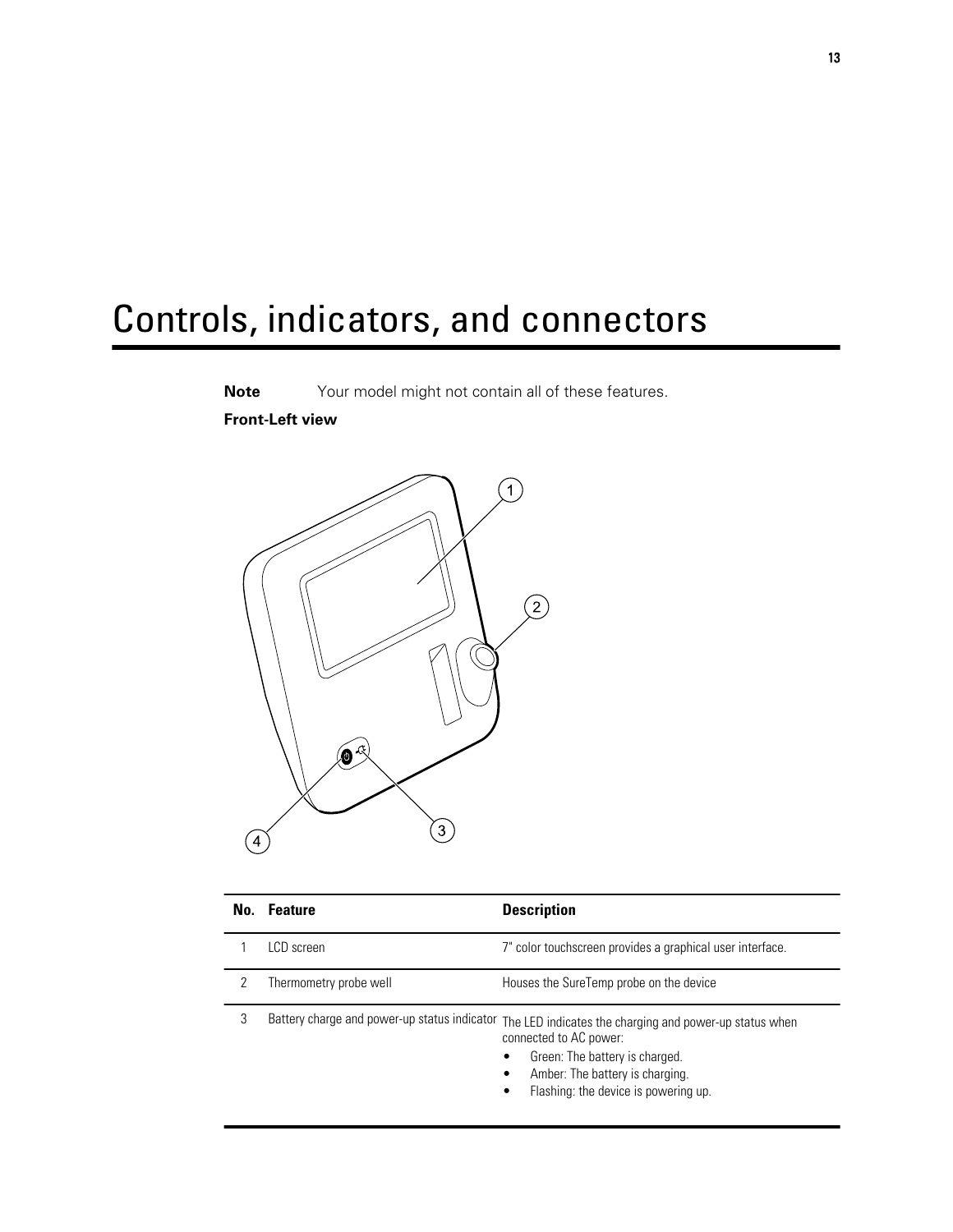# Controls, indicators, and connectors

**Note** Your model might not contain all of these features.

**Front-Left view**

| No. | Feature | Description |
|---|---|---|
| 1 | LCD screen | 7" color touchscreen provides a graphical user interface. |
| 2 | Thermometry probe well | Houses the SureTemp probe on the device |
| 3 | Battery charge and power-up status indicator | The LED indicates the charging and power-up status when connected to AC power:<br>• Green: The battery is charged.<br>• Amber: The battery is charging.<br>• Flashing: the device is powering up. |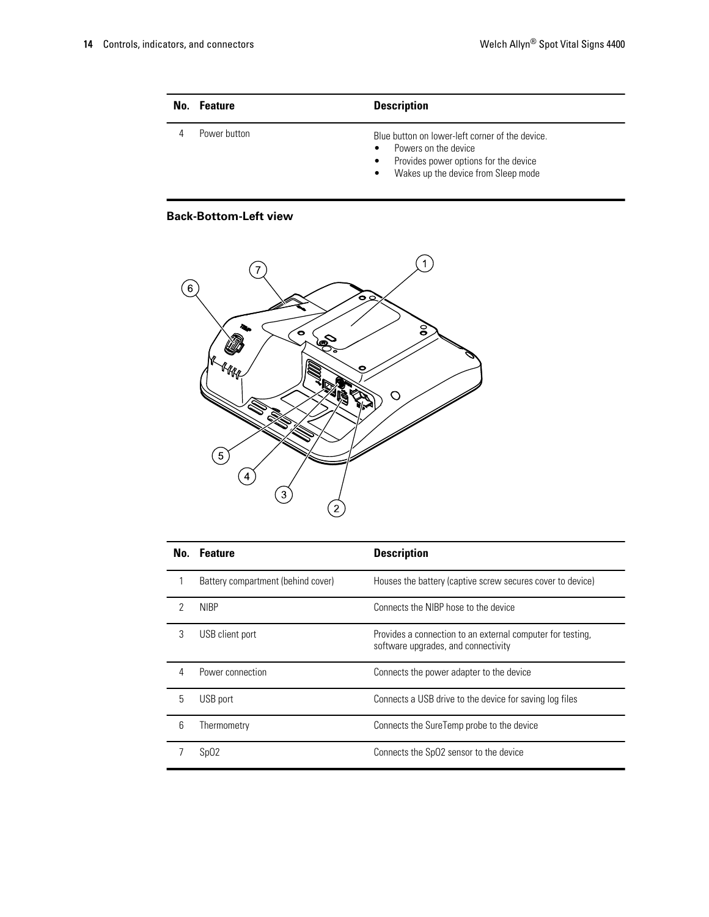| No. | Feature | Description |
| --- | --- | --- |
| 4 | Power button | Blue button on lower-left corner of the device.<br>• Powers on the device<br>• Provides power options for the device<br>• Wakes up the device from Sleep mode |

### Back-Bottom-Left view

| No. | Feature | Description |
| --- | --- | --- |
| 1 | Battery compartment (behind cover) | Houses the battery (captive screw secures cover to device) |
| 2 | NIBP | Connects the NIBP hose to the device |
| 3 | USB client port | Provides a connection to an external computer for testing, software upgrades, and connectivity |
| 4 | Power connection | Connects the power adapter to the device |
| 5 | USB port | Connects a USB drive to the device for saving log files |
| 6 | Thermometry | Connects the SureTemp probe to the device |
| 7 | SpO2 | Connects the SpO2 sensor to the device |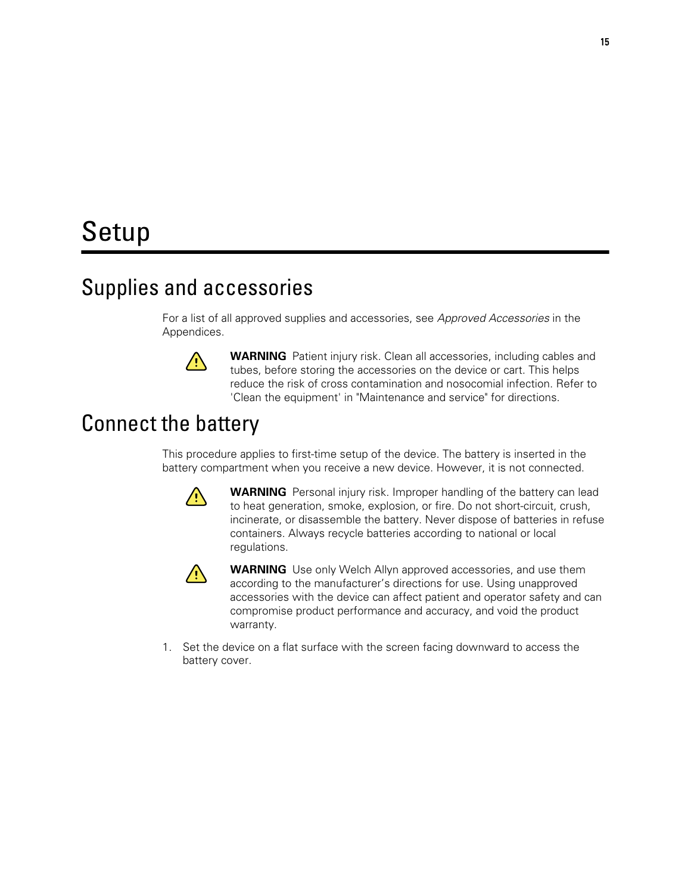# Setup

## Supplies and accessories

For a list of all approved supplies and accessories, see *Approved Accessories* in the Appendices.

⚠ **WARNING** Patient injury risk. Clean all accessories, including cables and tubes, before storing the accessories on the device or cart. This helps reduce the risk of cross contamination and nosocomial infection. Refer to 'Clean the equipment' in "Maintenance and service" for directions.

## Connect the battery

This procedure applies to first-time setup of the device. The battery is inserted in the battery compartment when you receive a new device. However, it is not connected.

⚠ **WARNING** Personal injury risk. Improper handling of the battery can lead to heat generation, smoke, explosion, or fire. Do not short-circuit, crush, incinerate, or disassemble the battery. Never dispose of batteries in refuse containers. Always recycle batteries according to national or local regulations.

⚠ **WARNING** Use only Welch Allyn approved accessories, and use them according to the manufacturer's directions for use. Using unapproved accessories with the device can affect patient and operator safety and can compromise product performance and accuracy, and void the product warranty.

1. Set the device on a flat surface with the screen facing downward to access the battery cover.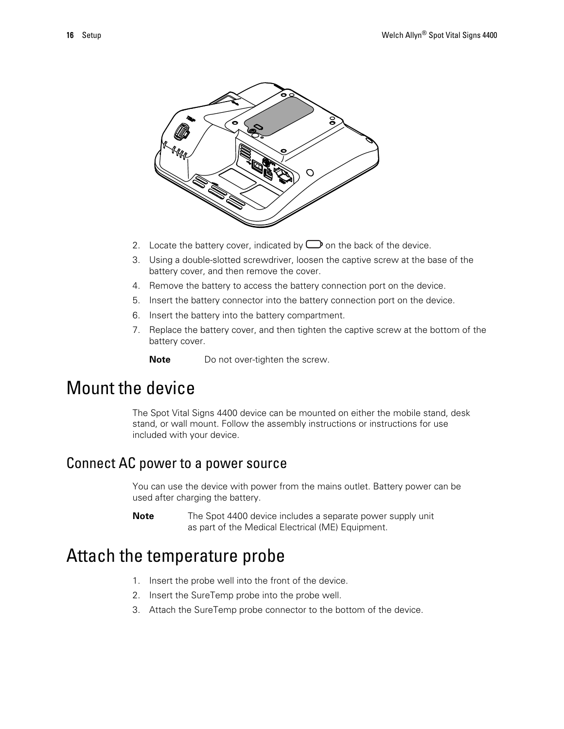2. Locate the battery cover, indicated by  on the back of the device.
3. Using a double-slotted screwdriver, loosen the captive screw at the base of the battery cover, and then remove the cover.
4. Remove the battery to access the battery connection port on the device.
5. Insert the battery connector into the battery connection port on the device.
6. Insert the battery into the battery compartment.
7. Replace the battery cover, and then tighten the captive screw at the bottom of the battery cover.

   **Note** Do not over-tighten the screw.

# Mount the device

The Spot Vital Signs 4400 device can be mounted on either the mobile stand, desk stand, or wall mount. Follow the assembly instructions or instructions for use included with your device.

## Connect AC power to a power source

You can use the device with power from the mains outlet. Battery power can be used after charging the battery.

**Note** The Spot 4400 device includes a separate power supply unit as part of the Medical Electrical (ME) Equipment.

# Attach the temperature probe

1. Insert the probe well into the front of the device.
2. Insert the SureTemp probe into the probe well.
3. Attach the SureTemp probe connector to the bottom of the device.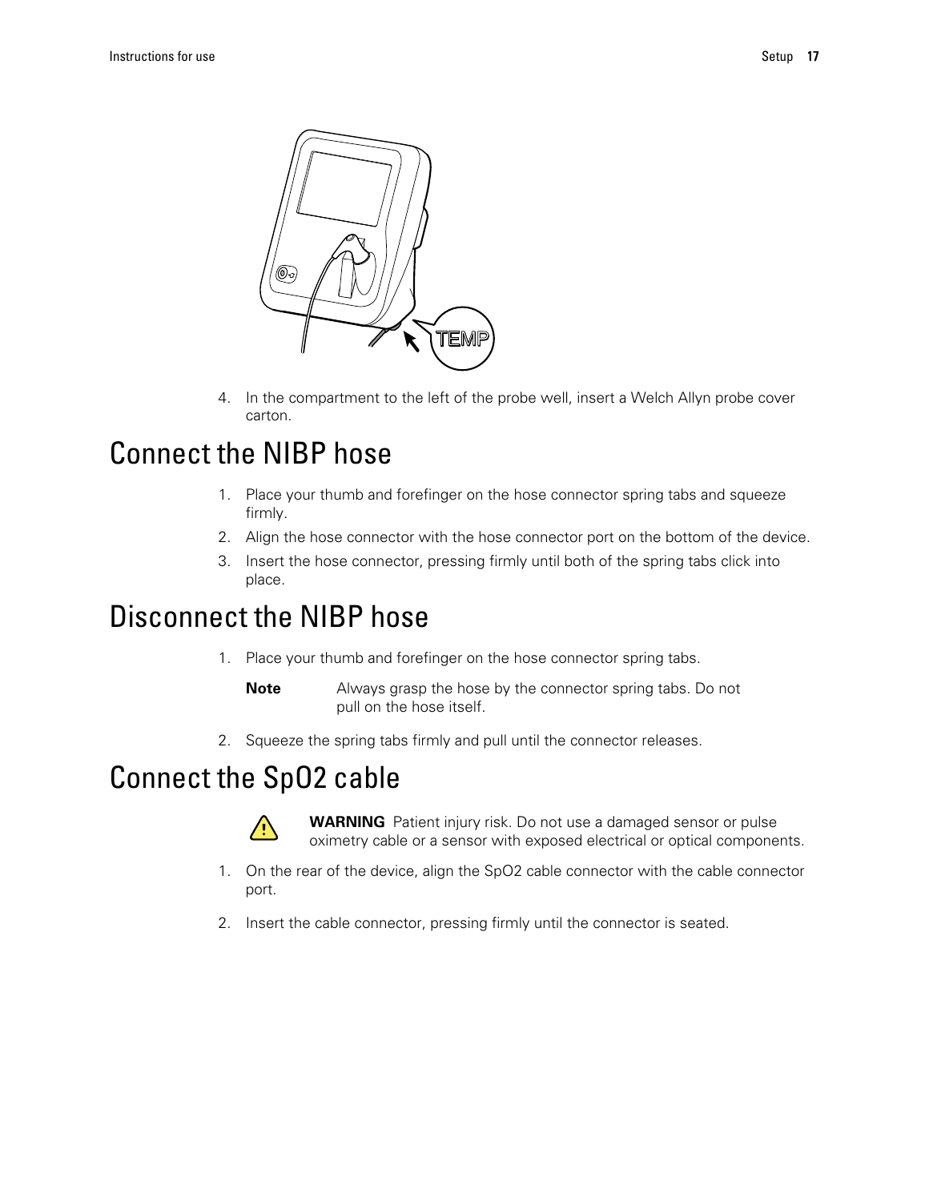4. In the compartment to the left of the probe well, insert a Welch Allyn probe cover carton.

# Connect the NIBP hose

1. Place your thumb and forefinger on the hose connector spring tabs and squeeze firmly.
2. Align the hose connector with the hose connector port on the bottom of the device.
3. Insert the hose connector, pressing firmly until both of the spring tabs click into place.

# Disconnect the NIBP hose

1. Place your thumb and forefinger on the hose connector spring tabs.

   **Note** Always grasp the hose by the connector spring tabs. Do not pull on the hose itself.

2. Squeeze the spring tabs firmly and pull until the connector releases.

# Connect the SpO2 cable

**WARNING** Patient injury risk. Do not use a damaged sensor or pulse oximetry cable or a sensor with exposed electrical or optical components.

1. On the rear of the device, align the SpO2 cable connector with the cable connector port.
2. Insert the cable connector, pressing firmly until the connector is seated.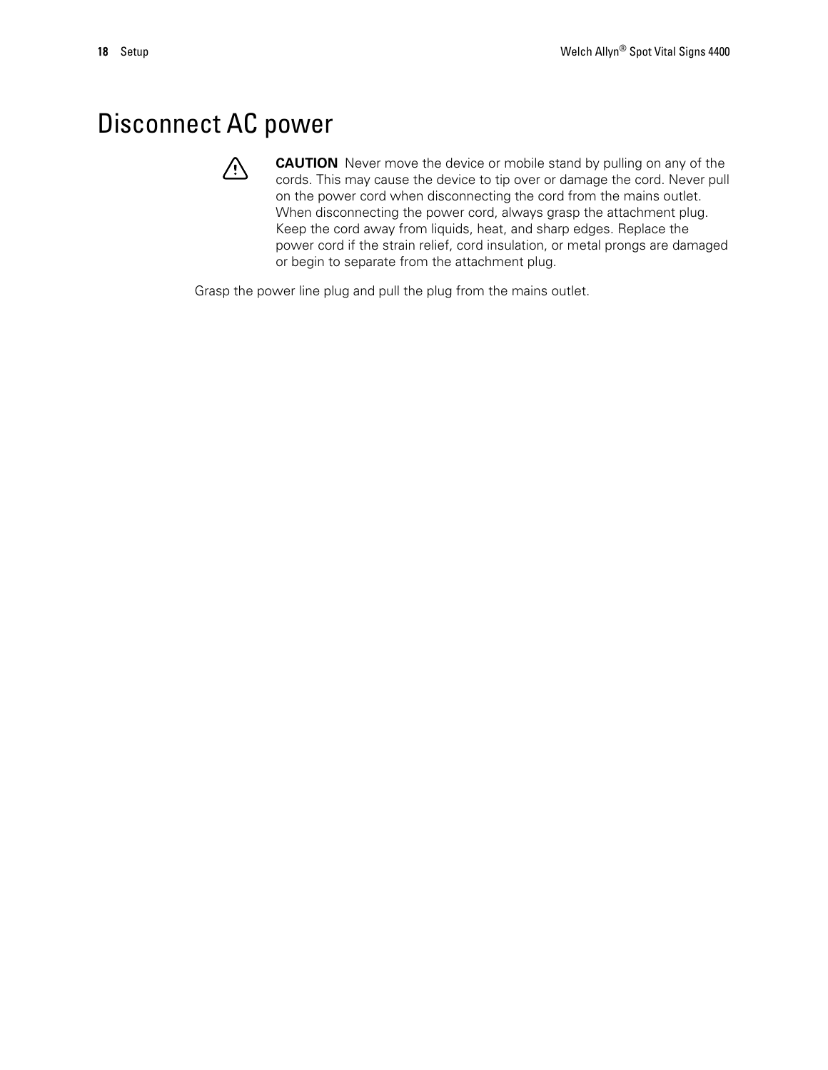# Disconnect AC power

**CAUTION** Never move the device or mobile stand by pulling on any of the cords. This may cause the device to tip over or damage the cord. Never pull on the power cord when disconnecting the cord from the mains outlet. When disconnecting the power cord, always grasp the attachment plug. Keep the cord away from liquids, heat, and sharp edges. Replace the power cord if the strain relief, cord insulation, or metal prongs are damaged or begin to separate from the attachment plug.

Grasp the power line plug and pull the plug from the mains outlet.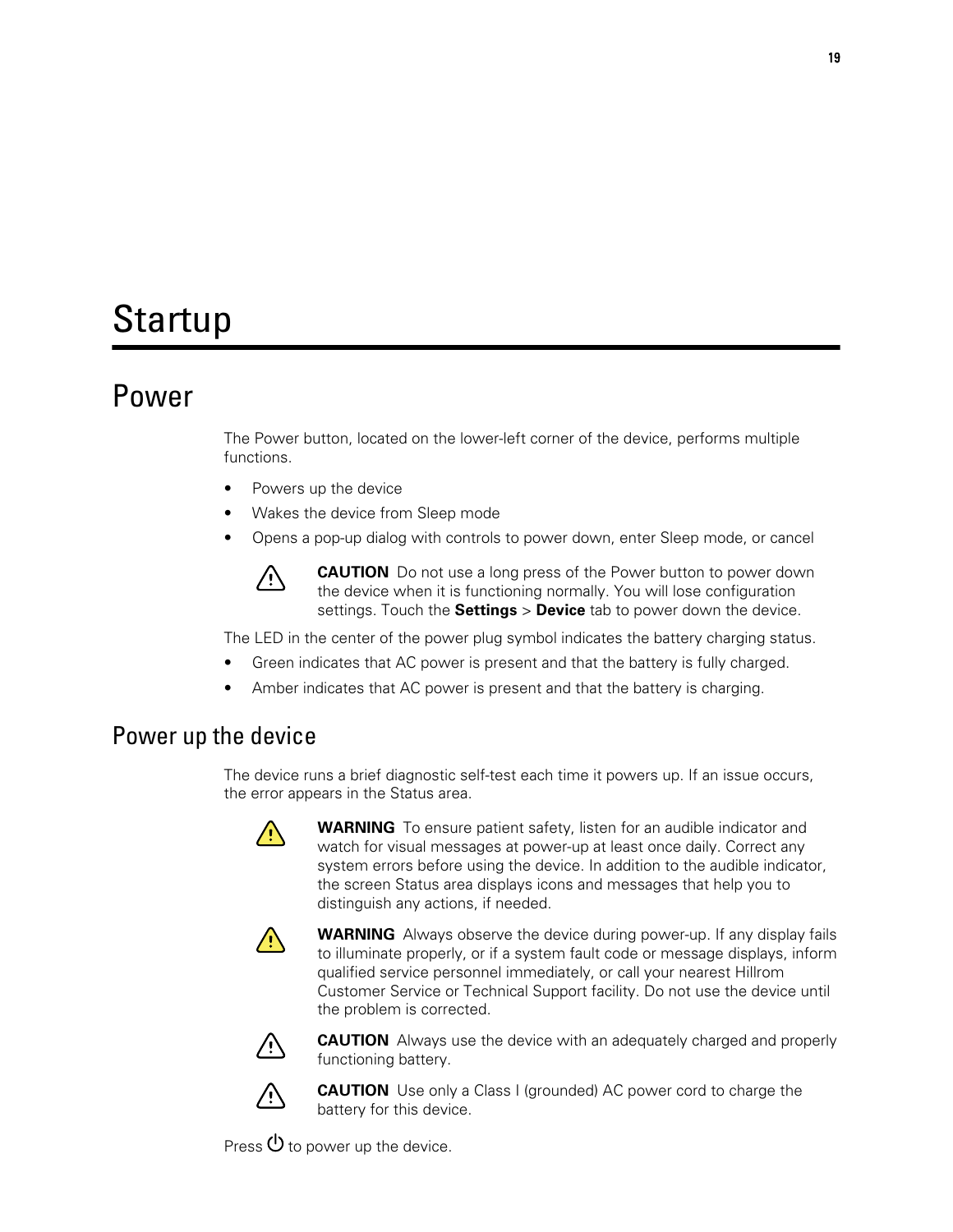# Startup

## Power

The Power button, located on the lower-left corner of the device, performs multiple functions.

- Powers up the device
- Wakes the device from Sleep mode
- Opens a pop-up dialog with controls to power down, enter Sleep mode, or cancel

> **CAUTION** Do not use a long press of the Power button to power down the device when it is functioning normally. You will lose configuration settings. Touch the **Settings** > **Device** tab to power down the device.

The LED in the center of the power plug symbol indicates the battery charging status.

- Green indicates that AC power is present and that the battery is fully charged.
- Amber indicates that AC power is present and that the battery is charging.

### Power up the device

The device runs a brief diagnostic self-test each time it powers up. If an issue occurs, the error appears in the Status area.

> **WARNING** To ensure patient safety, listen for an audible indicator and watch for visual messages at power-up at least once daily. Correct any system errors before using the device. In addition to the audible indicator, the screen Status area displays icons and messages that help you to distinguish any actions, if needed.

> **WARNING** Always observe the device during power-up. If any display fails to illuminate properly, or if a system fault code or message displays, inform qualified service personnel immediately, or call your nearest Hillrom Customer Service or Technical Support facility. Do not use the device until the problem is corrected.

> **CAUTION** Always use the device with an adequately charged and properly functioning battery.

> **CAUTION** Use only a Class I (grounded) AC power cord to charge the battery for this device.

Press ⏻ to power up the device.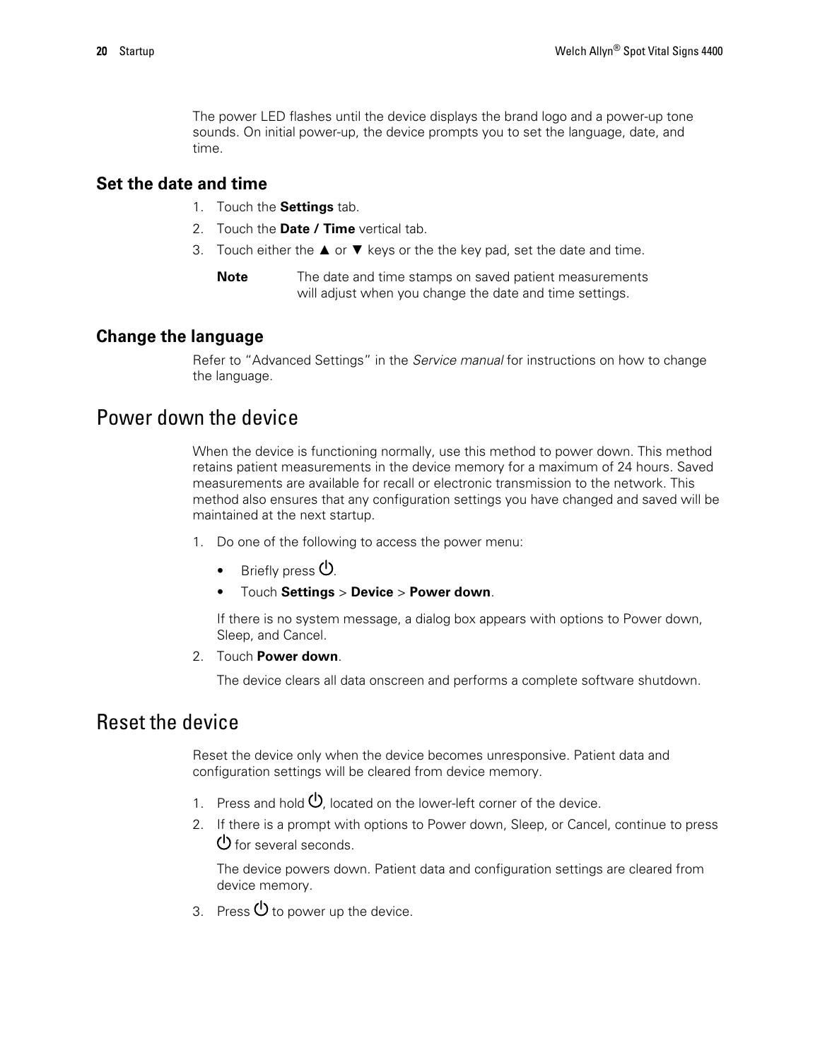The power LED flashes until the device displays the brand logo and a power-up tone sounds. On initial power-up, the device prompts you to set the language, date, and time.

### Set the date and time

1. Touch the **Settings** tab.
2. Touch the **Date / Time** vertical tab.
3. Touch either the ▲ or ▼ keys or the the key pad, set the date and time.

   **Note** The date and time stamps on saved patient measurements will adjust when you change the date and time settings.

### Change the language

Refer to “Advanced Settings” in the *Service manual* for instructions on how to change the language.

## Power down the device

When the device is functioning normally, use this method to power down. This method retains patient measurements in the device memory for a maximum of 24 hours. Saved measurements are available for recall or electronic transmission to the network. This method also ensures that any configuration settings you have changed and saved will be maintained at the next startup.

1. Do one of the following to access the power menu:
   - Briefly press ⏻.
   - Touch **Settings** > **Device** > **Power down**.

   If there is no system message, a dialog box appears with options to Power down, Sleep, and Cancel.
2. Touch **Power down**.

   The device clears all data onscreen and performs a complete software shutdown.

## Reset the device

Reset the device only when the device becomes unresponsive. Patient data and configuration settings will be cleared from device memory.

1. Press and hold ⏻, located on the lower-left corner of the device.
2. If there is a prompt with options to Power down, Sleep, or Cancel, continue to press ⏻ for several seconds.

   The device powers down. Patient data and configuration settings are cleared from device memory.
3. Press ⏻ to power up the device.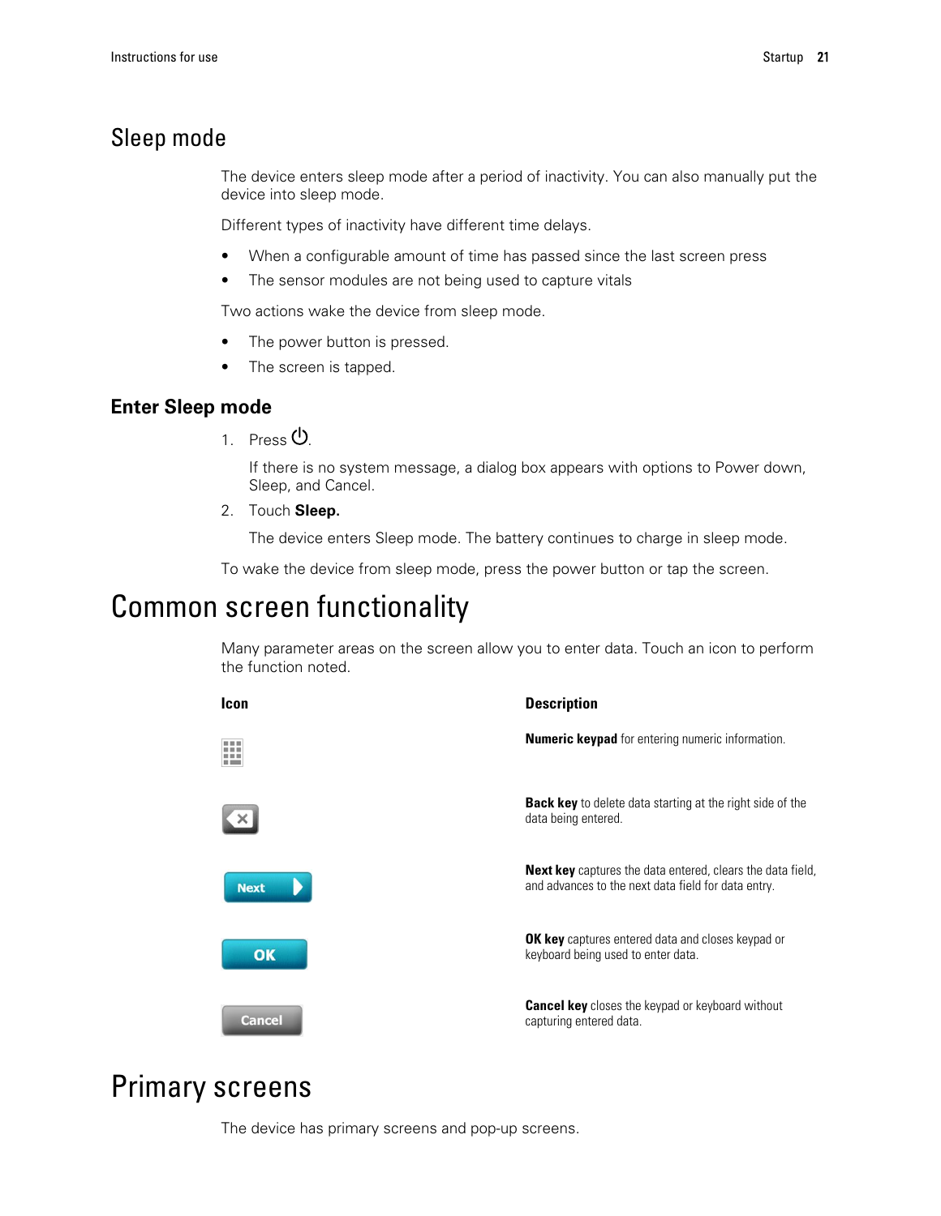## Sleep mode

The device enters sleep mode after a period of inactivity. You can also manually put the device into sleep mode.

Different types of inactivity have different time delays.

- When a configurable amount of time has passed since the last screen press
- The sensor modules are not being used to capture vitals

Two actions wake the device from sleep mode.

- The power button is pressed.
- The screen is tapped.

### Enter Sleep mode

1. Press ⏻.

   If there is no system message, a dialog box appears with options to Power down, Sleep, and Cancel.

2. Touch **Sleep.**

   The device enters Sleep mode. The battery continues to charge in sleep mode.

To wake the device from sleep mode, press the power button or tap the screen.

# Common screen functionality

Many parameter areas on the screen allow you to enter data. Touch an icon to perform the function noted.

| Icon | Description |
| --- | --- |
| | **Numeric keypad** for entering numeric information. |
| | **Back key** to delete data starting at the right side of the data being entered. |
| Next | **Next key** captures the data entered, clears the data field, and advances to the next data field for data entry. |
| OK | **OK key** captures entered data and closes keypad or keyboard being used to enter data. |
| Cancel | **Cancel key** closes the keypad or keyboard without capturing entered data. |

# Primary screens

The device has primary screens and pop-up screens.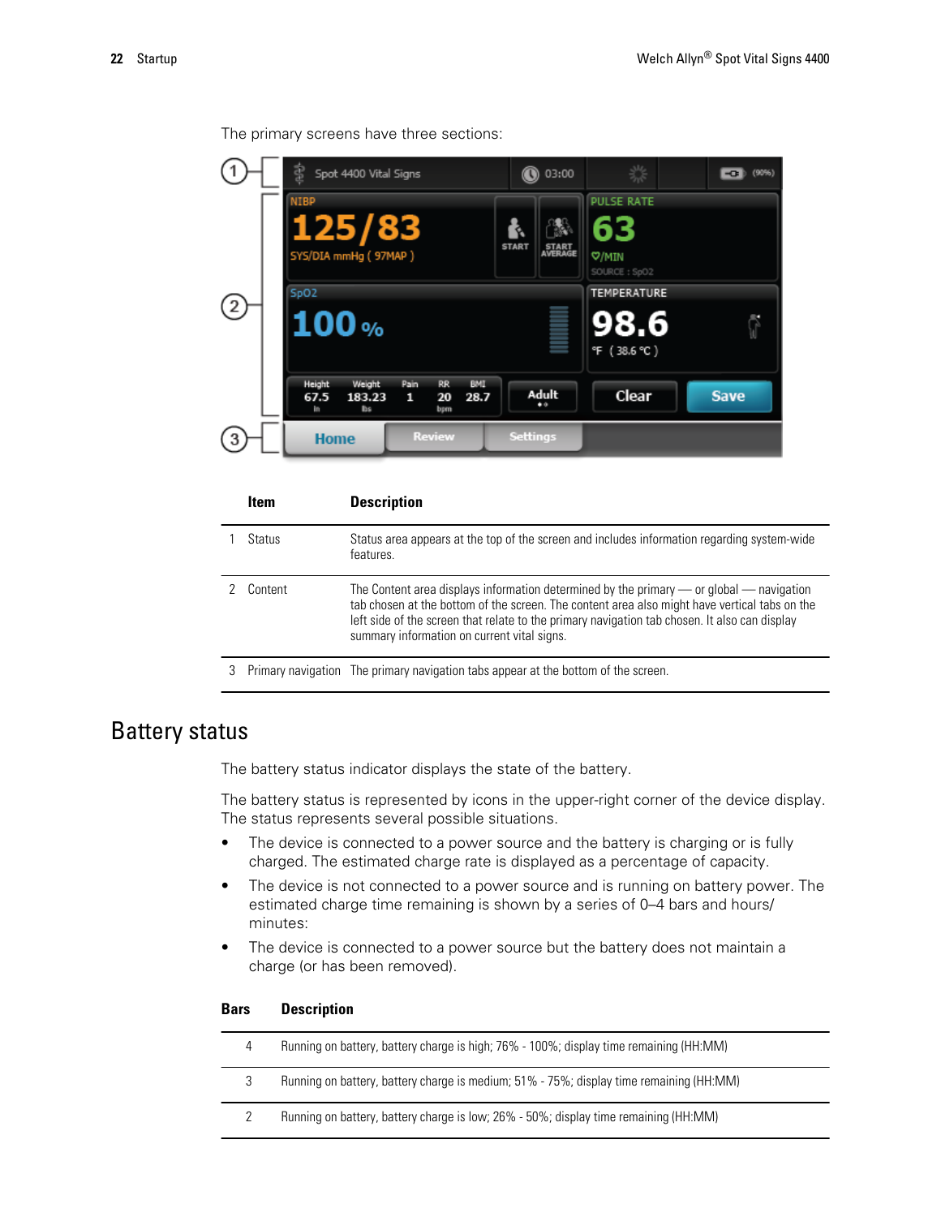The primary screens have three sections:

| Item | | Description |
|---|---|---|
| 1 | Status | Status area appears at the top of the screen and includes information regarding system-wide features. |
| 2 | Content | The Content area displays information determined by the primary — or global — navigation tab chosen at the bottom of the screen. The content area also might have vertical tabs on the left side of the screen that relate to the primary navigation tab chosen. It also can display summary information on current vital signs. |
| 3 | Primary navigation | The primary navigation tabs appear at the bottom of the screen. |

## Battery status

The battery status indicator displays the state of the battery.

The battery status is represented by icons in the upper-right corner of the device display. The status represents several possible situations.

- The device is connected to a power source and the battery is charging or is fully charged. The estimated charge rate is displayed as a percentage of capacity.
- The device is not connected to a power source and is running on battery power. The estimated charge time remaining is shown by a series of 0–4 bars and hours/ minutes:
- The device is connected to a power source but the battery does not maintain a charge (or has been removed).

| Bars | Description |
|---|---|
| 4 | Running on battery, battery charge is high; 76% - 100%; display time remaining (HH:MM) |
| 3 | Running on battery, battery charge is medium; 51% - 75%; display time remaining (HH:MM) |
| 2 | Running on battery, battery charge is low; 26% - 50%; display time remaining (HH:MM) |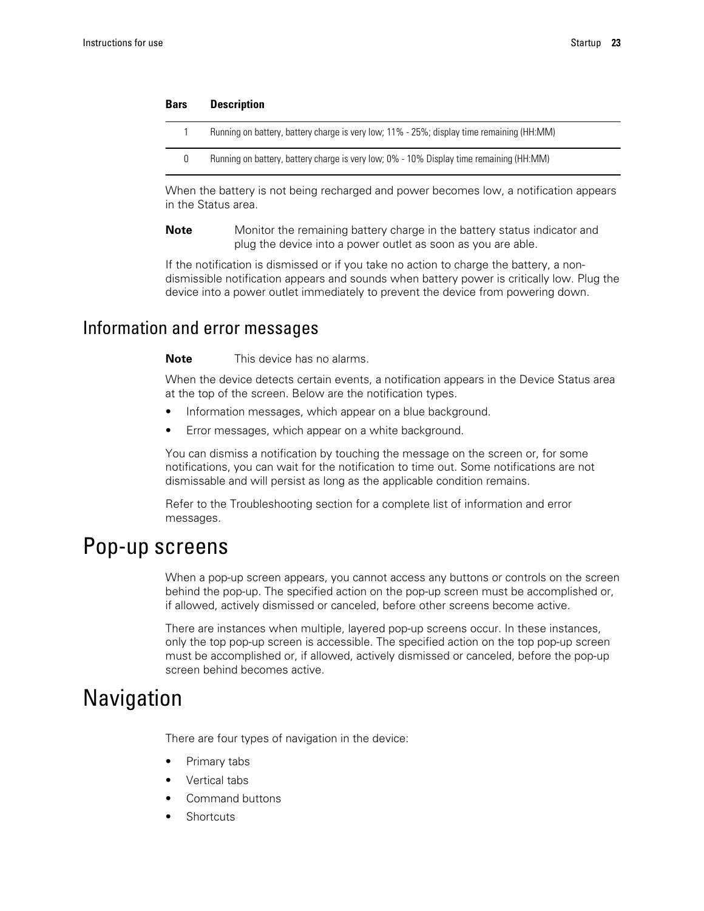| Bars | Description |
| --- | --- |
| 1 | Running on battery, battery charge is very low; 11% - 25%; display time remaining (HH:MM) |
| 0 | Running on battery, battery charge is very low; 0% - 10% Display time remaining (HH:MM) |

When the battery is not being recharged and power becomes low, a notification appears in the Status area.

**Note** Monitor the remaining battery charge in the battery status indicator and plug the device into a power outlet as soon as you are able.

If the notification is dismissed or if you take no action to charge the battery, a non-dismissible notification appears and sounds when battery power is critically low. Plug the device into a power outlet immediately to prevent the device from powering down.

## Information and error messages

**Note** This device has no alarms.

When the device detects certain events, a notification appears in the Device Status area at the top of the screen. Below are the notification types.

- Information messages, which appear on a blue background.
- Error messages, which appear on a white background.

You can dismiss a notification by touching the message on the screen or, for some notifications, you can wait for the notification to time out. Some notifications are not dismissable and will persist as long as the applicable condition remains.

Refer to the Troubleshooting section for a complete list of information and error messages.

# Pop-up screens

When a pop-up screen appears, you cannot access any buttons or controls on the screen behind the pop-up. The specified action on the pop-up screen must be accomplished or, if allowed, actively dismissed or canceled, before other screens become active.

There are instances when multiple, layered pop-up screens occur. In these instances, only the top pop-up screen is accessible. The specified action on the top pop-up screen must be accomplished or, if allowed, actively dismissed or canceled, before the pop-up screen behind becomes active.

# Navigation

There are four types of navigation in the device:

- Primary tabs
- Vertical tabs
- Command buttons
- Shortcuts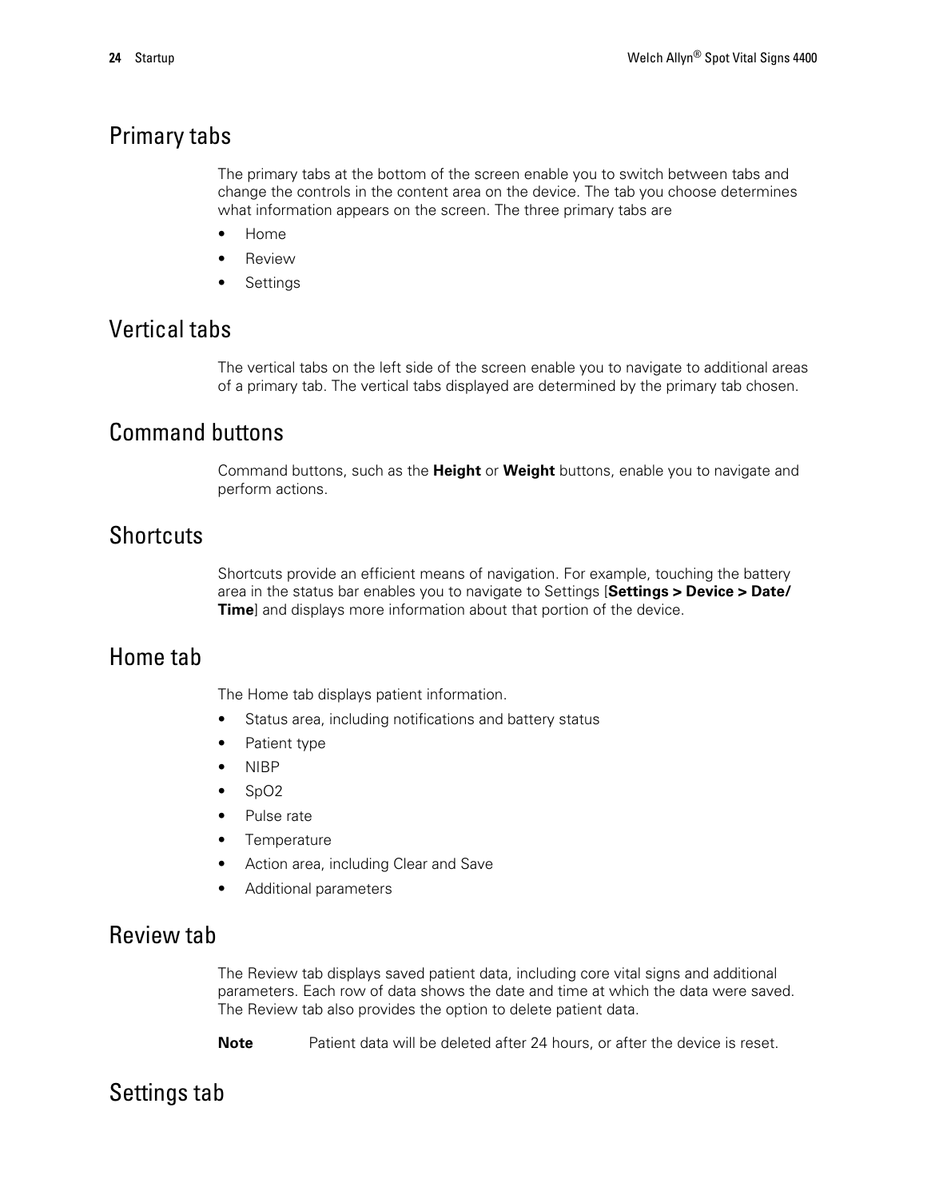## Primary tabs

The primary tabs at the bottom of the screen enable you to switch between tabs and change the controls in the content area on the device. The tab you choose determines what information appears on the screen. The three primary tabs are

- Home
- Review
- Settings

## Vertical tabs

The vertical tabs on the left side of the screen enable you to navigate to additional areas of a primary tab. The vertical tabs displayed are determined by the primary tab chosen.

## Command buttons

Command buttons, such as the **Height** or **Weight** buttons, enable you to navigate and perform actions.

## Shortcuts

Shortcuts provide an efficient means of navigation. For example, touching the battery area in the status bar enables you to navigate to Settings [**Settings > Device > Date/Time**] and displays more information about that portion of the device.

## Home tab

The Home tab displays patient information.

- Status area, including notifications and battery status
- Patient type
- NIBP
- SpO2
- Pulse rate
- Temperature
- Action area, including Clear and Save
- Additional parameters

## Review tab

The Review tab displays saved patient data, including core vital signs and additional parameters. Each row of data shows the date and time at which the data were saved. The Review tab also provides the option to delete patient data.

**Note** Patient data will be deleted after 24 hours, or after the device is reset.

## Settings tab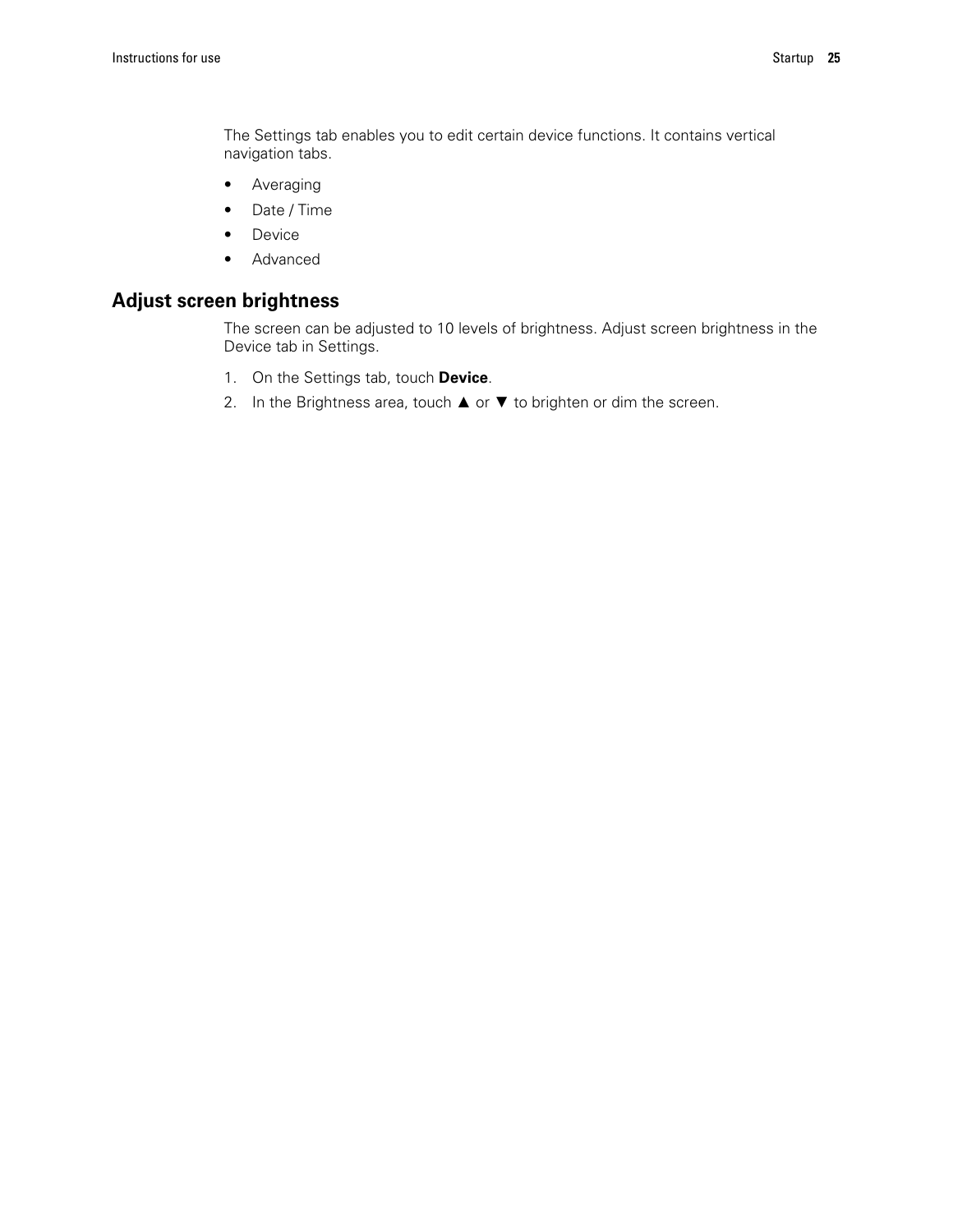The Settings tab enables you to edit certain device functions. It contains vertical navigation tabs.

- Averaging
- Date / Time
- Device
- Advanced

## Adjust screen brightness

The screen can be adjusted to 10 levels of brightness. Adjust screen brightness in the Device tab in Settings.

1. On the Settings tab, touch **Device**.
2. In the Brightness area, touch ▲ or ▼ to brighten or dim the screen.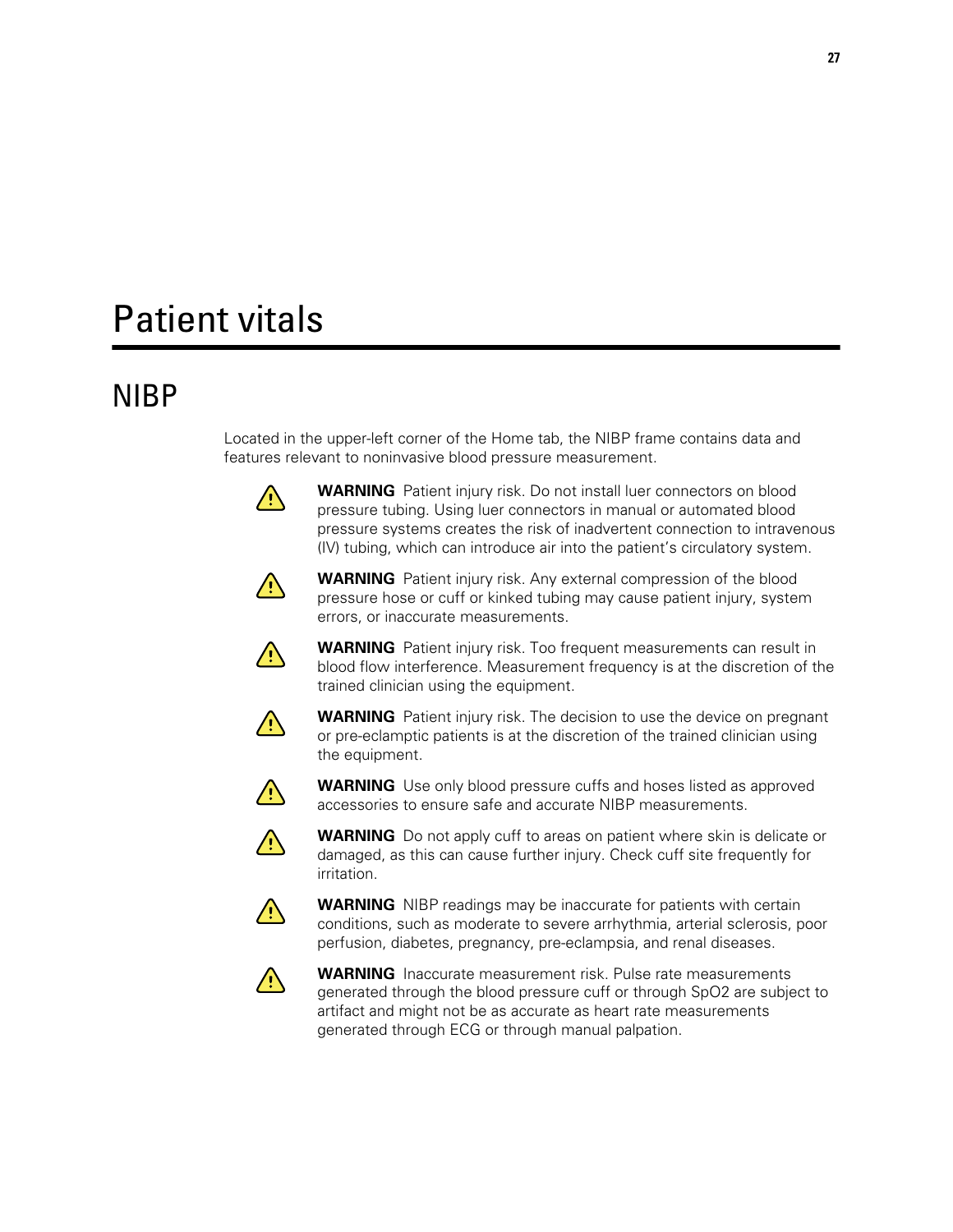# Patient vitals

## NIBP

Located in the upper-left corner of the Home tab, the NIBP frame contains data and features relevant to noninvasive blood pressure measurement.

**WARNING** Patient injury risk. Do not install luer connectors on blood pressure tubing. Using luer connectors in manual or automated blood pressure systems creates the risk of inadvertent connection to intravenous (IV) tubing, which can introduce air into the patient's circulatory system.

**WARNING** Patient injury risk. Any external compression of the blood pressure hose or cuff or kinked tubing may cause patient injury, system errors, or inaccurate measurements.

**WARNING** Patient injury risk. Too frequent measurements can result in blood flow interference. Measurement frequency is at the discretion of the trained clinician using the equipment.

**WARNING** Patient injury risk. The decision to use the device on pregnant or pre-eclamptic patients is at the discretion of the trained clinician using the equipment.

**WARNING** Use only blood pressure cuffs and hoses listed as approved accessories to ensure safe and accurate NIBP measurements.

**WARNING** Do not apply cuff to areas on patient where skin is delicate or damaged, as this can cause further injury. Check cuff site frequently for irritation.

**WARNING** NIBP readings may be inaccurate for patients with certain conditions, such as moderate to severe arrhythmia, arterial sclerosis, poor perfusion, diabetes, pregnancy, pre-eclampsia, and renal diseases.

**WARNING** Inaccurate measurement risk. Pulse rate measurements generated through the blood pressure cuff or through SpO2 are subject to artifact and might not be as accurate as heart rate measurements generated through ECG or through manual palpation.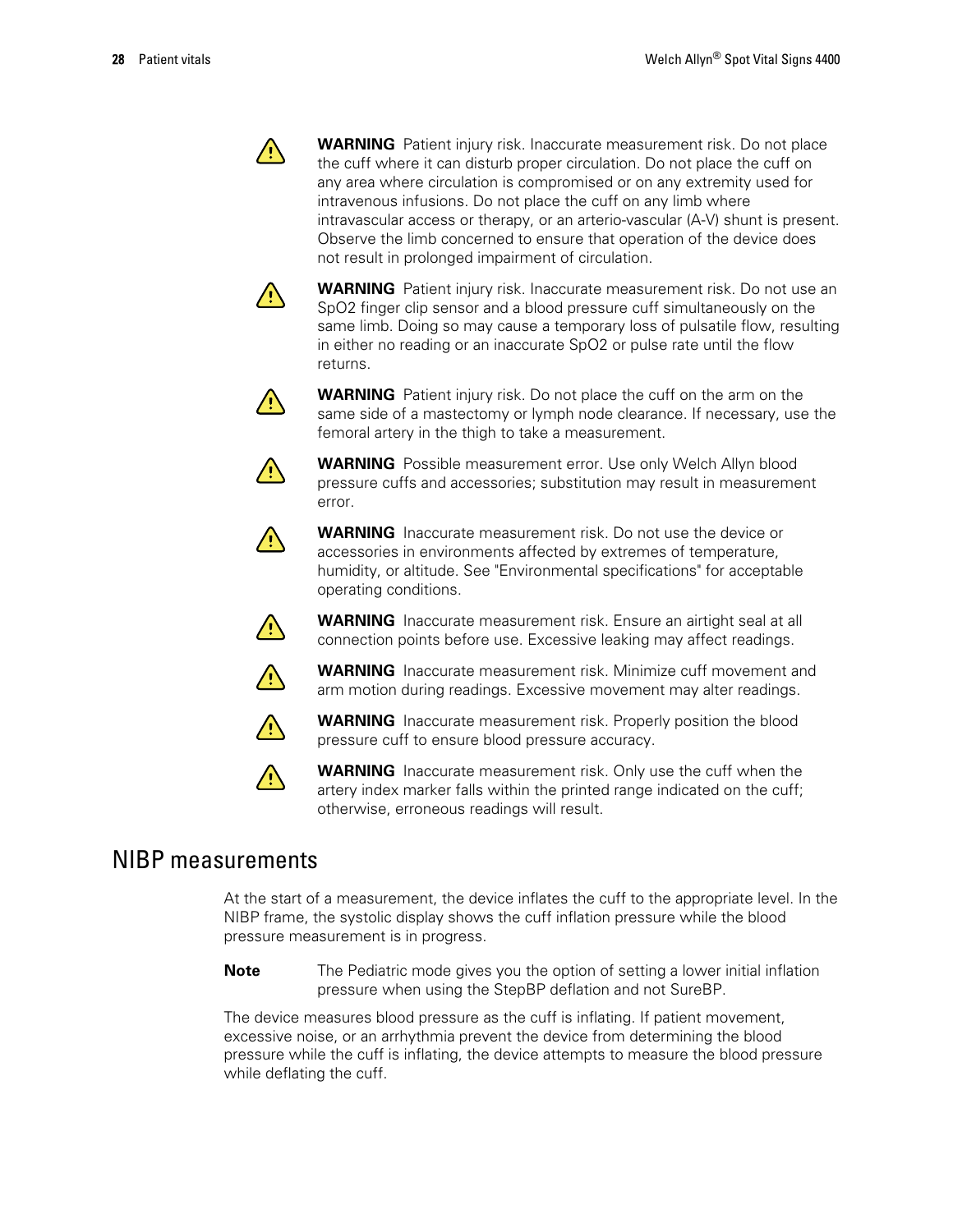**WARNING** Patient injury risk. Inaccurate measurement risk. Do not place the cuff where it can disturb proper circulation. Do not place the cuff on any area where circulation is compromised or on any extremity used for intravenous infusions. Do not place the cuff on any limb where intravascular access or therapy, or an arterio-vascular (A-V) shunt is present. Observe the limb concerned to ensure that operation of the device does not result in prolonged impairment of circulation.

**WARNING** Patient injury risk. Inaccurate measurement risk. Do not use an SpO2 finger clip sensor and a blood pressure cuff simultaneously on the same limb. Doing so may cause a temporary loss of pulsatile flow, resulting in either no reading or an inaccurate SpO2 or pulse rate until the flow returns.

**WARNING** Patient injury risk. Do not place the cuff on the arm on the same side of a mastectomy or lymph node clearance. If necessary, use the femoral artery in the thigh to take a measurement.

**WARNING** Possible measurement error. Use only Welch Allyn blood pressure cuffs and accessories; substitution may result in measurement error.

**WARNING** Inaccurate measurement risk. Do not use the device or accessories in environments affected by extremes of temperature, humidity, or altitude. See "Environmental specifications" for acceptable operating conditions.

**WARNING** Inaccurate measurement risk. Ensure an airtight seal at all connection points before use. Excessive leaking may affect readings.

**WARNING** Inaccurate measurement risk. Minimize cuff movement and arm motion during readings. Excessive movement may alter readings.

**WARNING** Inaccurate measurement risk. Properly position the blood pressure cuff to ensure blood pressure accuracy.

**WARNING** Inaccurate measurement risk. Only use the cuff when the artery index marker falls within the printed range indicated on the cuff; otherwise, erroneous readings will result.

## NIBP measurements

At the start of a measurement, the device inflates the cuff to the appropriate level. In the NIBP frame, the systolic display shows the cuff inflation pressure while the blood pressure measurement is in progress.

**Note** The Pediatric mode gives you the option of setting a lower initial inflation pressure when using the StepBP deflation and not SureBP.

The device measures blood pressure as the cuff is inflating. If patient movement, excessive noise, or an arrhythmia prevent the device from determining the blood pressure while the cuff is inflating, the device attempts to measure the blood pressure while deflating the cuff.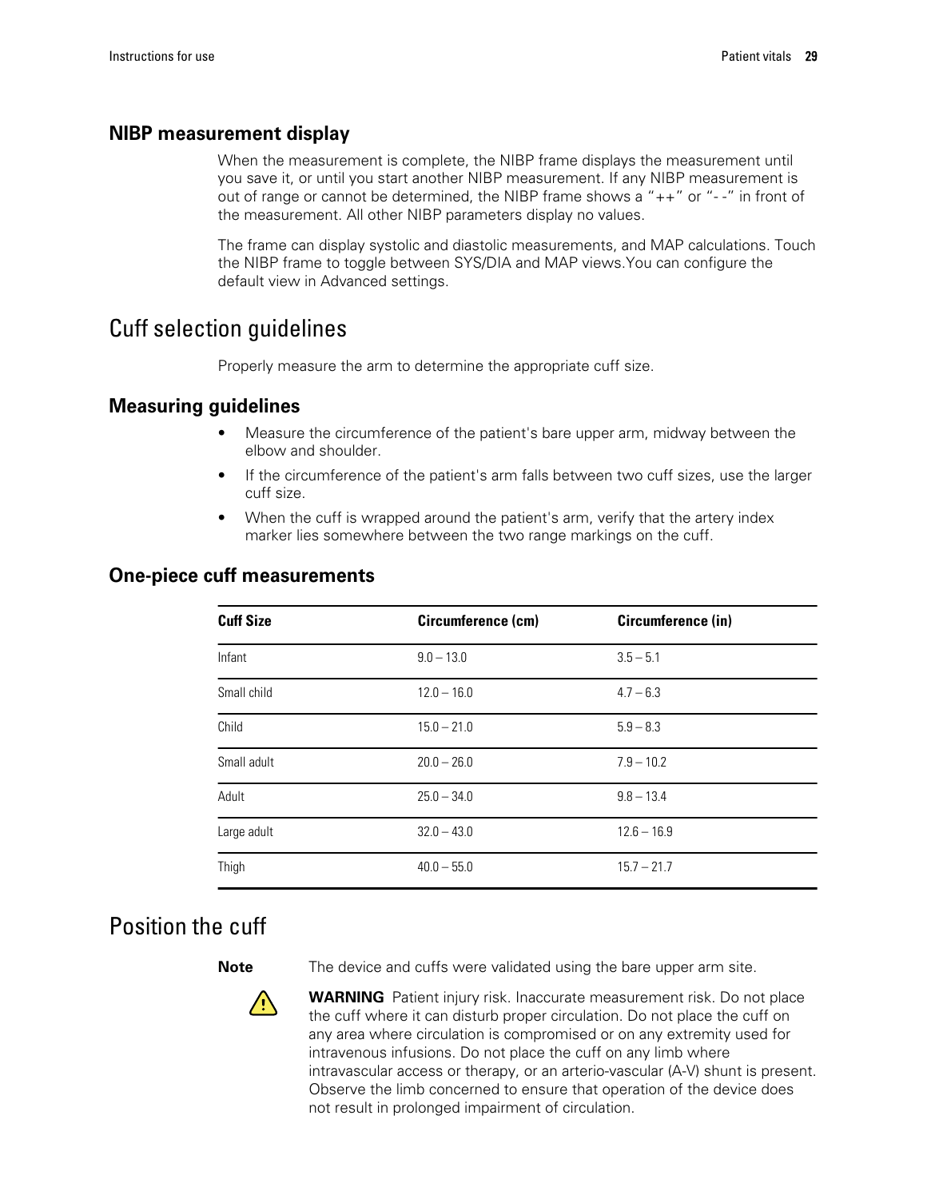### NIBP measurement display

When the measurement is complete, the NIBP frame displays the measurement until you save it, or until you start another NIBP measurement. If any NIBP measurement is out of range or cannot be determined, the NIBP frame shows a "++" or "- -" in front of the measurement. All other NIBP parameters display no values.

The frame can display systolic and diastolic measurements, and MAP calculations. Touch the NIBP frame to toggle between SYS/DIA and MAP views.You can configure the default view in Advanced settings.

## Cuff selection guidelines

Properly measure the arm to determine the appropriate cuff size.

### Measuring guidelines

- Measure the circumference of the patient's bare upper arm, midway between the elbow and shoulder.
- If the circumference of the patient's arm falls between two cuff sizes, use the larger cuff size.
- When the cuff is wrapped around the patient's arm, verify that the artery index marker lies somewhere between the two range markings on the cuff.

### One-piece cuff measurements

| Cuff Size | Circumference (cm) | Circumference (in) |
|---|---|---|
| Infant | 9.0 – 13.0 | 3.5 – 5.1 |
| Small child | 12.0 – 16.0 | 4.7 – 6.3 |
| Child | 15.0 – 21.0 | 5.9 – 8.3 |
| Small adult | 20.0 – 26.0 | 7.9 – 10.2 |
| Adult | 25.0 – 34.0 | 9.8 – 13.4 |
| Large adult | 32.0 – 43.0 | 12.6 – 16.9 |
| Thigh | 40.0 – 55.0 | 15.7 – 21.7 |

## Position the cuff

**Note** The device and cuffs were validated using the bare upper arm site.

**WARNING** Patient injury risk. Inaccurate measurement risk. Do not place the cuff where it can disturb proper circulation. Do not place the cuff on any area where circulation is compromised or on any extremity used for intravenous infusions. Do not place the cuff on any limb where intravascular access or therapy, or an arterio-vascular (A-V) shunt is present. Observe the limb concerned to ensure that operation of the device does not result in prolonged impairment of circulation.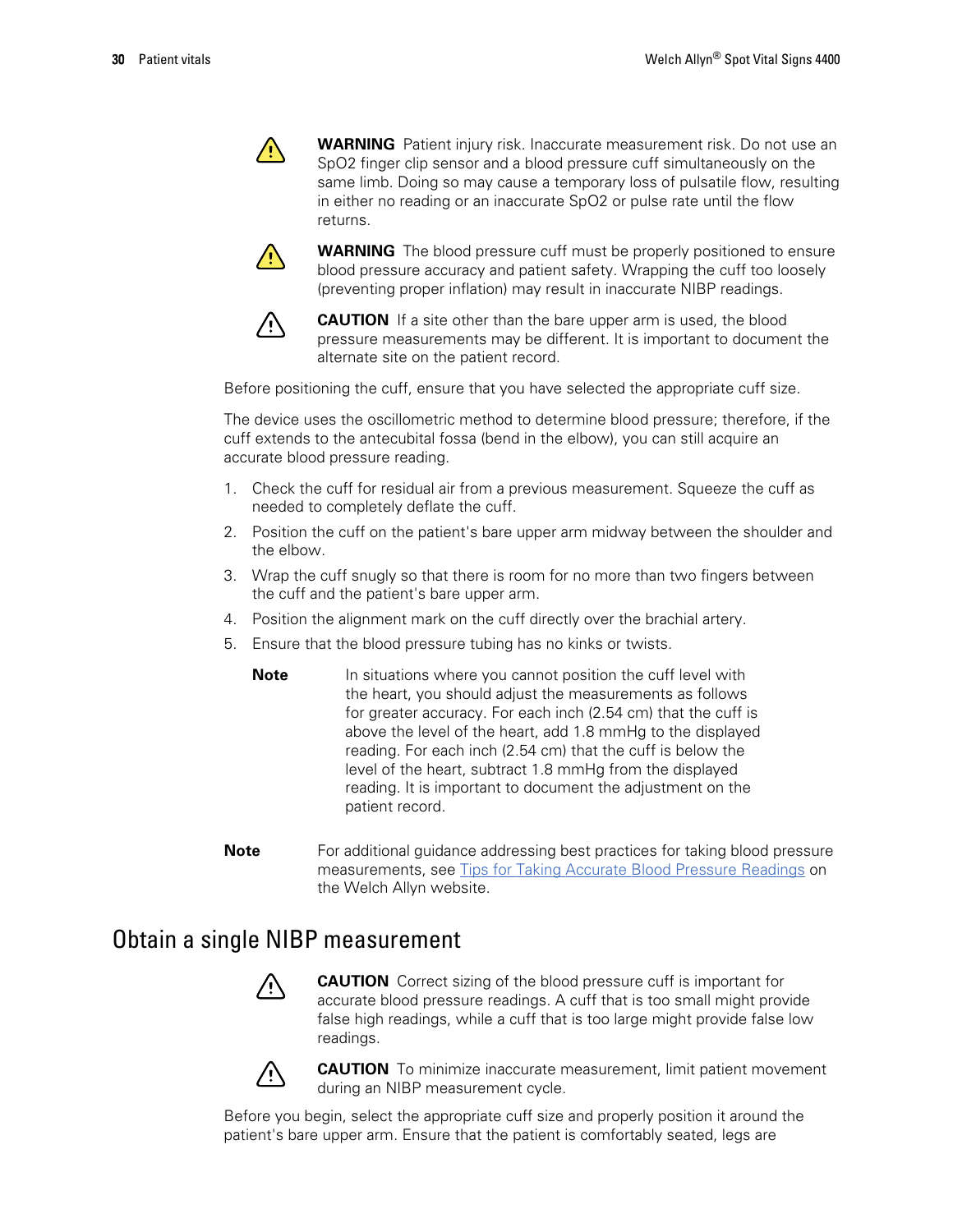**WARNING** Patient injury risk. Inaccurate measurement risk. Do not use an SpO2 finger clip sensor and a blood pressure cuff simultaneously on the same limb. Doing so may cause a temporary loss of pulsatile flow, resulting in either no reading or an inaccurate SpO2 or pulse rate until the flow returns.

**WARNING** The blood pressure cuff must be properly positioned to ensure blood pressure accuracy and patient safety. Wrapping the cuff too loosely (preventing proper inflation) may result in inaccurate NIBP readings.

**CAUTION** If a site other than the bare upper arm is used, the blood pressure measurements may be different. It is important to document the alternate site on the patient record.

Before positioning the cuff, ensure that you have selected the appropriate cuff size.

The device uses the oscillometric method to determine blood pressure; therefore, if the cuff extends to the antecubital fossa (bend in the elbow), you can still acquire an accurate blood pressure reading.

1. Check the cuff for residual air from a previous measurement. Squeeze the cuff as needed to completely deflate the cuff.
2. Position the cuff on the patient's bare upper arm midway between the shoulder and the elbow.
3. Wrap the cuff snugly so that there is room for no more than two fingers between the cuff and the patient's bare upper arm.
4. Position the alignment mark on the cuff directly over the brachial artery.
5. Ensure that the blood pressure tubing has no kinks or twists.

   **Note** In situations where you cannot position the cuff level with the heart, you should adjust the measurements as follows for greater accuracy. For each inch (2.54 cm) that the cuff is above the level of the heart, add 1.8 mmHg to the displayed reading. For each inch (2.54 cm) that the cuff is below the level of the heart, subtract 1.8 mmHg from the displayed reading. It is important to document the adjustment on the patient record.

**Note** For additional guidance addressing best practices for taking blood pressure measurements, see Tips for Taking Accurate Blood Pressure Readings on the Welch Allyn website.

## Obtain a single NIBP measurement

**CAUTION** Correct sizing of the blood pressure cuff is important for accurate blood pressure readings. A cuff that is too small might provide false high readings, while a cuff that is too large might provide false low readings.

**CAUTION** To minimize inaccurate measurement, limit patient movement during an NIBP measurement cycle.

Before you begin, select the appropriate cuff size and properly position it around the patient's bare upper arm. Ensure that the patient is comfortably seated, legs are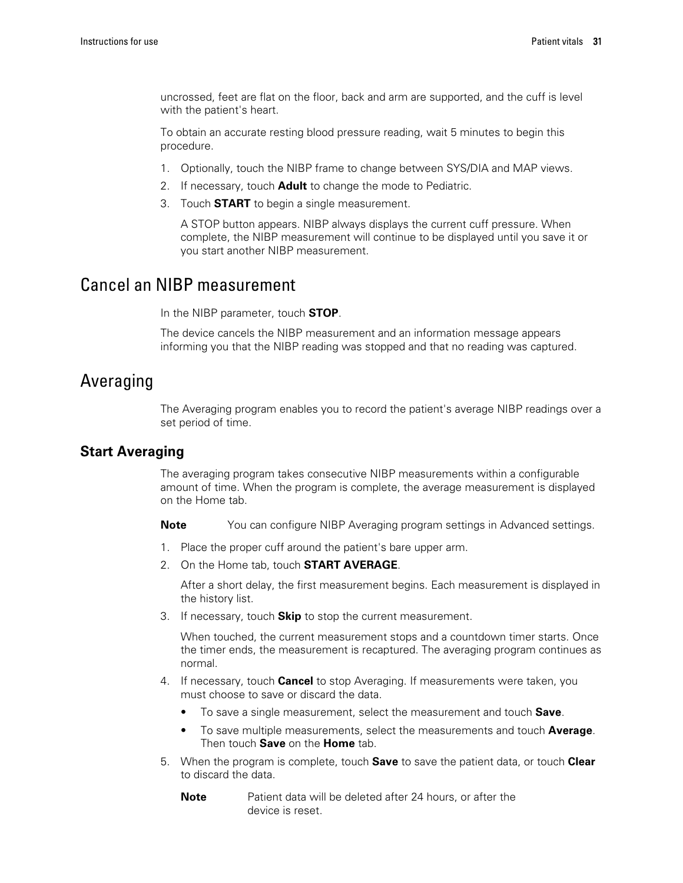uncrossed, feet are flat on the floor, back and arm are supported, and the cuff is level with the patient's heart.

To obtain an accurate resting blood pressure reading, wait 5 minutes to begin this procedure.

1. Optionally, touch the NIBP frame to change between SYS/DIA and MAP views.
2. If necessary, touch **Adult** to change the mode to Pediatric.
3. Touch **START** to begin a single measurement.

   A STOP button appears. NIBP always displays the current cuff pressure. When complete, the NIBP measurement will continue to be displayed until you save it or you start another NIBP measurement.

## Cancel an NIBP measurement

In the NIBP parameter, touch **STOP**.

The device cancels the NIBP measurement and an information message appears informing you that the NIBP reading was stopped and that no reading was captured.

## Averaging

The Averaging program enables you to record the patient's average NIBP readings over a set period of time.

### Start Averaging

The averaging program takes consecutive NIBP measurements within a configurable amount of time. When the program is complete, the average measurement is displayed on the Home tab.

**Note** You can configure NIBP Averaging program settings in Advanced settings.

1. Place the proper cuff around the patient's bare upper arm.
2. On the Home tab, touch **START AVERAGE**.

   After a short delay, the first measurement begins. Each measurement is displayed in the history list.
3. If necessary, touch **Skip** to stop the current measurement.

   When touched, the current measurement stops and a countdown timer starts. Once the timer ends, the measurement is recaptured. The averaging program continues as normal.
4. If necessary, touch **Cancel** to stop Averaging. If measurements were taken, you must choose to save or discard the data.
   - To save a single measurement, select the measurement and touch **Save**.
   - To save multiple measurements, select the measurements and touch **Average**. Then touch **Save** on the **Home** tab.
5. When the program is complete, touch **Save** to save the patient data, or touch **Clear** to discard the data.

   **Note** Patient data will be deleted after 24 hours, or after the device is reset.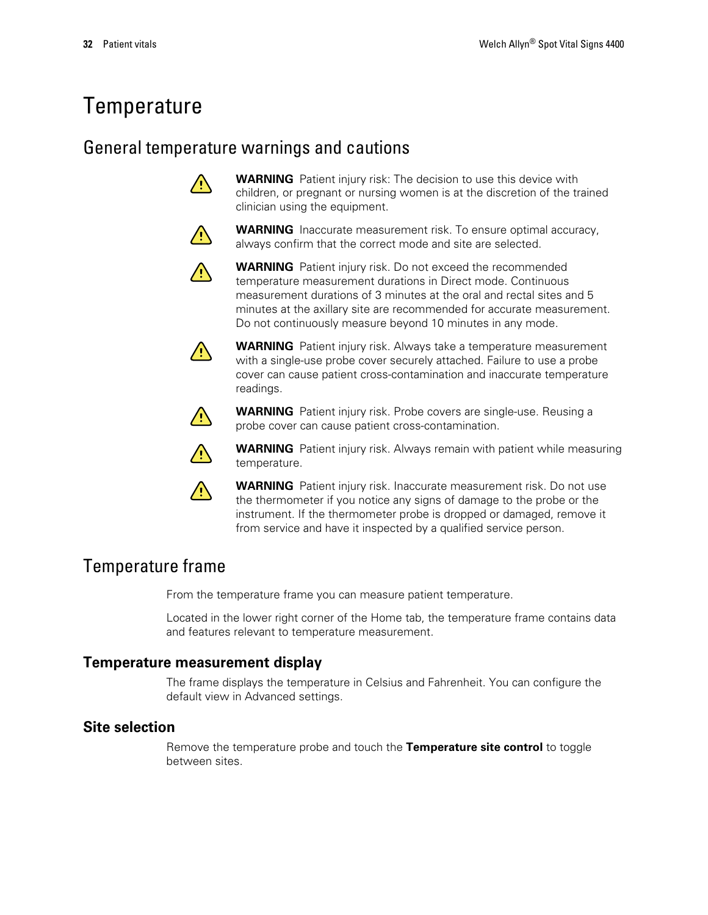# Temperature

## General temperature warnings and cautions

**WARNING** Patient injury risk: The decision to use this device with children, or pregnant or nursing women is at the discretion of the trained clinician using the equipment.

**WARNING** Inaccurate measurement risk. To ensure optimal accuracy, always confirm that the correct mode and site are selected.

**WARNING** Patient injury risk. Do not exceed the recommended temperature measurement durations in Direct mode. Continuous measurement durations of 3 minutes at the oral and rectal sites and 5 minutes at the axillary site are recommended for accurate measurement. Do not continuously measure beyond 10 minutes in any mode.

**WARNING** Patient injury risk. Always take a temperature measurement with a single-use probe cover securely attached. Failure to use a probe cover can cause patient cross-contamination and inaccurate temperature readings.

**WARNING** Patient injury risk. Probe covers are single-use. Reusing a probe cover can cause patient cross-contamination.

**WARNING** Patient injury risk. Always remain with patient while measuring temperature.

**WARNING** Patient injury risk. Inaccurate measurement risk. Do not use the thermometer if you notice any signs of damage to the probe or the instrument. If the thermometer probe is dropped or damaged, remove it from service and have it inspected by a qualified service person.

## Temperature frame

From the temperature frame you can measure patient temperature.

Located in the lower right corner of the Home tab, the temperature frame contains data and features relevant to temperature measurement.

### Temperature measurement display

The frame displays the temperature in Celsius and Fahrenheit. You can configure the default view in Advanced settings.

### Site selection

Remove the temperature probe and touch the **Temperature site control** to toggle between sites.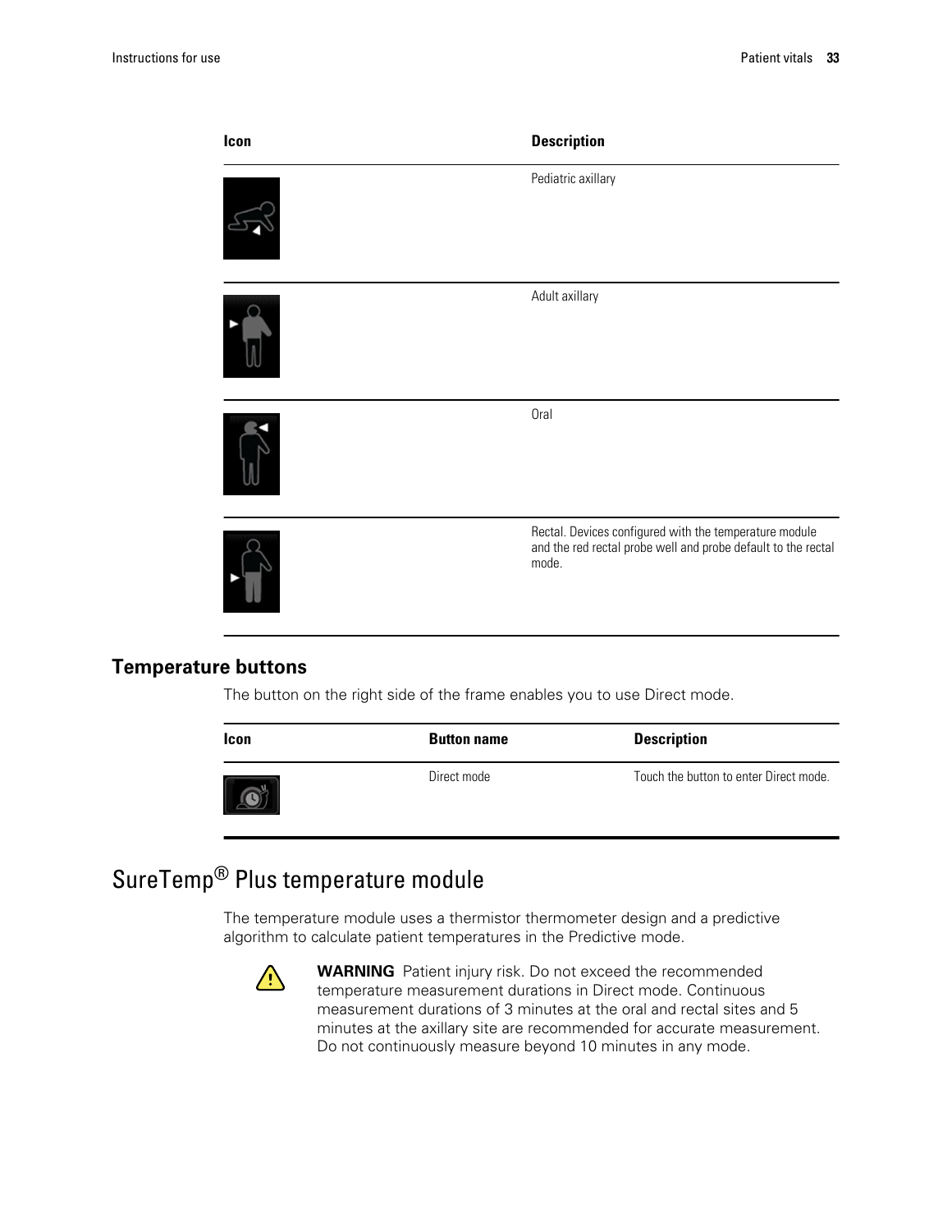| Icon | Description |
| --- | --- |
| | Pediatric axillary |
| | Adult axillary |
| | Oral |
| | Rectal. Devices configured with the temperature module and the red rectal probe well and probe default to the rectal mode. |

## Temperature buttons

The button on the right side of the frame enables you to use Direct mode.

| Icon | Button name | Description |
| --- | --- | --- |
| | Direct mode | Touch the button to enter Direct mode. |

# SureTemp® Plus temperature module

The temperature module uses a thermistor thermometer design and a predictive algorithm to calculate patient temperatures in the Predictive mode.

**WARNING** Patient injury risk. Do not exceed the recommended temperature measurement durations in Direct mode. Continuous measurement durations of 3 minutes at the oral and rectal sites and 5 minutes at the axillary site are recommended for accurate measurement. Do not continuously measure beyond 10 minutes in any mode.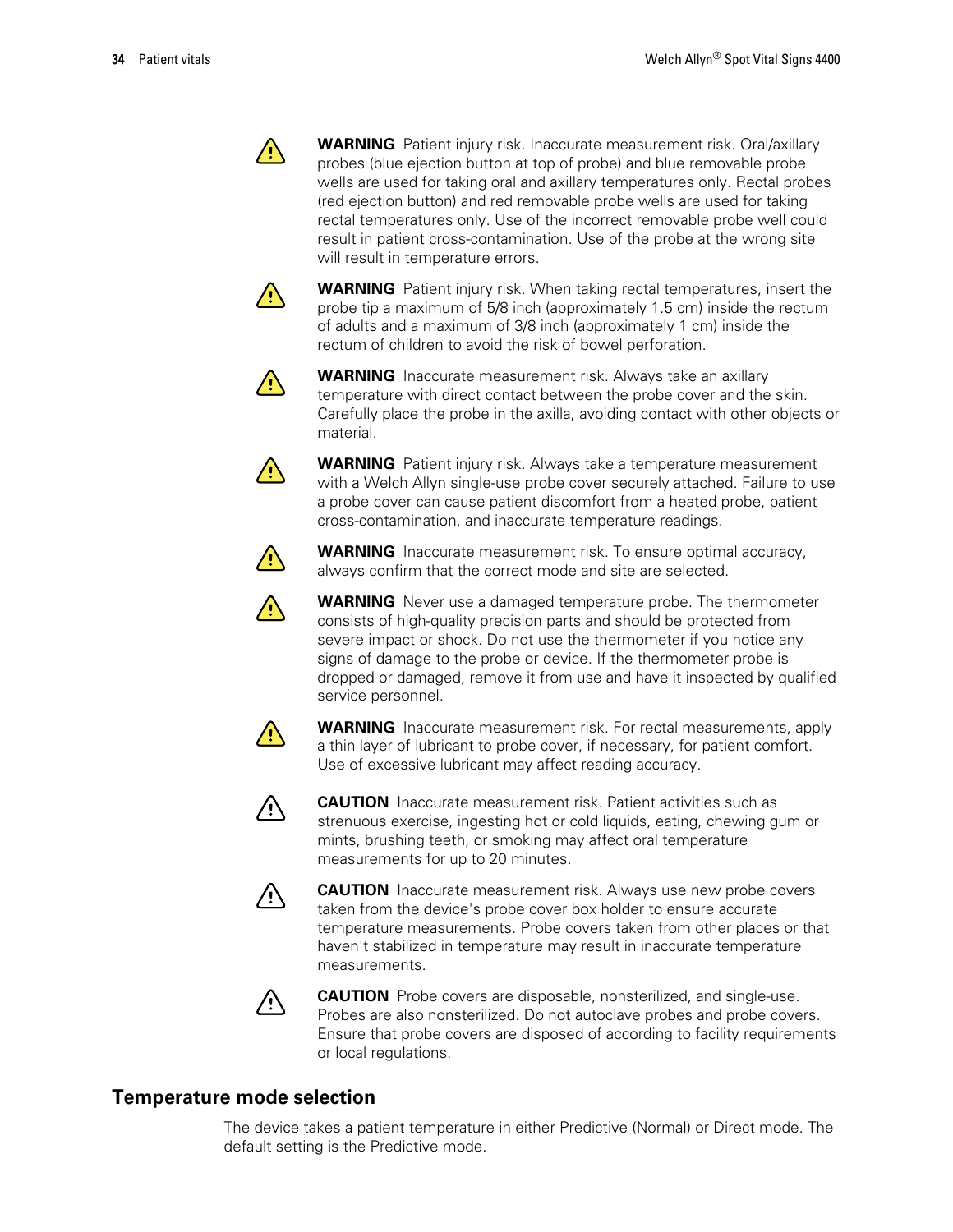**WARNING** Patient injury risk. Inaccurate measurement risk. Oral/axillary probes (blue ejection button at top of probe) and blue removable probe wells are used for taking oral and axillary temperatures only. Rectal probes (red ejection button) and red removable probe wells are used for taking rectal temperatures only. Use of the incorrect removable probe well could result in patient cross-contamination. Use of the probe at the wrong site will result in temperature errors.

**WARNING** Patient injury risk. When taking rectal temperatures, insert the probe tip a maximum of 5/8 inch (approximately 1.5 cm) inside the rectum of adults and a maximum of 3/8 inch (approximately 1 cm) inside the rectum of children to avoid the risk of bowel perforation.

**WARNING** Inaccurate measurement risk. Always take an axillary temperature with direct contact between the probe cover and the skin. Carefully place the probe in the axilla, avoiding contact with other objects or material.

**WARNING** Patient injury risk. Always take a temperature measurement with a Welch Allyn single-use probe cover securely attached. Failure to use a probe cover can cause patient discomfort from a heated probe, patient cross-contamination, and inaccurate temperature readings.

**WARNING** Inaccurate measurement risk. To ensure optimal accuracy, always confirm that the correct mode and site are selected.

**WARNING** Never use a damaged temperature probe. The thermometer consists of high-quality precision parts and should be protected from severe impact or shock. Do not use the thermometer if you notice any signs of damage to the probe or device. If the thermometer probe is dropped or damaged, remove it from use and have it inspected by qualified service personnel.

**WARNING** Inaccurate measurement risk. For rectal measurements, apply a thin layer of lubricant to probe cover, if necessary, for patient comfort. Use of excessive lubricant may affect reading accuracy.

**CAUTION** Inaccurate measurement risk. Patient activities such as strenuous exercise, ingesting hot or cold liquids, eating, chewing gum or mints, brushing teeth, or smoking may affect oral temperature measurements for up to 20 minutes.

**CAUTION** Inaccurate measurement risk. Always use new probe covers taken from the device's probe cover box holder to ensure accurate temperature measurements. Probe covers taken from other places or that haven't stabilized in temperature may result in inaccurate temperature measurements.

**CAUTION** Probe covers are disposable, nonsterilized, and single-use. Probes are also nonsterilized. Do not autoclave probes and probe covers. Ensure that probe covers are disposed of according to facility requirements or local regulations.

## Temperature mode selection

The device takes a patient temperature in either Predictive (Normal) or Direct mode. The default setting is the Predictive mode.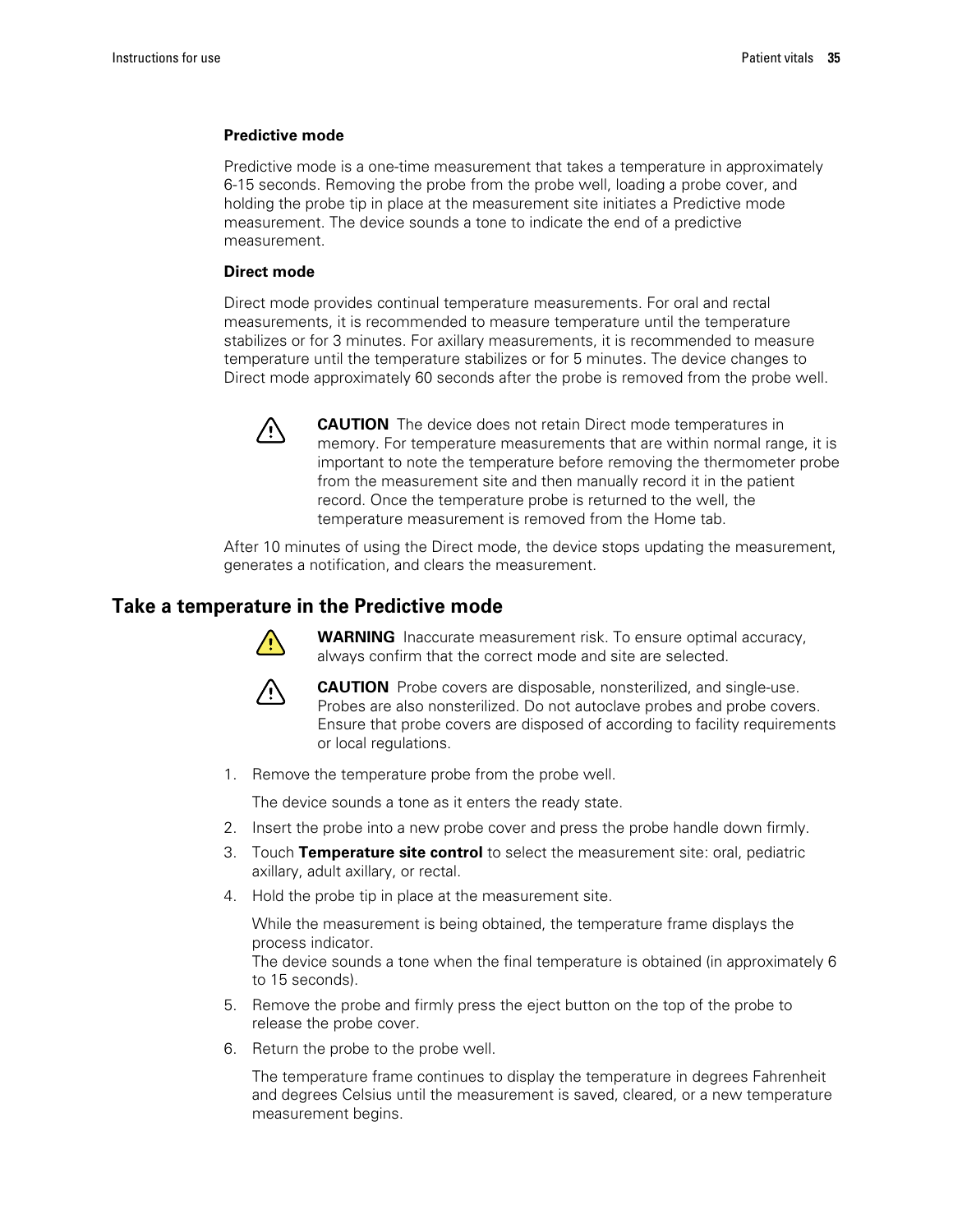### Predictive mode

Predictive mode is a one-time measurement that takes a temperature in approximately 6-15 seconds. Removing the probe from the probe well, loading a probe cover, and holding the probe tip in place at the measurement site initiates a Predictive mode measurement. The device sounds a tone to indicate the end of a predictive measurement.

### Direct mode

Direct mode provides continual temperature measurements. For oral and rectal measurements, it is recommended to measure temperature until the temperature stabilizes or for 3 minutes. For axillary measurements, it is recommended to measure temperature until the temperature stabilizes or for 5 minutes. The device changes to Direct mode approximately 60 seconds after the probe is removed from the probe well.

**CAUTION** The device does not retain Direct mode temperatures in memory. For temperature measurements that are within normal range, it is important to note the temperature before removing the thermometer probe from the measurement site and then manually record it in the patient record. Once the temperature probe is returned to the well, the temperature measurement is removed from the Home tab.

After 10 minutes of using the Direct mode, the device stops updating the measurement, generates a notification, and clears the measurement.

## Take a temperature in the Predictive mode

**WARNING** Inaccurate measurement risk. To ensure optimal accuracy, always confirm that the correct mode and site are selected.

**CAUTION** Probe covers are disposable, nonsterilized, and single-use. Probes are also nonsterilized. Do not autoclave probes and probe covers. Ensure that probe covers are disposed of according to facility requirements or local regulations.

1. Remove the temperature probe from the probe well.

   The device sounds a tone as it enters the ready state.

2. Insert the probe into a new probe cover and press the probe handle down firmly.
3. Touch **Temperature site control** to select the measurement site: oral, pediatric axillary, adult axillary, or rectal.
4. Hold the probe tip in place at the measurement site.

   While the measurement is being obtained, the temperature frame displays the process indicator.
   The device sounds a tone when the final temperature is obtained (in approximately 6 to 15 seconds).

5. Remove the probe and firmly press the eject button on the top of the probe to release the probe cover.
6. Return the probe to the probe well.

   The temperature frame continues to display the temperature in degrees Fahrenheit and degrees Celsius until the measurement is saved, cleared, or a new temperature measurement begins.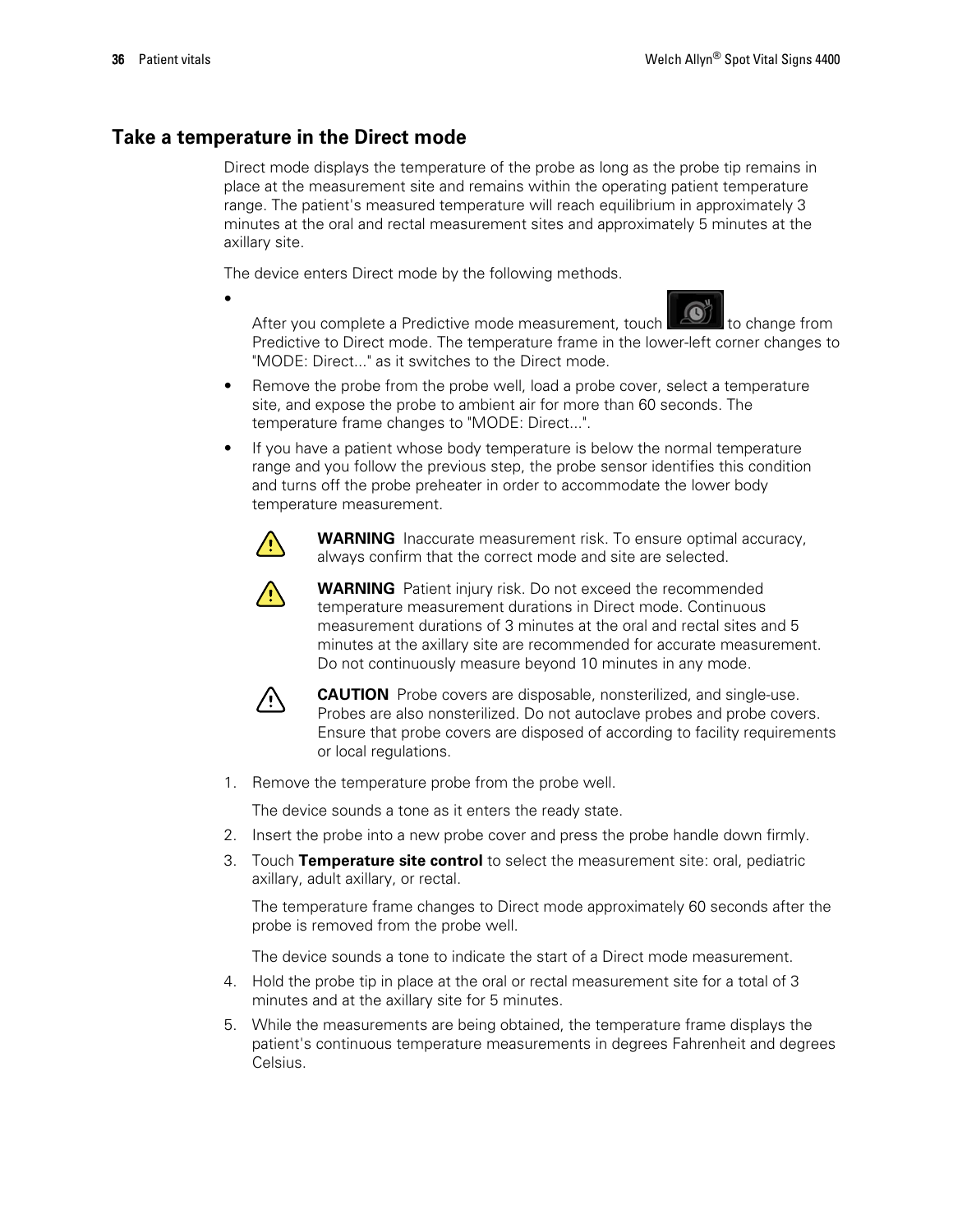## Take a temperature in the Direct mode

Direct mode displays the temperature of the probe as long as the probe tip remains in place at the measurement site and remains within the operating patient temperature range. The patient's measured temperature will reach equilibrium in approximately 3 minutes at the oral and rectal measurement sites and approximately 5 minutes at the axillary site.

The device enters Direct mode by the following methods.

- After you complete a Predictive mode measurement, touch  to change from Predictive to Direct mode. The temperature frame in the lower-left corner changes to "MODE: Direct..." as it switches to the Direct mode.
- Remove the probe from the probe well, load a probe cover, select a temperature site, and expose the probe to ambient air for more than 60 seconds. The temperature frame changes to "MODE: Direct...".
- If you have a patient whose body temperature is below the normal temperature range and you follow the previous step, the probe sensor identifies this condition and turns off the probe preheater in order to accommodate the lower body temperature measurement.

**WARNING** Inaccurate measurement risk. To ensure optimal accuracy, always confirm that the correct mode and site are selected.

**WARNING** Patient injury risk. Do not exceed the recommended temperature measurement durations in Direct mode. Continuous measurement durations of 3 minutes at the oral and rectal sites and 5 minutes at the axillary site are recommended for accurate measurement. Do not continuously measure beyond 10 minutes in any mode.

**CAUTION** Probe covers are disposable, nonsterilized, and single-use. Probes are also nonsterilized. Do not autoclave probes and probe covers. Ensure that probe covers are disposed of according to facility requirements or local regulations.

1. Remove the temperature probe from the probe well.

   The device sounds a tone as it enters the ready state.
2. Insert the probe into a new probe cover and press the probe handle down firmly.
3. Touch **Temperature site control** to select the measurement site: oral, pediatric axillary, adult axillary, or rectal.

   The temperature frame changes to Direct mode approximately 60 seconds after the probe is removed from the probe well.

   The device sounds a tone to indicate the start of a Direct mode measurement.
4. Hold the probe tip in place at the oral or rectal measurement site for a total of 3 minutes and at the axillary site for 5 minutes.
5. While the measurements are being obtained, the temperature frame displays the patient's continuous temperature measurements in degrees Fahrenheit and degrees Celsius.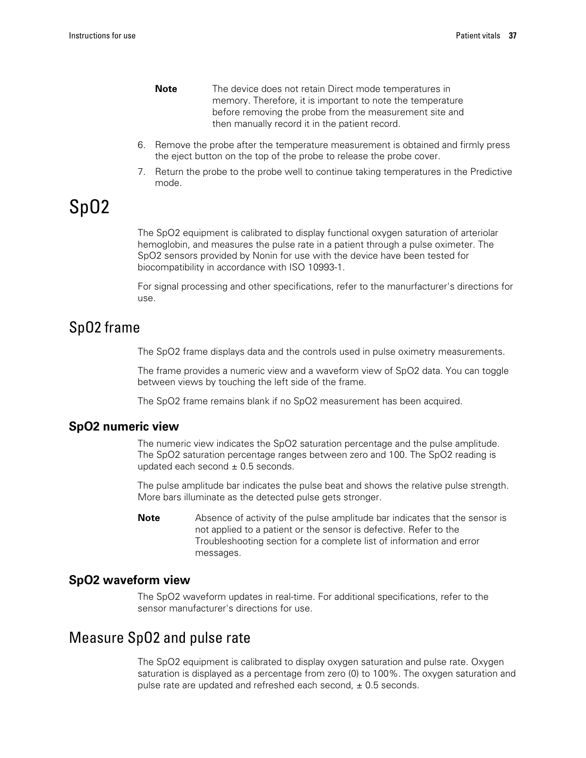**Note** The device does not retain Direct mode temperatures in memory. Therefore, it is important to note the temperature before removing the probe from the measurement site and then manually record it in the patient record.

6. Remove the probe after the temperature measurement is obtained and firmly press the eject button on the top of the probe to release the probe cover.
7. Return the probe to the probe well to continue taking temperatures in the Predictive mode.

# SpO2

The SpO2 equipment is calibrated to display functional oxygen saturation of arteriolar hemoglobin, and measures the pulse rate in a patient through a pulse oximeter. The SpO2 sensors provided by Nonin for use with the device have been tested for biocompatibility in accordance with ISO 10993-1.

For signal processing and other specifications, refer to the manurfacturer's directions for use.

## SpO2 frame

The SpO2 frame displays data and the controls used in pulse oximetry measurements.

The frame provides a numeric view and a waveform view of SpO2 data. You can toggle between views by touching the left side of the frame.

The SpO2 frame remains blank if no SpO2 measurement has been acquired.

### SpO2 numeric view

The numeric view indicates the SpO2 saturation percentage and the pulse amplitude. The SpO2 saturation percentage ranges between zero and 100. The SpO2 reading is updated each second ± 0.5 seconds.

The pulse amplitude bar indicates the pulse beat and shows the relative pulse strength. More bars illuminate as the detected pulse gets stronger.

**Note** Absence of activity of the pulse amplitude bar indicates that the sensor is not applied to a patient or the sensor is defective. Refer to the Troubleshooting section for a complete list of information and error messages.

### SpO2 waveform view

The SpO2 waveform updates in real-time. For additional specifications, refer to the sensor manufacturer's directions for use.

## Measure SpO2 and pulse rate

The SpO2 equipment is calibrated to display oxygen saturation and pulse rate. Oxygen saturation is displayed as a percentage from zero (0) to 100%. The oxygen saturation and pulse rate are updated and refreshed each second, ± 0.5 seconds.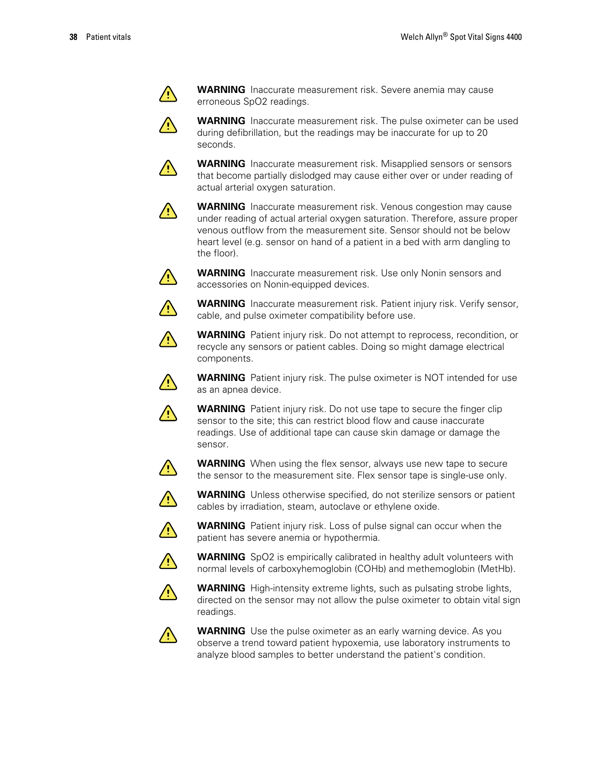**WARNING** Inaccurate measurement risk. Severe anemia may cause erroneous SpO2 readings.

**WARNING** Inaccurate measurement risk. The pulse oximeter can be used during defibrillation, but the readings may be inaccurate for up to 20 seconds.

**WARNING** Inaccurate measurement risk. Misapplied sensors or sensors that become partially dislodged may cause either over or under reading of actual arterial oxygen saturation.

**WARNING** Inaccurate measurement risk. Venous congestion may cause under reading of actual arterial oxygen saturation. Therefore, assure proper venous outflow from the measurement site. Sensor should not be below heart level (e.g. sensor on hand of a patient in a bed with arm dangling to the floor).

**WARNING** Inaccurate measurement risk. Use only Nonin sensors and accessories on Nonin-equipped devices.

**WARNING** Inaccurate measurement risk. Patient injury risk. Verify sensor, cable, and pulse oximeter compatibility before use.

**WARNING** Patient injury risk. Do not attempt to reprocess, recondition, or recycle any sensors or patient cables. Doing so might damage electrical components.

**WARNING** Patient injury risk. The pulse oximeter is NOT intended for use as an apnea device.

**WARNING** Patient injury risk. Do not use tape to secure the finger clip sensor to the site; this can restrict blood flow and cause inaccurate readings. Use of additional tape can cause skin damage or damage the sensor.

**WARNING** When using the flex sensor, always use new tape to secure the sensor to the measurement site. Flex sensor tape is single-use only.

**WARNING** Unless otherwise specified, do not sterilize sensors or patient cables by irradiation, steam, autoclave or ethylene oxide.

**WARNING** Patient injury risk. Loss of pulse signal can occur when the patient has severe anemia or hypothermia.

**WARNING** SpO2 is empirically calibrated in healthy adult volunteers with normal levels of carboxyhemoglobin (COHb) and methemoglobin (MetHb).

**WARNING** High-intensity extreme lights, such as pulsating strobe lights, directed on the sensor may not allow the pulse oximeter to obtain vital sign readings.

**WARNING** Use the pulse oximeter as an early warning device. As you observe a trend toward patient hypoxemia, use laboratory instruments to analyze blood samples to better understand the patient's condition.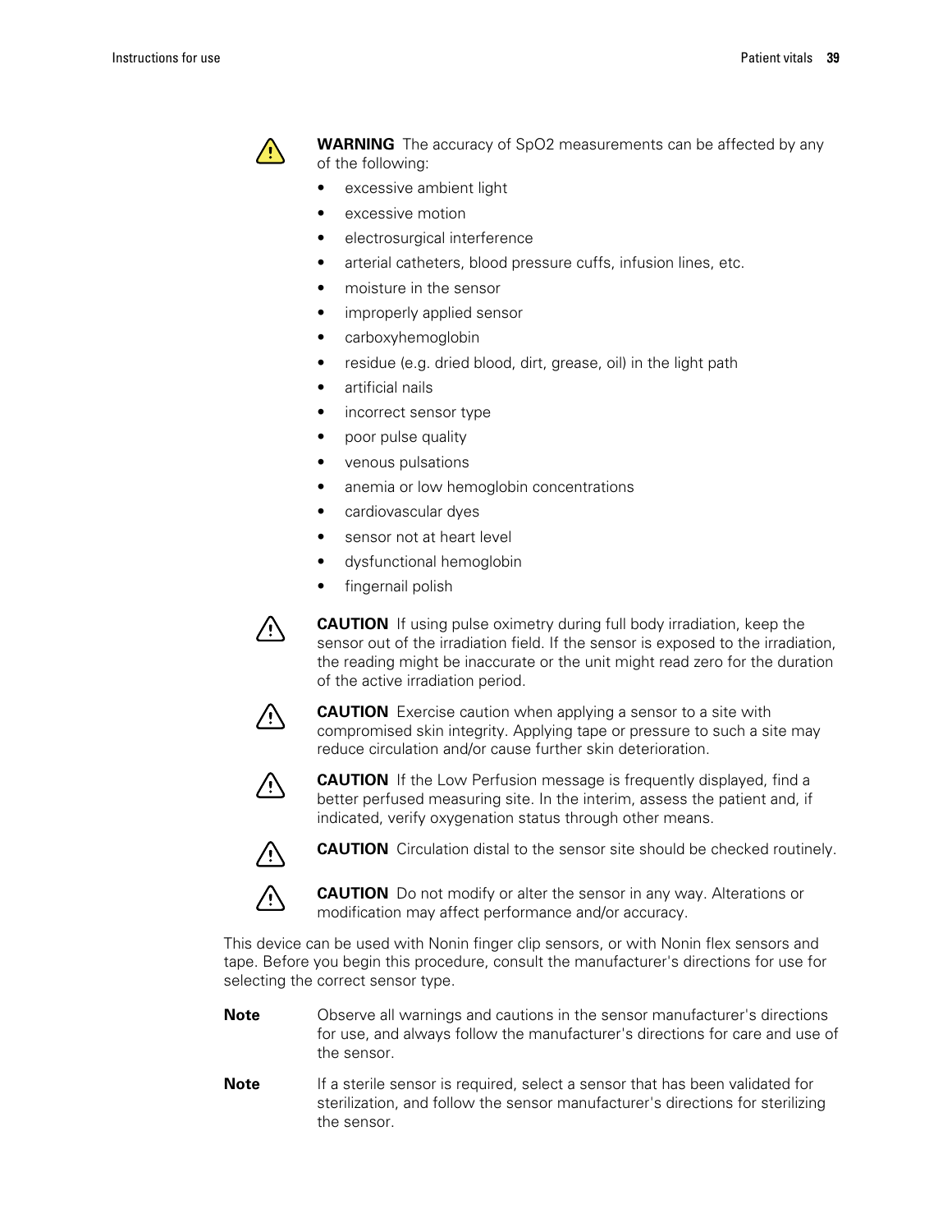**WARNING** The accuracy of SpO2 measurements can be affected by any of the following:

- excessive ambient light
- excessive motion
- electrosurgical interference
- arterial catheters, blood pressure cuffs, infusion lines, etc.
- moisture in the sensor
- improperly applied sensor
- carboxyhemoglobin
- residue (e.g. dried blood, dirt, grease, oil) in the light path
- artificial nails
- incorrect sensor type
- poor pulse quality
- venous pulsations
- anemia or low hemoglobin concentrations
- cardiovascular dyes
- sensor not at heart level
- dysfunctional hemoglobin
- fingernail polish

**CAUTION** If using pulse oximetry during full body irradiation, keep the sensor out of the irradiation field. If the sensor is exposed to the irradiation, the reading might be inaccurate or the unit might read zero for the duration of the active irradiation period.

**CAUTION** Exercise caution when applying a sensor to a site with compromised skin integrity. Applying tape or pressure to such a site may reduce circulation and/or cause further skin deterioration.

**CAUTION** If the Low Perfusion message is frequently displayed, find a better perfused measuring site. In the interim, assess the patient and, if indicated, verify oxygenation status through other means.

**CAUTION** Circulation distal to the sensor site should be checked routinely.

**CAUTION** Do not modify or alter the sensor in any way. Alterations or modification may affect performance and/or accuracy.

This device can be used with Nonin finger clip sensors, or with Nonin flex sensors and tape. Before you begin this procedure, consult the manufacturer's directions for use for selecting the correct sensor type.

**Note** Observe all warnings and cautions in the sensor manufacturer's directions for use, and always follow the manufacturer's directions for care and use of the sensor.

**Note** If a sterile sensor is required, select a sensor that has been validated for sterilization, and follow the sensor manufacturer's directions for sterilizing the sensor.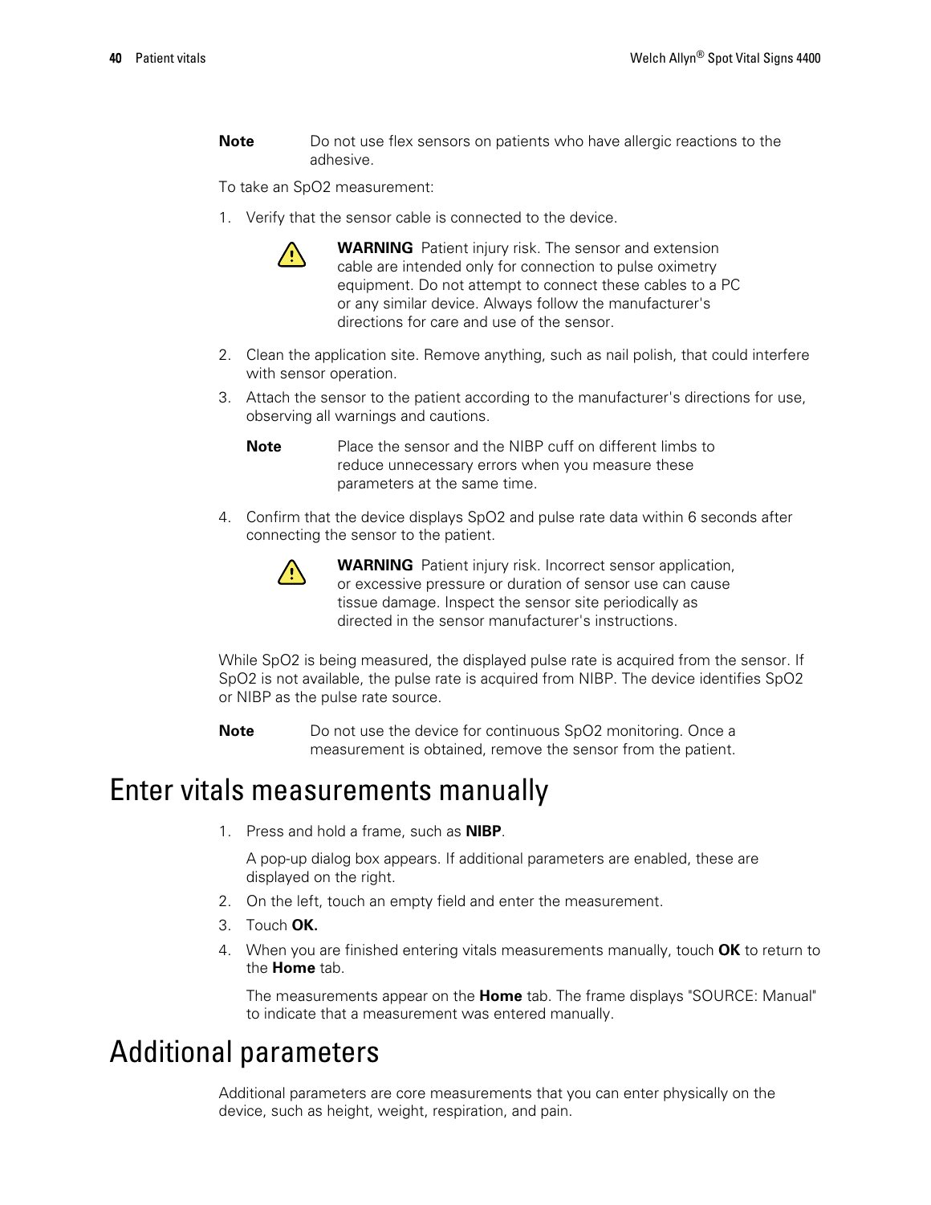**Note** Do not use flex sensors on patients who have allergic reactions to the adhesive.

To take an SpO2 measurement:

1. Verify that the sensor cable is connected to the device.

   **WARNING** Patient injury risk. The sensor and extension cable are intended only for connection to pulse oximetry equipment. Do not attempt to connect these cables to a PC or any similar device. Always follow the manufacturer's directions for care and use of the sensor.

2. Clean the application site. Remove anything, such as nail polish, that could interfere with sensor operation.
3. Attach the sensor to the patient according to the manufacturer's directions for use, observing all warnings and cautions.

   **Note** Place the sensor and the NIBP cuff on different limbs to reduce unnecessary errors when you measure these parameters at the same time.

4. Confirm that the device displays SpO2 and pulse rate data within 6 seconds after connecting the sensor to the patient.

   **WARNING** Patient injury risk. Incorrect sensor application, or excessive pressure or duration of sensor use can cause tissue damage. Inspect the sensor site periodically as directed in the sensor manufacturer's instructions.

While SpO2 is being measured, the displayed pulse rate is acquired from the sensor. If SpO2 is not available, the pulse rate is acquired from NIBP. The device identifies SpO2 or NIBP as the pulse rate source.

**Note** Do not use the device for continuous SpO2 monitoring. Once a measurement is obtained, remove the sensor from the patient.

# Enter vitals measurements manually

1. Press and hold a frame, such as **NIBP**.

   A pop-up dialog box appears. If additional parameters are enabled, these are displayed on the right.

2. On the left, touch an empty field and enter the measurement.
3. Touch **OK.**
4. When you are finished entering vitals measurements manually, touch **OK** to return to the **Home** tab.

   The measurements appear on the **Home** tab. The frame displays "SOURCE: Manual" to indicate that a measurement was entered manually.

# Additional parameters

Additional parameters are core measurements that you can enter physically on the device, such as height, weight, respiration, and pain.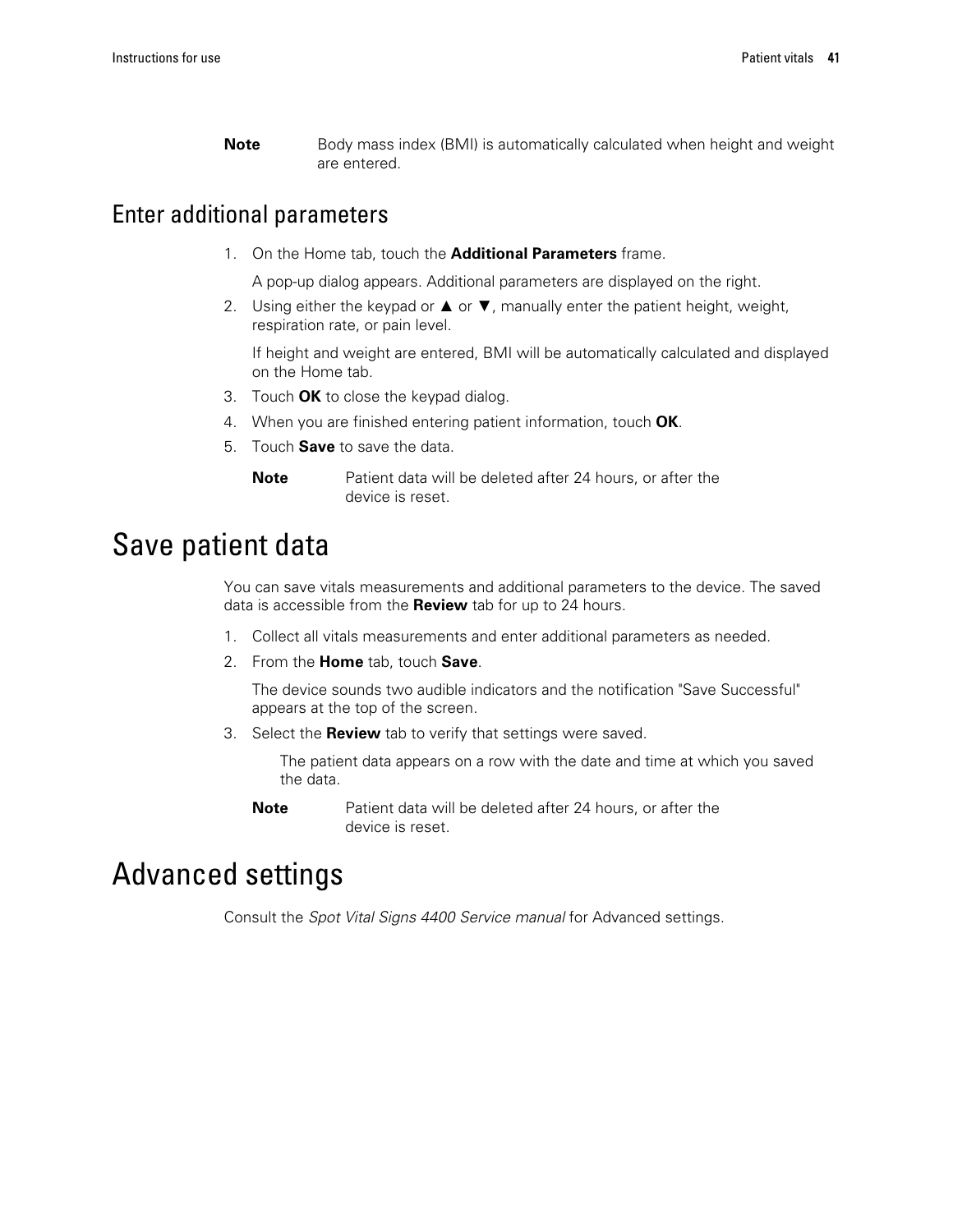**Note** Body mass index (BMI) is automatically calculated when height and weight are entered.

## Enter additional parameters

1. On the Home tab, touch the **Additional Parameters** frame.

   A pop-up dialog appears. Additional parameters are displayed on the right.

2. Using either the keypad or ▲ or ▼, manually enter the patient height, weight, respiration rate, or pain level.

   If height and weight are entered, BMI will be automatically calculated and displayed on the Home tab.

3. Touch **OK** to close the keypad dialog.
4. When you are finished entering patient information, touch **OK**.
5. Touch **Save** to save the data.

   **Note** Patient data will be deleted after 24 hours, or after the device is reset.

# Save patient data

You can save vitals measurements and additional parameters to the device. The saved data is accessible from the **Review** tab for up to 24 hours.

1. Collect all vitals measurements and enter additional parameters as needed.
2. From the **Home** tab, touch **Save**.

   The device sounds two audible indicators and the notification "Save Successful" appears at the top of the screen.

3. Select the **Review** tab to verify that settings were saved.

   The patient data appears on a row with the date and time at which you saved the data.

   **Note** Patient data will be deleted after 24 hours, or after the device is reset.

# Advanced settings

Consult the *Spot Vital Signs 4400 Service manual* for Advanced settings.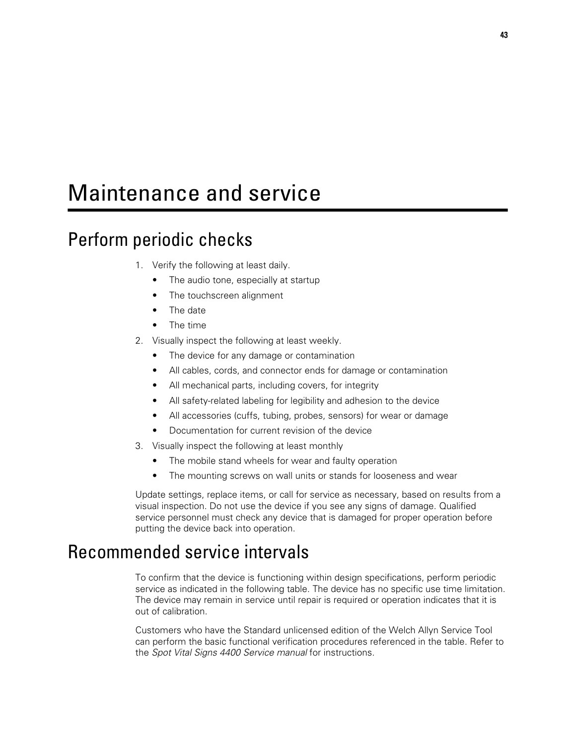# Maintenance and service

## Perform periodic checks

1. Verify the following at least daily.
    - The audio tone, especially at startup
    - The touchscreen alignment
    - The date
    - The time
2. Visually inspect the following at least weekly.
    - The device for any damage or contamination
    - All cables, cords, and connector ends for damage or contamination
    - All mechanical parts, including covers, for integrity
    - All safety-related labeling for legibility and adhesion to the device
    - All accessories (cuffs, tubing, probes, sensors) for wear or damage
    - Documentation for current revision of the device
3. Visually inspect the following at least monthly
    - The mobile stand wheels for wear and faulty operation
    - The mounting screws on wall units or stands for looseness and wear

Update settings, replace items, or call for service as necessary, based on results from a visual inspection. Do not use the device if you see any signs of damage. Qualified service personnel must check any device that is damaged for proper operation before putting the device back into operation.

## Recommended service intervals

To confirm that the device is functioning within design specifications, perform periodic service as indicated in the following table. The device has no specific use time limitation. The device may remain in service until repair is required or operation indicates that it is out of calibration.

Customers who have the Standard unlicensed edition of the Welch Allyn Service Tool can perform the basic functional verification procedures referenced in the table. Refer to the *Spot Vital Signs 4400 Service manual* for instructions.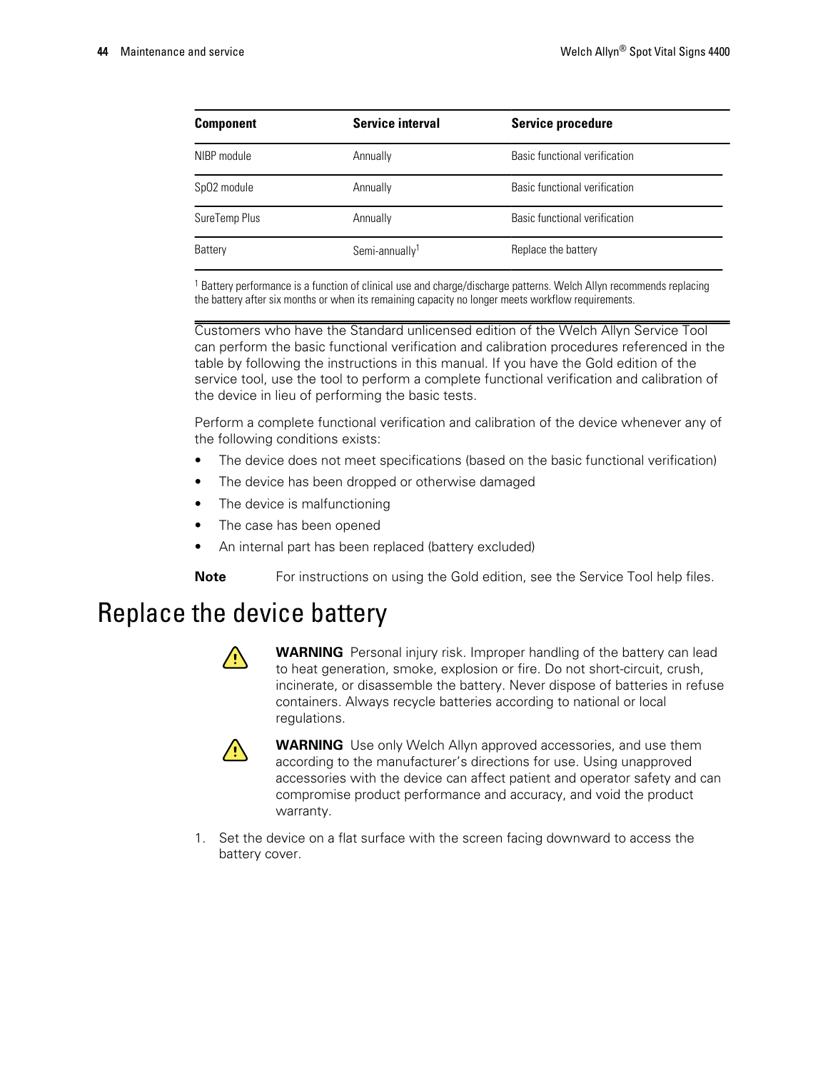| Component | Service interval | Service procedure |
|---|---|---|
| NIBP module | Annually | Basic functional verification |
| SpO2 module | Annually | Basic functional verification |
| SureTemp Plus | Annually | Basic functional verification |
| Battery | Semi-annually[1] | Replace the battery |

[1] Battery performance is a function of clinical use and charge/discharge patterns. Welch Allyn recommends replacing the battery after six months or when its remaining capacity no longer meets workflow requirements.

Customers who have the Standard unlicensed edition of the Welch Allyn Service Tool can perform the basic functional verification and calibration procedures referenced in the table by following the instructions in this manual. If you have the Gold edition of the service tool, use the tool to perform a complete functional verification and calibration of the device in lieu of performing the basic tests.

Perform a complete functional verification and calibration of the device whenever any of the following conditions exists:

- The device does not meet specifications (based on the basic functional verification)
- The device has been dropped or otherwise damaged
- The device is malfunctioning
- The case has been opened
- An internal part has been replaced (battery excluded)

**Note** For instructions on using the Gold edition, see the Service Tool help files.

# Replace the device battery

**WARNING** Personal injury risk. Improper handling of the battery can lead to heat generation, smoke, explosion or fire. Do not short-circuit, crush, incinerate, or disassemble the battery. Never dispose of batteries in refuse containers. Always recycle batteries according to national or local regulations.

**WARNING** Use only Welch Allyn approved accessories, and use them according to the manufacturer's directions for use. Using unapproved accessories with the device can affect patient and operator safety and can compromise product performance and accuracy, and void the product warranty.

1. Set the device on a flat surface with the screen facing downward to access the battery cover.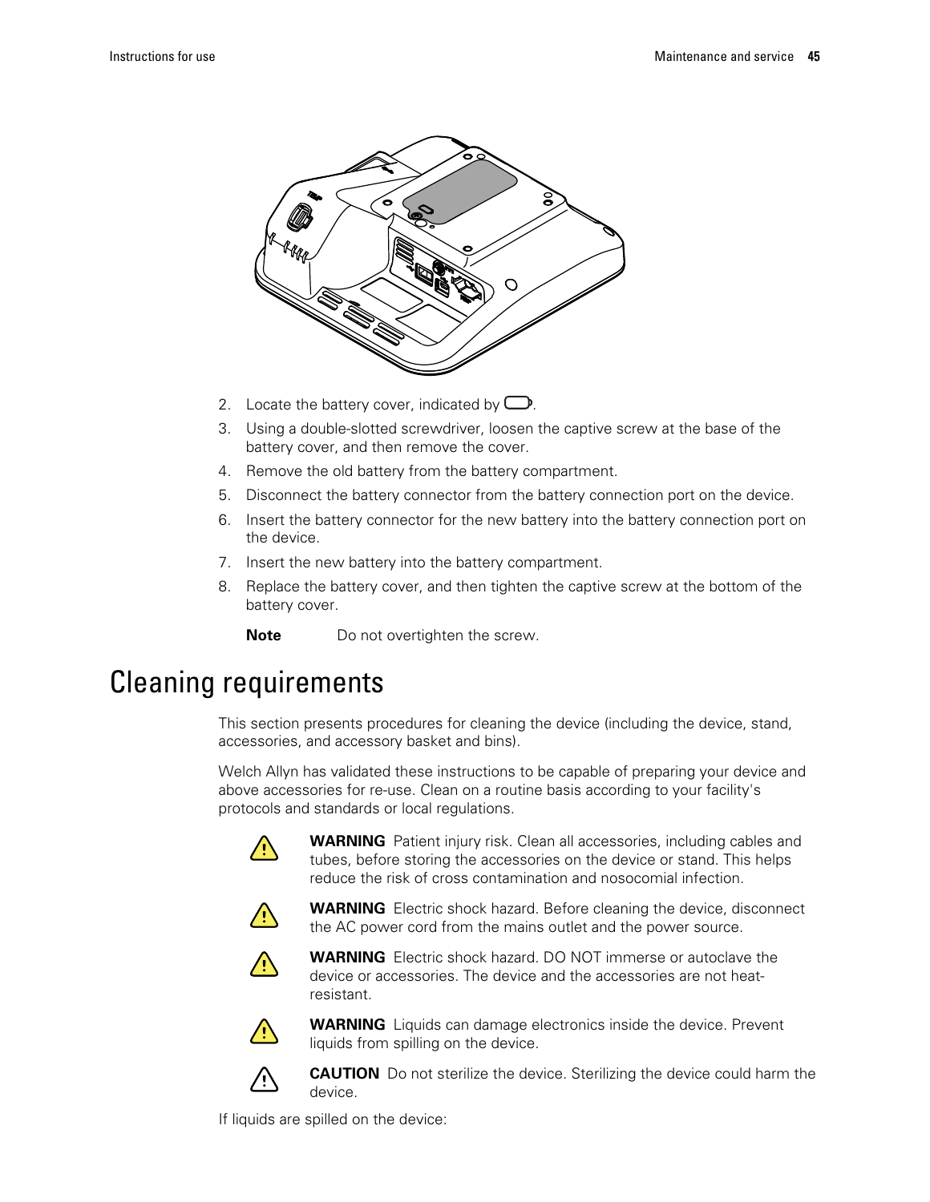2. Locate the battery cover, indicated by ▭.
3. Using a double-slotted screwdriver, loosen the captive screw at the base of the battery cover, and then remove the cover.
4. Remove the old battery from the battery compartment.
5. Disconnect the battery connector from the battery connection port on the device.
6. Insert the battery connector for the new battery into the battery connection port on the device.
7. Insert the new battery into the battery compartment.
8. Replace the battery cover, and then tighten the captive screw at the bottom of the battery cover.

   **Note** Do not overtighten the screw.

# Cleaning requirements

This section presents procedures for cleaning the device (including the device, stand, accessories, and accessory basket and bins).

Welch Allyn has validated these instructions to be capable of preparing your device and above accessories for re-use. Clean on a routine basis according to your facility's protocols and standards or local regulations.

**WARNING** Patient injury risk. Clean all accessories, including cables and tubes, before storing the accessories on the device or stand. This helps reduce the risk of cross contamination and nosocomial infection.

**WARNING** Electric shock hazard. Before cleaning the device, disconnect the AC power cord from the mains outlet and the power source.

**WARNING** Electric shock hazard. DO NOT immerse or autoclave the device or accessories. The device and the accessories are not heat-resistant.

**WARNING** Liquids can damage electronics inside the device. Prevent liquids from spilling on the device.

**CAUTION** Do not sterilize the device. Sterilizing the device could harm the device.

If liquids are spilled on the device: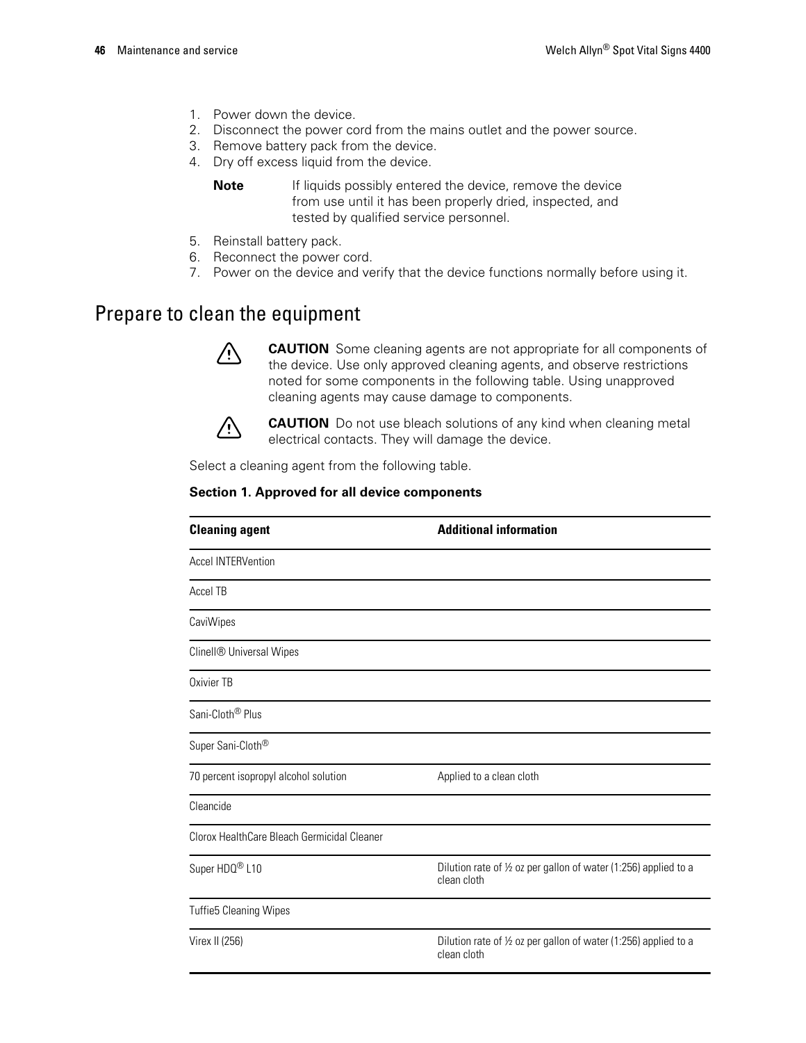1. Power down the device.
2. Disconnect the power cord from the mains outlet and the power source.
3. Remove battery pack from the device.
4. Dry off excess liquid from the device.

   **Note** If liquids possibly entered the device, remove the device from use until it has been properly dried, inspected, and tested by qualified service personnel.

5. Reinstall battery pack.
6. Reconnect the power cord.
7. Power on the device and verify that the device functions normally before using it.

## Prepare to clean the equipment

**CAUTION** Some cleaning agents are not appropriate for all components of the device. Use only approved cleaning agents, and observe restrictions noted for some components in the following table. Using unapproved cleaning agents may cause damage to components.

**CAUTION** Do not use bleach solutions of any kind when cleaning metal electrical contacts. They will damage the device.

Select a cleaning agent from the following table.

**Section 1. Approved for all device components**

| Cleaning agent | Additional information |
|---|---|
| Accel INTERVention | |
| Accel TB | |
| CaviWipes | |
| Clinell® Universal Wipes | |
| Oxivier TB | |
| Sani-Cloth® Plus | |
| Super Sani-Cloth® | |
| 70 percent isopropyl alcohol solution | Applied to a clean cloth |
| Cleancide | |
| Clorox HealthCare Bleach Germicidal Cleaner | |
| Super HDQ® L10 | Dilution rate of ½ oz per gallon of water (1:256) applied to a clean cloth |
| Tuffie5 Cleaning Wipes | |
| Virex II (256) | Dilution rate of ½ oz per gallon of water (1:256) applied to a clean cloth |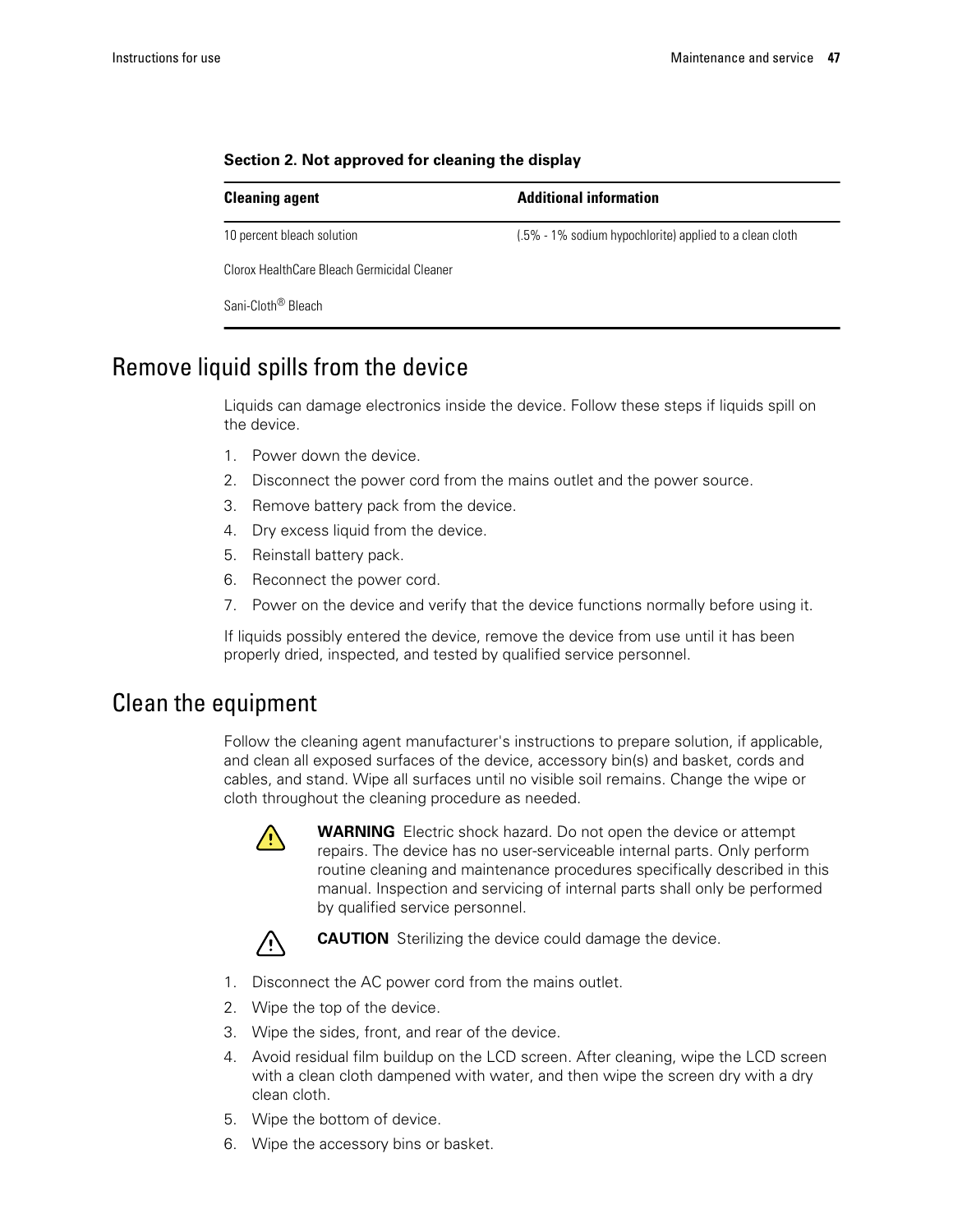**Section 2. Not approved for cleaning the display**

| Cleaning agent | Additional information |
| --- | --- |
| 10 percent bleach solution | (.5% - 1% sodium hypochlorite) applied to a clean cloth |
| Clorox HealthCare Bleach Germicidal Cleaner | |
| Sani-Cloth® Bleach | |

## Remove liquid spills from the device

Liquids can damage electronics inside the device. Follow these steps if liquids spill on the device.

1. Power down the device.
2. Disconnect the power cord from the mains outlet and the power source.
3. Remove battery pack from the device.
4. Dry excess liquid from the device.
5. Reinstall battery pack.
6. Reconnect the power cord.
7. Power on the device and verify that the device functions normally before using it.

If liquids possibly entered the device, remove the device from use until it has been properly dried, inspected, and tested by qualified service personnel.

## Clean the equipment

Follow the cleaning agent manufacturer's instructions to prepare solution, if applicable, and clean all exposed surfaces of the device, accessory bin(s) and basket, cords and cables, and stand. Wipe all surfaces until no visible soil remains. Change the wipe or cloth throughout the cleaning procedure as needed.

**WARNING** Electric shock hazard. Do not open the device or attempt repairs. The device has no user-serviceable internal parts. Only perform routine cleaning and maintenance procedures specifically described in this manual. Inspection and servicing of internal parts shall only be performed by qualified service personnel.

**CAUTION** Sterilizing the device could damage the device.

1. Disconnect the AC power cord from the mains outlet.
2. Wipe the top of the device.
3. Wipe the sides, front, and rear of the device.
4. Avoid residual film buildup on the LCD screen. After cleaning, wipe the LCD screen with a clean cloth dampened with water, and then wipe the screen dry with a dry clean cloth.
5. Wipe the bottom of device.
6. Wipe the accessory bins or basket.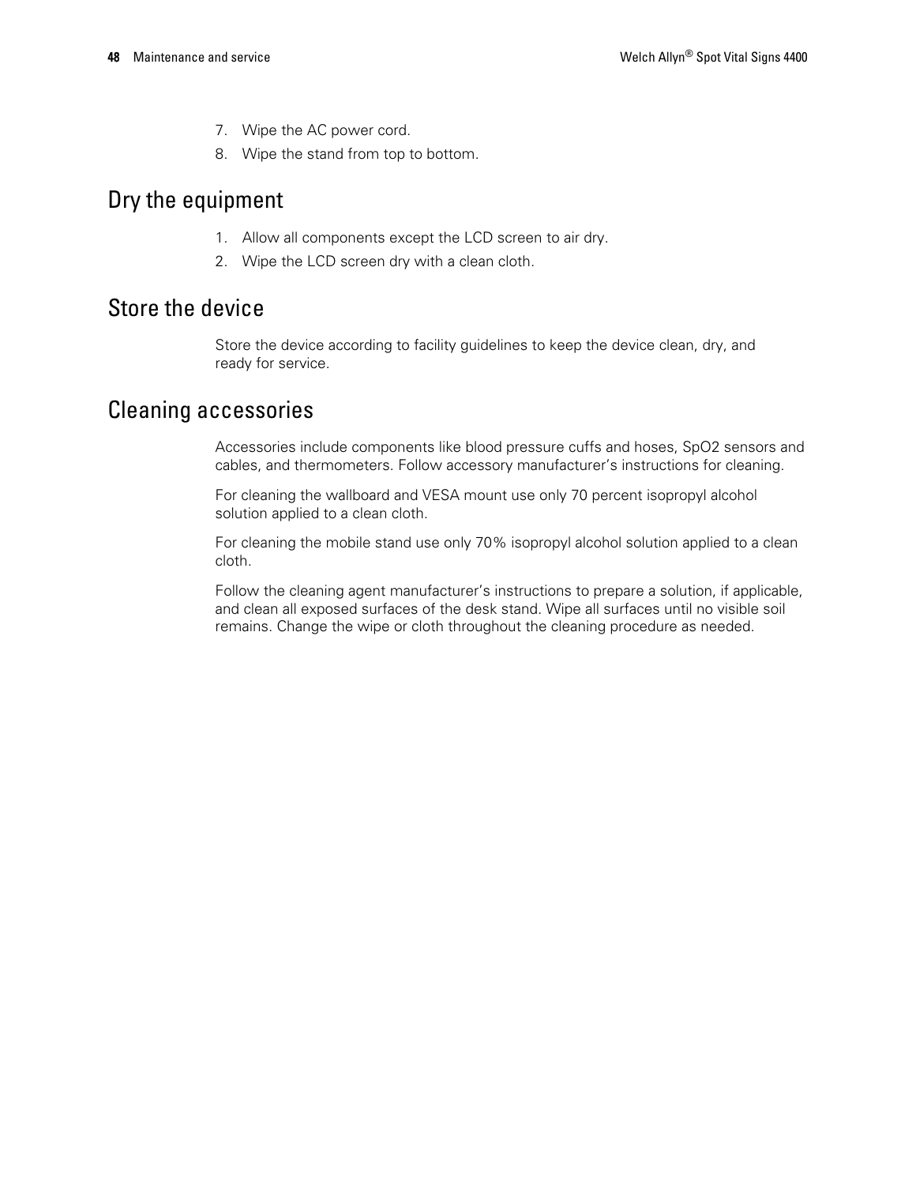7. Wipe the AC power cord.
8. Wipe the stand from top to bottom.

## Dry the equipment

1. Allow all components except the LCD screen to air dry.
2. Wipe the LCD screen dry with a clean cloth.

## Store the device

Store the device according to facility guidelines to keep the device clean, dry, and ready for service.

## Cleaning accessories

Accessories include components like blood pressure cuffs and hoses, SpO2 sensors and cables, and thermometers. Follow accessory manufacturer's instructions for cleaning.

For cleaning the wallboard and VESA mount use only 70 percent isopropyl alcohol solution applied to a clean cloth.

For cleaning the mobile stand use only 70% isopropyl alcohol solution applied to a clean cloth.

Follow the cleaning agent manufacturer's instructions to prepare a solution, if applicable, and clean all exposed surfaces of the desk stand. Wipe all surfaces until no visible soil remains. Change the wipe or cloth throughout the cleaning procedure as needed.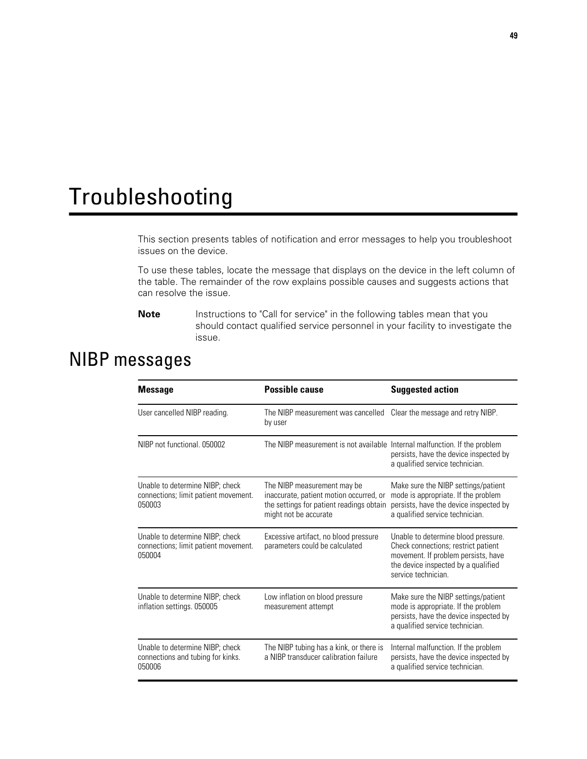# Troubleshooting

This section presents tables of notification and error messages to help you troubleshoot issues on the device.

To use these tables, locate the message that displays on the device in the left column of the table. The remainder of the row explains possible causes and suggests actions that can resolve the issue.

**Note** Instructions to "Call for service" in the following tables mean that you should contact qualified service personnel in your facility to investigate the issue.

## NIBP messages

| Message | Possible cause | Suggested action |
| --- | --- | --- |
| User cancelled NIBP reading. | The NIBP measurement was cancelled by user | Clear the message and retry NIBP. |
| NIBP not functional. 050002 | The NIBP measurement is not available | Internal malfunction. If the problem persists, have the device inspected by a qualified service technician. |
| Unable to determine NIBP; check connections; limit patient movement. 050003 | The NIBP measurement may be inaccurate, patient motion occurred, or the settings for patient readings obtain might not be accurate | Make sure the NIBP settings/patient mode is appropriate. If the problem persists, have the device inspected by a qualified service technician. |
| Unable to determine NIBP; check connections; limit patient movement. 050004 | Excessive artifact, no blood pressure parameters could be calculated | Unable to determine blood pressure. Check connections; restrict patient movement. If problem persists, have the device inspected by a qualified service technician. |
| Unable to determine NIBP; check inflation settings. 050005 | Low inflation on blood pressure measurement attempt | Make sure the NIBP settings/patient mode is appropriate. If the problem persists, have the device inspected by a qualified service technician. |
| Unable to determine NIBP; check connections and tubing for kinks. 050006 | The NIBP tubing has a kink, or there is a NIBP transducer calibration failure | Internal malfunction. If the problem persists, have the device inspected by a qualified service technician. |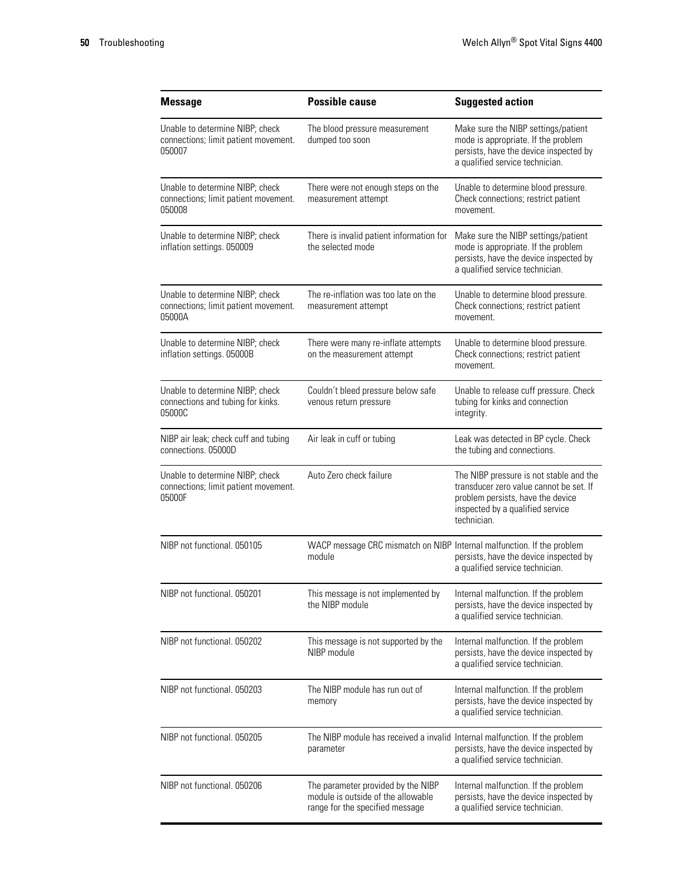| Message | Possible cause | Suggested action |
| --- | --- | --- |
| Unable to determine NIBP; check connections; limit patient movement. 050007 | The blood pressure measurement dumped too soon | Make sure the NIBP settings/patient mode is appropriate. If the problem persists, have the device inspected by a qualified service technician. |
| Unable to determine NIBP; check connections; limit patient movement. 050008 | There were not enough steps on the measurement attempt | Unable to determine blood pressure. Check connections; restrict patient movement. |
| Unable to determine NIBP; check inflation settings. 050009 | There is invalid patient information for the selected mode | Make sure the NIBP settings/patient mode is appropriate. If the problem persists, have the device inspected by a qualified service technician. |
| Unable to determine NIBP; check connections; limit patient movement. 05000A | The re-inflation was too late on the measurement attempt | Unable to determine blood pressure. Check connections; restrict patient movement. |
| Unable to determine NIBP; check inflation settings. 05000B | There were many re-inflate attempts on the measurement attempt | Unable to determine blood pressure. Check connections; restrict patient movement. |
| Unable to determine NIBP; check connections and tubing for kinks. 05000C | Couldn't bleed pressure below safe venous return pressure | Unable to release cuff pressure. Check tubing for kinks and connection integrity. |
| NIBP air leak; check cuff and tubing connections. 05000D | Air leak in cuff or tubing | Leak was detected in BP cycle. Check the tubing and connections. |
| Unable to determine NIBP; check connections; limit patient movement. 05000F | Auto Zero check failure | The NIBP pressure is not stable and the transducer zero value cannot be set. If problem persists, have the device inspected by a qualified service technician. |
| NIBP not functional. 050105 | WACP message CRC mismatch on NIBP module | Internal malfunction. If the problem persists, have the device inspected by a qualified service technician. |
| NIBP not functional. 050201 | This message is not implemented by the NIBP module | Internal malfunction. If the problem persists, have the device inspected by a qualified service technician. |
| NIBP not functional. 050202 | This message is not supported by the NIBP module | Internal malfunction. If the problem persists, have the device inspected by a qualified service technician. |
| NIBP not functional. 050203 | The NIBP module has run out of memory | Internal malfunction. If the problem persists, have the device inspected by a qualified service technician. |
| NIBP not functional. 050205 | The NIBP module has received a invalid parameter | Internal malfunction. If the problem persists, have the device inspected by a qualified service technician. |
| NIBP not functional. 050206 | The parameter provided by the NIBP module is outside of the allowable range for the specified message | Internal malfunction. If the problem persists, have the device inspected by a qualified service technician. |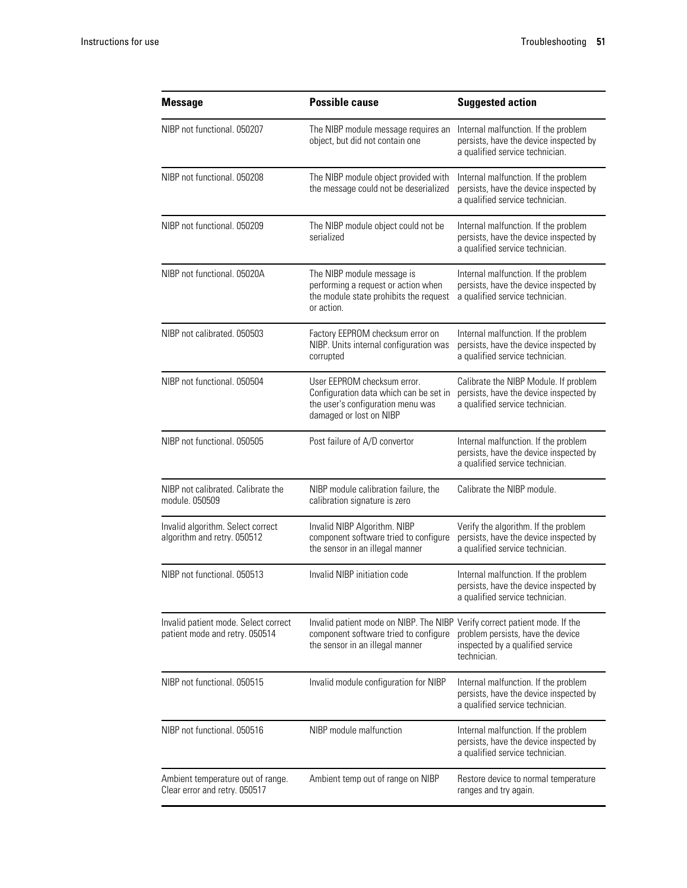| Message | Possible cause | Suggested action |
| --- | --- | --- |
| NIBP not functional. 050207 | The NIBP module message requires an object, but did not contain one | Internal malfunction. If the problem persists, have the device inspected by a qualified service technician. |
| NIBP not functional. 050208 | The NIBP module object provided with the message could not be deserialized | Internal malfunction. If the problem persists, have the device inspected by a qualified service technician. |
| NIBP not functional. 050209 | The NIBP module object could not be serialized | Internal malfunction. If the problem persists, have the device inspected by a qualified service technician. |
| NIBP not functional. 05020A | The NIBP module message is performing a request or action when the module state prohibits the request or action. | Internal malfunction. If the problem persists, have the device inspected by a qualified service technician. |
| NIBP not calibrated. 050503 | Factory EEPROM checksum error on NIBP. Units internal configuration was corrupted | Internal malfunction. If the problem persists, have the device inspected by a qualified service technician. |
| NIBP not functional. 050504 | User EEPROM checksum error. Configuration data which can be set in the user's configuration menu was damaged or lost on NIBP | Calibrate the NIBP Module. If problem persists, have the device inspected by a qualified service technician. |
| NIBP not functional. 050505 | Post failure of A/D convertor | Internal malfunction. If the problem persists, have the device inspected by a qualified service technician. |
| NIBP not calibrated. Calibrate the module. 050509 | NIBP module calibration failure, the calibration signature is zero | Calibrate the NIBP module. |
| Invalid algorithm. Select correct algorithm and retry. 050512 | Invalid NIBP Algorithm. NIBP component software tried to configure the sensor in an illegal manner | Verify the algorithm. If the problem persists, have the device inspected by a qualified service technician. |
| NIBP not functional. 050513 | Invalid NIBP initiation code | Internal malfunction. If the problem persists, have the device inspected by a qualified service technician. |
| Invalid patient mode. Select correct patient mode and retry. 050514 | Invalid patient mode on NIBP. The NIBP component software tried to configure the sensor in an illegal manner | Verify correct patient mode. If the problem persists, have the device inspected by a qualified service technician. |
| NIBP not functional. 050515 | Invalid module configuration for NIBP | Internal malfunction. If the problem persists, have the device inspected by a qualified service technician. |
| NIBP not functional. 050516 | NIBP module malfunction | Internal malfunction. If the problem persists, have the device inspected by a qualified service technician. |
| Ambient temperature out of range. Clear error and retry. 050517 | Ambient temp out of range on NIBP | Restore device to normal temperature ranges and try again. |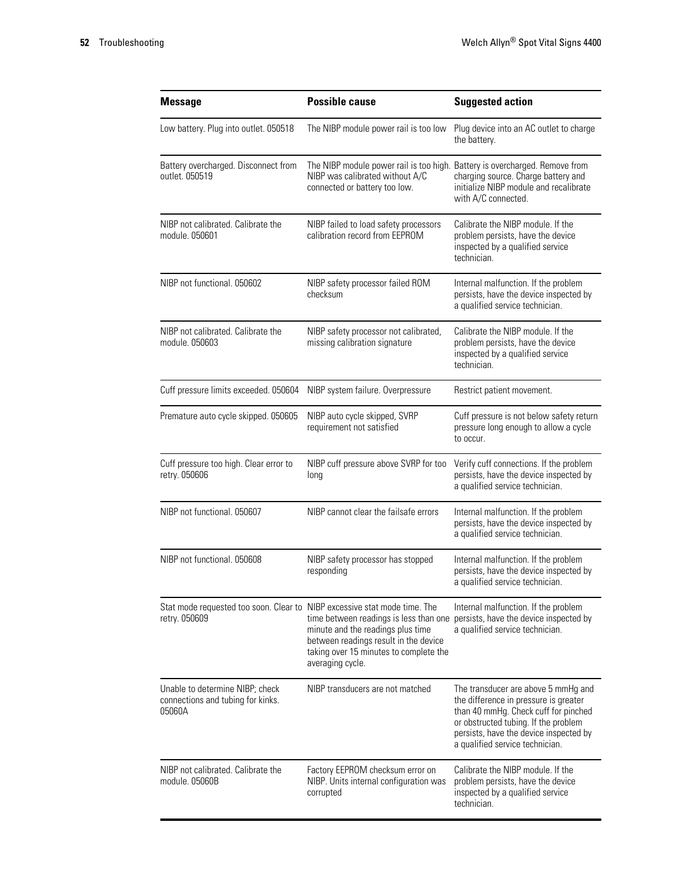| Message | Possible cause | Suggested action |
|---|---|---|
| Low battery. Plug into outlet. 050518 | The NIBP module power rail is too low | Plug device into an AC outlet to charge the battery. |
| Battery overcharged. Disconnect from outlet. 050519 | The NIBP module power rail is too high. NIBP was calibrated without A/C connected or battery too low. | Battery is overcharged. Remove from charging source. Charge battery and initialize NIBP module and recalibrate with A/C connected. |
| NIBP not calibrated. Calibrate the module. 050601 | NIBP failed to load safety processors calibration record from EEPROM | Calibrate the NIBP module. If the problem persists, have the device inspected by a qualified service technician. |
| NIBP not functional. 050602 | NIBP safety processor failed ROM checksum | Internal malfunction. If the problem persists, have the device inspected by a qualified service technician. |
| NIBP not calibrated. Calibrate the module. 050603 | NIBP safety processor not calibrated, missing calibration signature | Calibrate the NIBP module. If the problem persists, have the device inspected by a qualified service technician. |
| Cuff pressure limits exceeded. 050604 | NIBP system failure. Overpressure | Restrict patient movement. |
| Premature auto cycle skipped. 050605 | NIBP auto cycle skipped, SVRP requirement not satisfied | Cuff pressure is not below safety return pressure long enough to allow a cycle to occur. |
| Cuff pressure too high. Clear error to retry. 050606 | NIBP cuff pressure above SVRP for too long | Verify cuff connections. If the problem persists, have the device inspected by a qualified service technician. |
| NIBP not functional. 050607 | NIBP cannot clear the failsafe errors | Internal malfunction. If the problem persists, have the device inspected by a qualified service technician. |
| NIBP not functional. 050608 | NIBP safety processor has stopped responding | Internal malfunction. If the problem persists, have the device inspected by a qualified service technician. |
| Stat mode requested too soon. Clear to retry. 050609 | NIBP excessive stat mode time. The time between readings is less than one minute and the readings plus time between readings result in the device taking over 15 minutes to complete the averaging cycle. | Internal malfunction. If the problem persists, have the device inspected by a qualified service technician. |
| Unable to determine NIBP; check connections and tubing for kinks. 05060A | NIBP transducers are not matched | The transducer are above 5 mmHg and the difference in pressure is greater than 40 mmHg. Check cuff for pinched or obstructed tubing. If the problem persists, have the device inspected by a qualified service technician. |
| NIBP not calibrated. Calibrate the module. 05060B | Factory EEPROM checksum error on NIBP. Units internal configuration was corrupted | Calibrate the NIBP module. If the problem persists, have the device inspected by a qualified service technician. |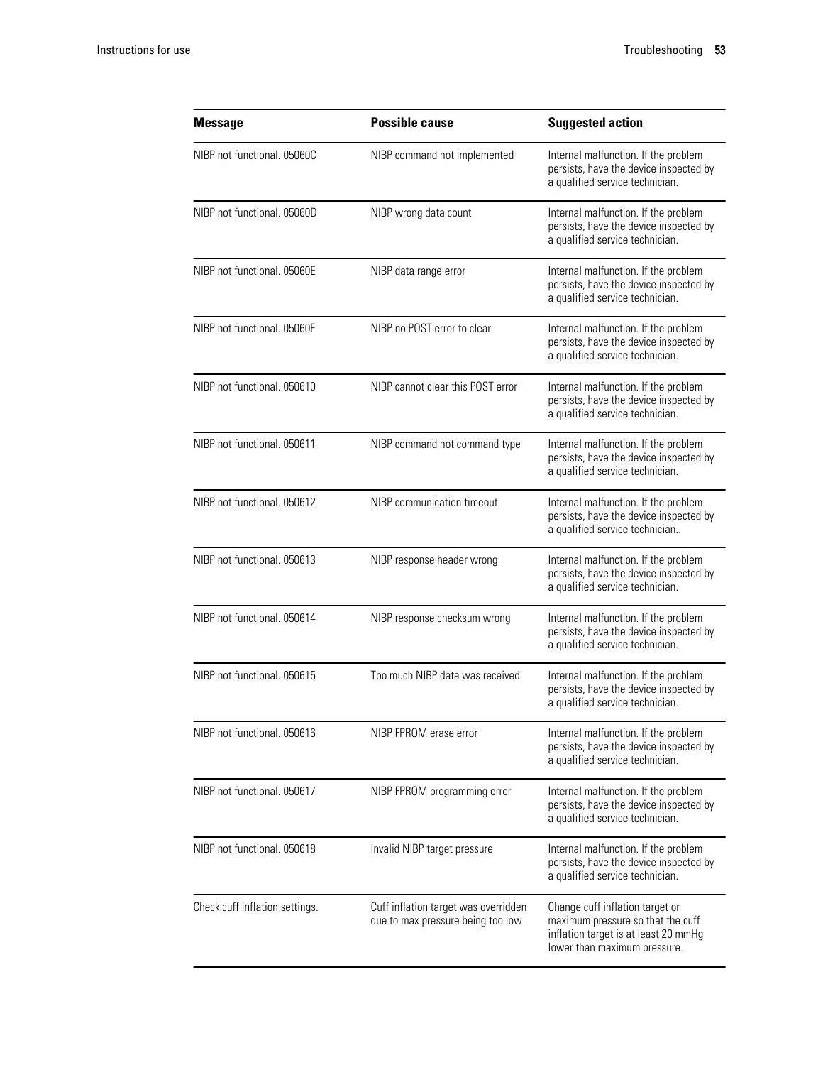| Message | Possible cause | Suggested action |
| --- | --- | --- |
| NIBP not functional. 05060C | NIBP command not implemented | Internal malfunction. If the problem persists, have the device inspected by a qualified service technician. |
| NIBP not functional. 05060D | NIBP wrong data count | Internal malfunction. If the problem persists, have the device inspected by a qualified service technician. |
| NIBP not functional. 05060E | NIBP data range error | Internal malfunction. If the problem persists, have the device inspected by a qualified service technician. |
| NIBP not functional. 05060F | NIBP no POST error to clear | Internal malfunction. If the problem persists, have the device inspected by a qualified service technician. |
| NIBP not functional. 050610 | NIBP cannot clear this POST error | Internal malfunction. If the problem persists, have the device inspected by a qualified service technician. |
| NIBP not functional. 050611 | NIBP command not command type | Internal malfunction. If the problem persists, have the device inspected by a qualified service technician. |
| NIBP not functional. 050612 | NIBP communication timeout | Internal malfunction. If the problem persists, have the device inspected by a qualified service technician.. |
| NIBP not functional. 050613 | NIBP response header wrong | Internal malfunction. If the problem persists, have the device inspected by a qualified service technician. |
| NIBP not functional. 050614 | NIBP response checksum wrong | Internal malfunction. If the problem persists, have the device inspected by a qualified service technician. |
| NIBP not functional. 050615 | Too much NIBP data was received | Internal malfunction. If the problem persists, have the device inspected by a qualified service technician. |
| NIBP not functional. 050616 | NIBP FPROM erase error | Internal malfunction. If the problem persists, have the device inspected by a qualified service technician. |
| NIBP not functional. 050617 | NIBP FPROM programming error | Internal malfunction. If the problem persists, have the device inspected by a qualified service technician. |
| NIBP not functional. 050618 | Invalid NIBP target pressure | Internal malfunction. If the problem persists, have the device inspected by a qualified service technician. |
| Check cuff inflation settings. | Cuff inflation target was overridden due to max pressure being too low | Change cuff inflation target or maximum pressure so that the cuff inflation target is at least 20 mmHg lower than maximum pressure. |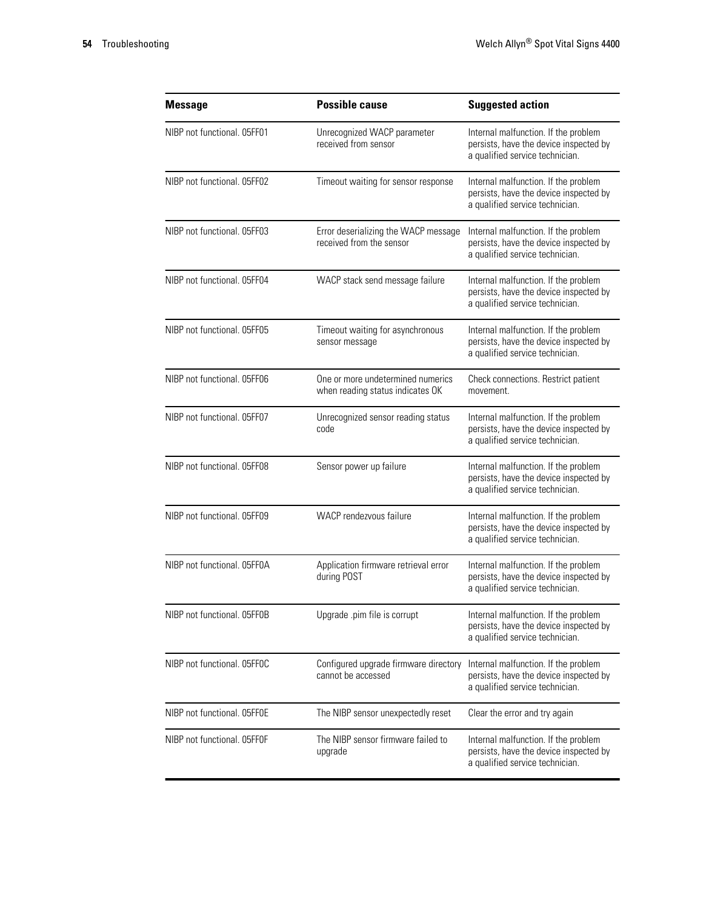| Message | Possible cause | Suggested action |
|---|---|---|
| NIBP not functional. 05FF01 | Unrecognized WACP parameter received from sensor | Internal malfunction. If the problem persists, have the device inspected by a qualified service technician. |
| NIBP not functional. 05FF02 | Timeout waiting for sensor response | Internal malfunction. If the problem persists, have the device inspected by a qualified service technician. |
| NIBP not functional. 05FF03 | Error deserializing the WACP message received from the sensor | Internal malfunction. If the problem persists, have the device inspected by a qualified service technician. |
| NIBP not functional. 05FF04 | WACP stack send message failure | Internal malfunction. If the problem persists, have the device inspected by a qualified service technician. |
| NIBP not functional. 05FF05 | Timeout waiting for asynchronous sensor message | Internal malfunction. If the problem persists, have the device inspected by a qualified service technician. |
| NIBP not functional. 05FF06 | One or more undetermined numerics when reading status indicates OK | Check connections. Restrict patient movement. |
| NIBP not functional. 05FF07 | Unrecognized sensor reading status code | Internal malfunction. If the problem persists, have the device inspected by a qualified service technician. |
| NIBP not functional. 05FF08 | Sensor power up failure | Internal malfunction. If the problem persists, have the device inspected by a qualified service technician. |
| NIBP not functional. 05FF09 | WACP rendezvous failure | Internal malfunction. If the problem persists, have the device inspected by a qualified service technician. |
| NIBP not functional. 05FF0A | Application firmware retrieval error during POST | Internal malfunction. If the problem persists, have the device inspected by a qualified service technician. |
| NIBP not functional. 05FF0B | Upgrade .pim file is corrupt | Internal malfunction. If the problem persists, have the device inspected by a qualified service technician. |
| NIBP not functional. 05FF0C | Configured upgrade firmware directory cannot be accessed | Internal malfunction. If the problem persists, have the device inspected by a qualified service technician. |
| NIBP not functional. 05FF0E | The NIBP sensor unexpectedly reset | Clear the error and try again |
| NIBP not functional. 05FF0F | The NIBP sensor firmware failed to upgrade | Internal malfunction. If the problem persists, have the device inspected by a qualified service technician. |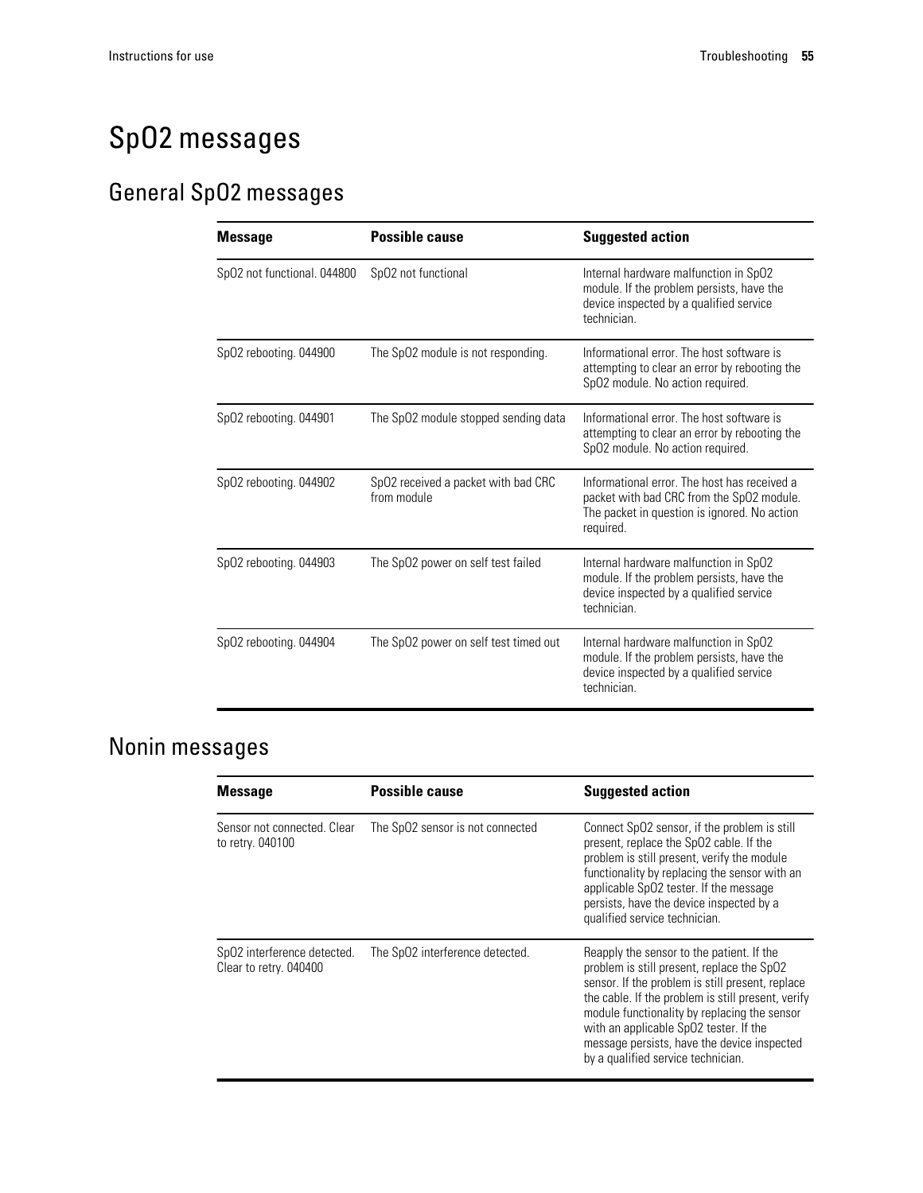# SpO2 messages

## General SpO2 messages

| Message | Possible cause | Suggested action |
| --- | --- | --- |
| SpO2 not functional. 044800 | SpO2 not functional | Internal hardware malfunction in SpO2 module. If the problem persists, have the device inspected by a qualified service technician. |
| SpO2 rebooting. 044900 | The SpO2 module is not responding. | Informational error. The host software is attempting to clear an error by rebooting the SpO2 module. No action required. |
| SpO2 rebooting. 044901 | The SpO2 module stopped sending data | Informational error. The host software is attempting to clear an error by rebooting the SpO2 module. No action required. |
| SpO2 rebooting. 044902 | SpO2 received a packet with bad CRC from module | Informational error. The host has received a packet with bad CRC from the SpO2 module. The packet in question is ignored. No action required. |
| SpO2 rebooting. 044903 | The SpO2 power on self test failed | Internal hardware malfunction in SpO2 module. If the problem persists, have the device inspected by a qualified service technician. |
| SpO2 rebooting. 044904 | The SpO2 power on self test timed out | Internal hardware malfunction in SpO2 module. If the problem persists, have the device inspected by a qualified service technician. |

## Nonin messages

| Message | Possible cause | Suggested action |
| --- | --- | --- |
| Sensor not connected. Clear to retry. 040100 | The SpO2 sensor is not connected | Connect SpO2 sensor, if the problem is still present, replace the SpO2 cable. If the problem is still present, verify the module functionality by replacing the sensor with an applicable SpO2 tester. If the message persists, have the device inspected by a qualified service technician. |
| SpO2 interference detected. Clear to retry. 040400 | The SpO2 interference detected. | Reapply the sensor to the patient. If the problem is still present, replace the SpO2 sensor. If the problem is still present, replace the cable. If the problem is still present, verify module functionality by replacing the sensor with an applicable SpO2 tester. If the message persists, have the device inspected by a qualified service technician. |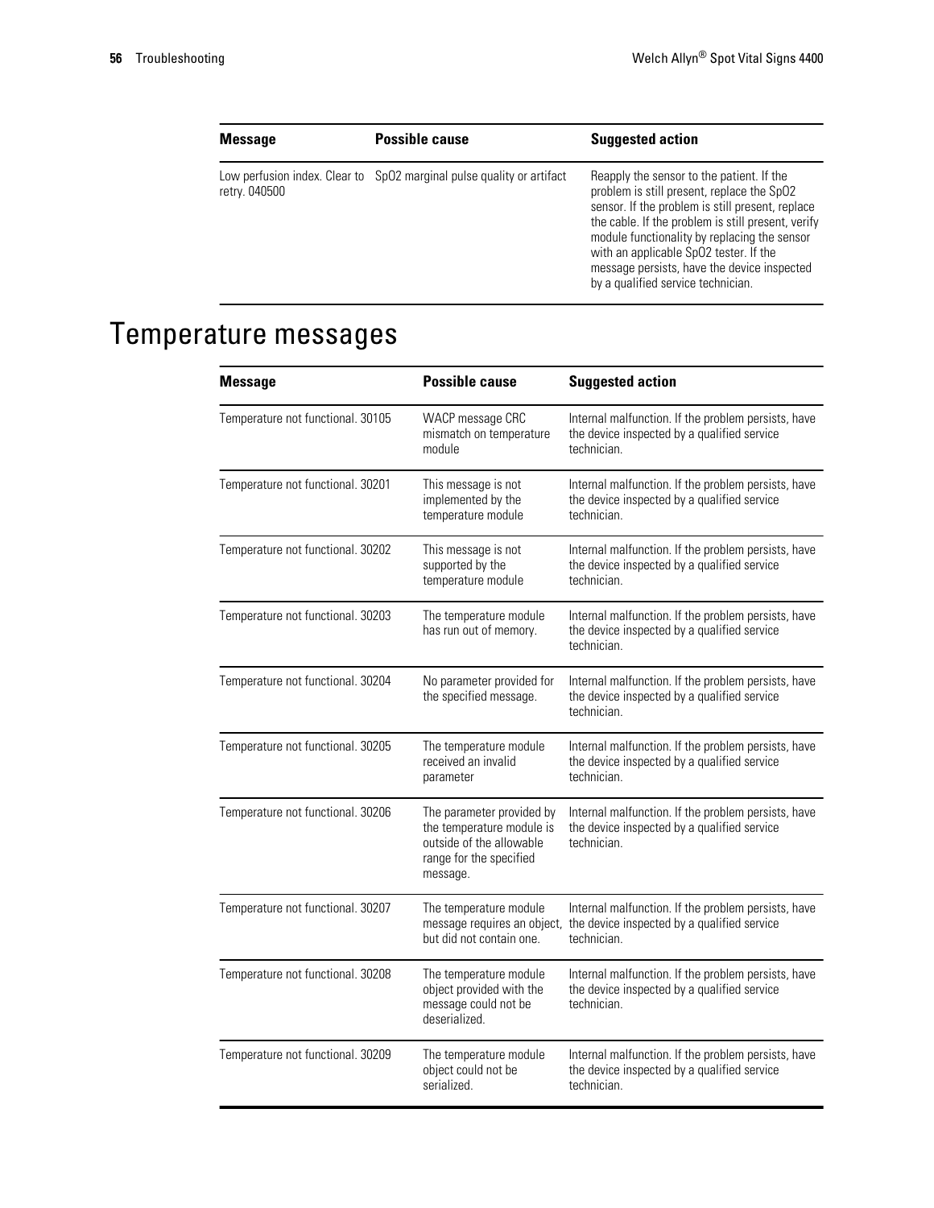| Message | Possible cause | Suggested action |
| --- | --- | --- |
| Low perfusion index. Clear to retry. 040500 | SpO2 marginal pulse quality or artifact | Reapply the sensor to the patient. If the problem is still present, replace the SpO2 sensor. If the problem is still present, replace the cable. If the problem is still present, verify module functionality by replacing the sensor with an applicable SpO2 tester. If the message persists, have the device inspected by a qualified service technician. |

# Temperature messages

| Message | Possible cause | Suggested action |
| --- | --- | --- |
| Temperature not functional. 30105 | WACP message CRC mismatch on temperature module | Internal malfunction. If the problem persists, have the device inspected by a qualified service technician. |
| Temperature not functional. 30201 | This message is not implemented by the temperature module | Internal malfunction. If the problem persists, have the device inspected by a qualified service technician. |
| Temperature not functional. 30202 | This message is not supported by the temperature module | Internal malfunction. If the problem persists, have the device inspected by a qualified service technician. |
| Temperature not functional. 30203 | The temperature module has run out of memory. | Internal malfunction. If the problem persists, have the device inspected by a qualified service technician. |
| Temperature not functional. 30204 | No parameter provided for the specified message. | Internal malfunction. If the problem persists, have the device inspected by a qualified service technician. |
| Temperature not functional. 30205 | The temperature module received an invalid parameter | Internal malfunction. If the problem persists, have the device inspected by a qualified service technician. |
| Temperature not functional. 30206 | The parameter provided by the temperature module is outside of the allowable range for the specified message. | Internal malfunction. If the problem persists, have the device inspected by a qualified service technician. |
| Temperature not functional. 30207 | The temperature module message requires an object, but did not contain one. | Internal malfunction. If the problem persists, have the device inspected by a qualified service technician. |
| Temperature not functional. 30208 | The temperature module object provided with the message could not be deserialized. | Internal malfunction. If the problem persists, have the device inspected by a qualified service technician. |
| Temperature not functional. 30209 | The temperature module object could not be serialized. | Internal malfunction. If the problem persists, have the device inspected by a qualified service technician. |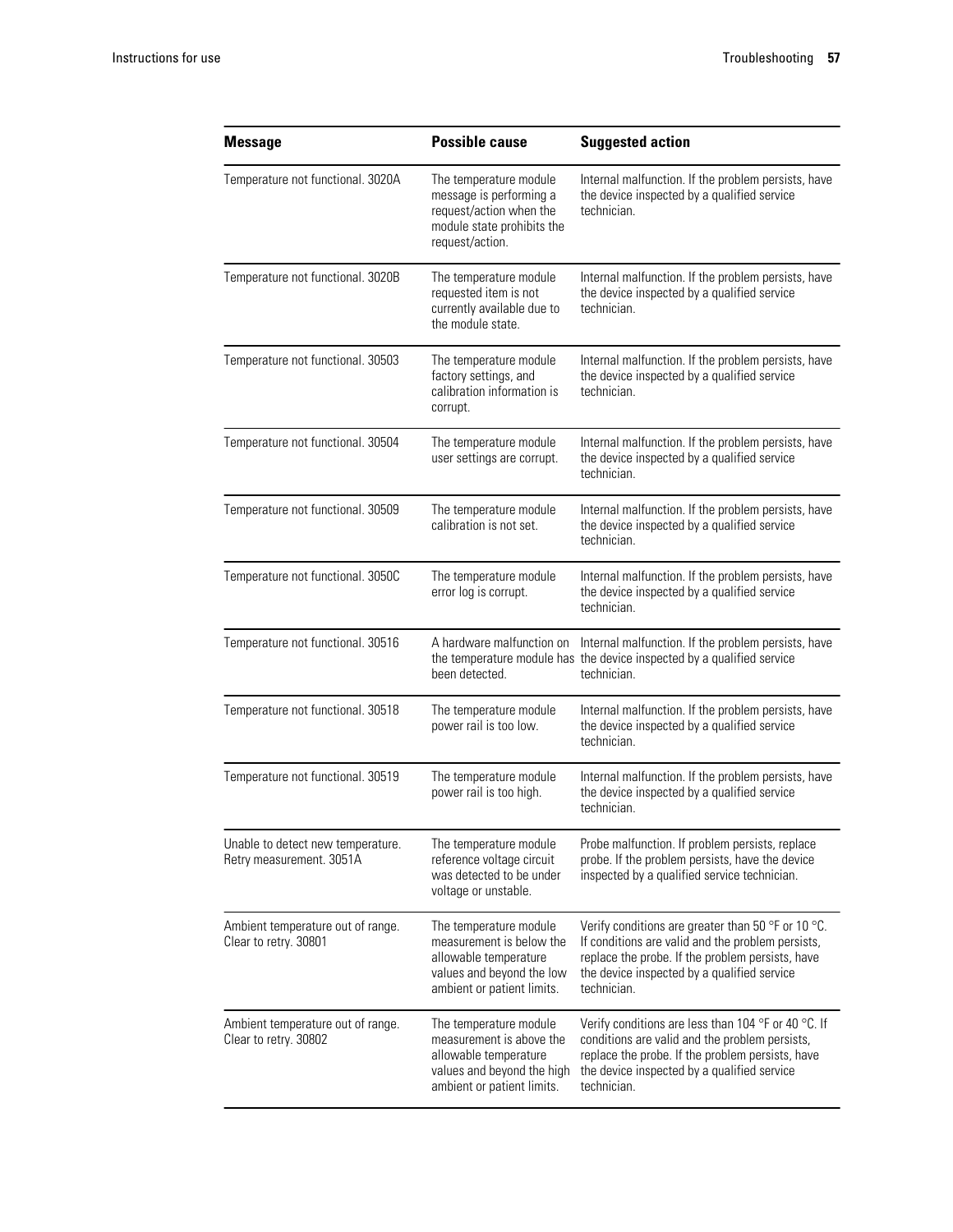| Message | Possible cause | Suggested action |
| --- | --- | --- |
| Temperature not functional. 3020A | The temperature module message is performing a request/action when the module state prohibits the request/action. | Internal malfunction. If the problem persists, have the device inspected by a qualified service technician. |
| Temperature not functional. 3020B | The temperature module requested item is not currently available due to the module state. | Internal malfunction. If the problem persists, have the device inspected by a qualified service technician. |
| Temperature not functional. 30503 | The temperature module factory settings, and calibration information is corrupt. | Internal malfunction. If the problem persists, have the device inspected by a qualified service technician. |
| Temperature not functional. 30504 | The temperature module user settings are corrupt. | Internal malfunction. If the problem persists, have the device inspected by a qualified service technician. |
| Temperature not functional. 30509 | The temperature module calibration is not set. | Internal malfunction. If the problem persists, have the device inspected by a qualified service technician. |
| Temperature not functional. 3050C | The temperature module error log is corrupt. | Internal malfunction. If the problem persists, have the device inspected by a qualified service technician. |
| Temperature not functional. 30516 | A hardware malfunction on the temperature module has been detected. | Internal malfunction. If the problem persists, have the device inspected by a qualified service technician. |
| Temperature not functional. 30518 | The temperature module power rail is too low. | Internal malfunction. If the problem persists, have the device inspected by a qualified service technician. |
| Temperature not functional. 30519 | The temperature module power rail is too high. | Internal malfunction. If the problem persists, have the device inspected by a qualified service technician. |
| Unable to detect new temperature. Retry measurement. 3051A | The temperature module reference voltage circuit was detected to be under voltage or unstable. | Probe malfunction. If problem persists, replace probe. If the problem persists, have the device inspected by a qualified service technician. |
| Ambient temperature out of range. Clear to retry. 30801 | The temperature module measurement is below the allowable temperature values and beyond the low ambient or patient limits. | Verify conditions are greater than 50 °F or 10 °C. If conditions are valid and the problem persists, replace the probe. If the problem persists, have the device inspected by a qualified service technician. |
| Ambient temperature out of range. Clear to retry. 30802 | The temperature module measurement is above the allowable temperature values and beyond the high ambient or patient limits. | Verify conditions are less than 104 °F or 40 °C. If conditions are valid and the problem persists, replace the probe. If the problem persists, have the device inspected by a qualified service technician. |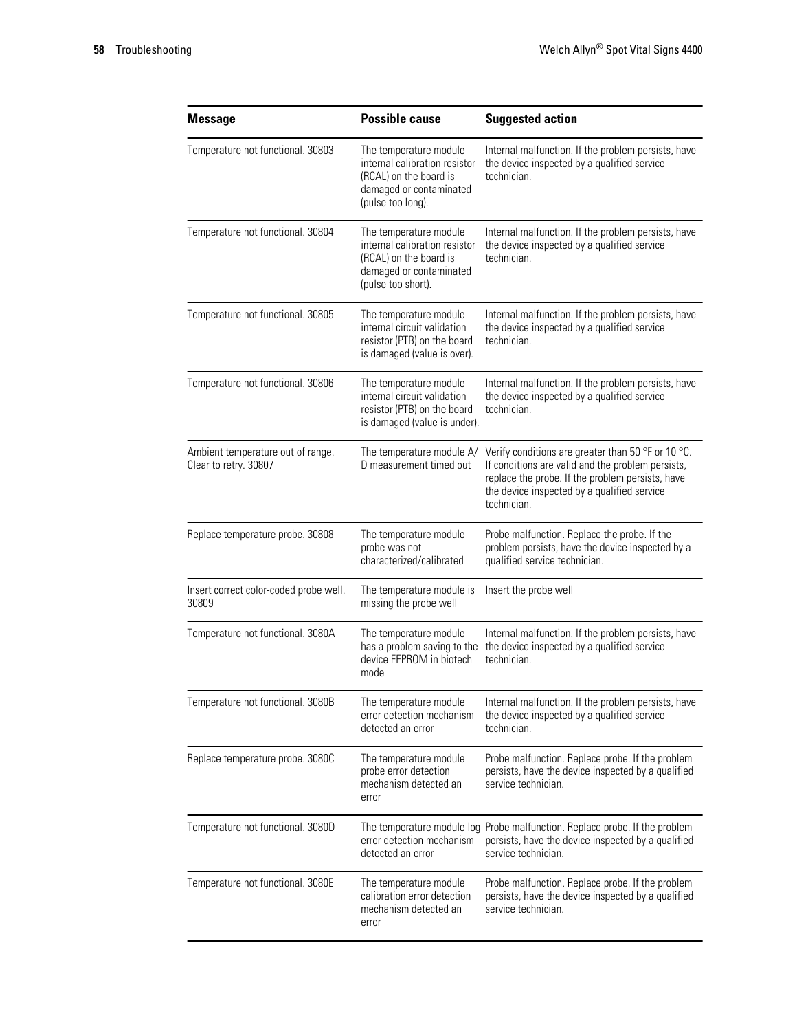| Message | Possible cause | Suggested action |
|---|---|---|
| Temperature not functional. 30803 | The temperature module internal calibration resistor (RCAL) on the board is damaged or contaminated (pulse too long). | Internal malfunction. If the problem persists, have the device inspected by a qualified service technician. |
| Temperature not functional. 30804 | The temperature module internal calibration resistor (RCAL) on the board is damaged or contaminated (pulse too short). | Internal malfunction. If the problem persists, have the device inspected by a qualified service technician. |
| Temperature not functional. 30805 | The temperature module internal circuit validation resistor (PTB) on the board is damaged (value is over). | Internal malfunction. If the problem persists, have the device inspected by a qualified service technician. |
| Temperature not functional. 30806 | The temperature module internal circuit validation resistor (PTB) on the board is damaged (value is under). | Internal malfunction. If the problem persists, have the device inspected by a qualified service technician. |
| Ambient temperature out of range. Clear to retry. 30807 | The temperature module A/D measurement timed out | Verify conditions are greater than 50 °F or 10 °C. If conditions are valid and the problem persists, replace the probe. If the problem persists, have the device inspected by a qualified service technician. |
| Replace temperature probe. 30808 | The temperature module probe was not characterized/calibrated | Probe malfunction. Replace the probe. If the problem persists, have the device inspected by a qualified service technician. |
| Insert correct color-coded probe well. 30809 | The temperature module is missing the probe well | Insert the probe well |
| Temperature not functional. 3080A | The temperature module has a problem saving to the device EEPROM in biotech mode | Internal malfunction. If the problem persists, have the device inspected by a qualified service technician. |
| Temperature not functional. 3080B | The temperature module error detection mechanism detected an error | Internal malfunction. If the problem persists, have the device inspected by a qualified service technician. |
| Replace temperature probe. 3080C | The temperature module probe error detection mechanism detected an error | Probe malfunction. Replace probe. If the problem persists, have the device inspected by a qualified service technician. |
| Temperature not functional. 3080D | The temperature module log error detection mechanism detected an error | Probe malfunction. Replace probe. If the problem persists, have the device inspected by a qualified service technician. |
| Temperature not functional. 3080E | The temperature module calibration error detection mechanism detected an error | Probe malfunction. Replace probe. If the problem persists, have the device inspected by a qualified service technician. |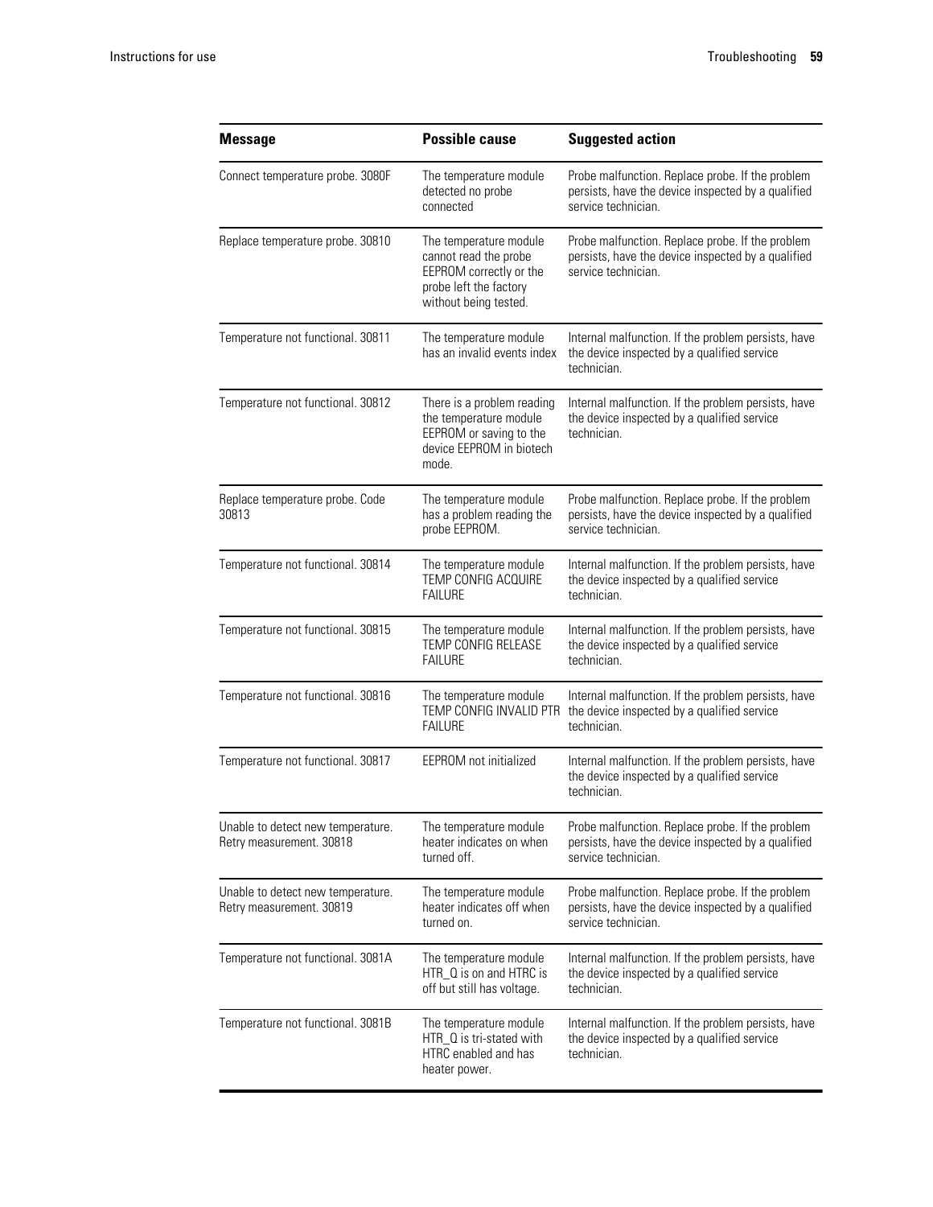| Message | Possible cause | Suggested action |
|---|---|---|
| Connect temperature probe. 3080F | The temperature module detected no probe connected | Probe malfunction. Replace probe. If the problem persists, have the device inspected by a qualified service technician. |
| Replace temperature probe. 30810 | The temperature module cannot read the probe EEPROM correctly or the probe left the factory without being tested. | Probe malfunction. Replace probe. If the problem persists, have the device inspected by a qualified service technician. |
| Temperature not functional. 30811 | The temperature module has an invalid events index | Internal malfunction. If the problem persists, have the device inspected by a qualified service technician. |
| Temperature not functional. 30812 | There is a problem reading the temperature module EEPROM or saving to the device EEPROM in biotech mode. | Internal malfunction. If the problem persists, have the device inspected by a qualified service technician. |
| Replace temperature probe. Code 30813 | The temperature module has a problem reading the probe EEPROM. | Probe malfunction. Replace probe. If the problem persists, have the device inspected by a qualified service technician. |
| Temperature not functional. 30814 | The temperature module TEMP CONFIG ACQUIRE FAILURE | Internal malfunction. If the problem persists, have the device inspected by a qualified service technician. |
| Temperature not functional. 30815 | The temperature module TEMP CONFIG RELEASE FAILURE | Internal malfunction. If the problem persists, have the device inspected by a qualified service technician. |
| Temperature not functional. 30816 | The temperature module TEMP CONFIG INVALID PTR FAILURE | Internal malfunction. If the problem persists, have the device inspected by a qualified service technician. |
| Temperature not functional. 30817 | EEPROM not initialized | Internal malfunction. If the problem persists, have the device inspected by a qualified service technician. |
| Unable to detect new temperature. Retry measurement. 30818 | The temperature module heater indicates on when turned off. | Probe malfunction. Replace probe. If the problem persists, have the device inspected by a qualified service technician. |
| Unable to detect new temperature. Retry measurement. 30819 | The temperature module heater indicates off when turned on. | Probe malfunction. Replace probe. If the problem persists, have the device inspected by a qualified service technician. |
| Temperature not functional. 3081A | The temperature module HTR_Q is on and HTRC is off but still has voltage. | Internal malfunction. If the problem persists, have the device inspected by a qualified service technician. |
| Temperature not functional. 3081B | The temperature module HTR_Q is tri-stated with HTRC enabled and has heater power. | Internal malfunction. If the problem persists, have the device inspected by a qualified service technician. |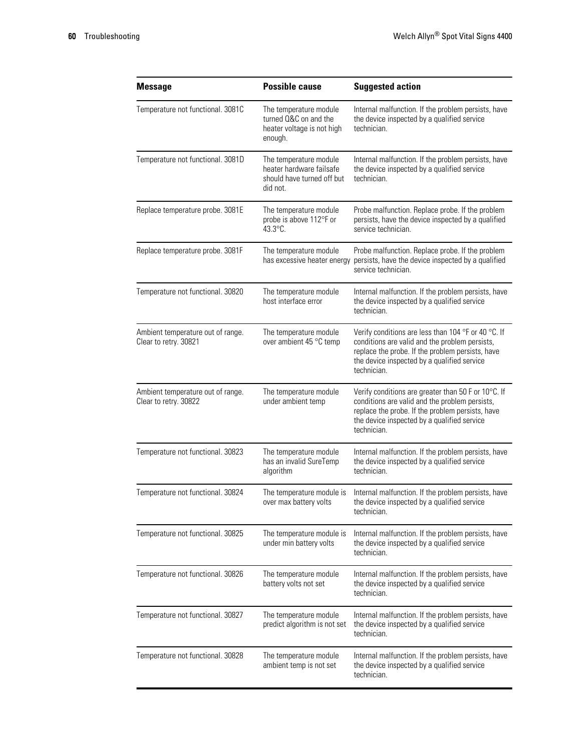| Message | Possible cause | Suggested action |
| --- | --- | --- |
| Temperature not functional. 3081C | The temperature module turned Q&C on and the heater voltage is not high enough. | Internal malfunction. If the problem persists, have the device inspected by a qualified service technician. |
| Temperature not functional. 3081D | The temperature module heater hardware failsafe should have turned off but did not. | Internal malfunction. If the problem persists, have the device inspected by a qualified service technician. |
| Replace temperature probe. 3081E | The temperature module probe is above 112°F or 43.3°C. | Probe malfunction. Replace probe. If the problem persists, have the device inspected by a qualified service technician. |
| Replace temperature probe. 3081F | The temperature module has excessive heater energy | Probe malfunction. Replace probe. If the problem persists, have the device inspected by a qualified service technician. |
| Temperature not functional. 30820 | The temperature module host interface error | Internal malfunction. If the problem persists, have the device inspected by a qualified service technician. |
| Ambient temperature out of range. Clear to retry. 30821 | The temperature module over ambient 45 °C temp | Verify conditions are less than 104 °F or 40 °C. If conditions are valid and the problem persists, replace the probe. If the problem persists, have the device inspected by a qualified service technician. |
| Ambient temperature out of range. Clear to retry. 30822 | The temperature module under ambient temp | Verify conditions are greater than 50 F or 10°C. If conditions are valid and the problem persists, replace the probe. If the problem persists, have the device inspected by a qualified service technician. |
| Temperature not functional. 30823 | The temperature module has an invalid SureTemp algorithm | Internal malfunction. If the problem persists, have the device inspected by a qualified service technician. |
| Temperature not functional. 30824 | The temperature module is over max battery volts | Internal malfunction. If the problem persists, have the device inspected by a qualified service technician. |
| Temperature not functional. 30825 | The temperature module is under min battery volts | Internal malfunction. If the problem persists, have the device inspected by a qualified service technician. |
| Temperature not functional. 30826 | The temperature module battery volts not set | Internal malfunction. If the problem persists, have the device inspected by a qualified service technician. |
| Temperature not functional. 30827 | The temperature module predict algorithm is not set | Internal malfunction. If the problem persists, have the device inspected by a qualified service technician. |
| Temperature not functional. 30828 | The temperature module ambient temp is not set | Internal malfunction. If the problem persists, have the device inspected by a qualified service technician. |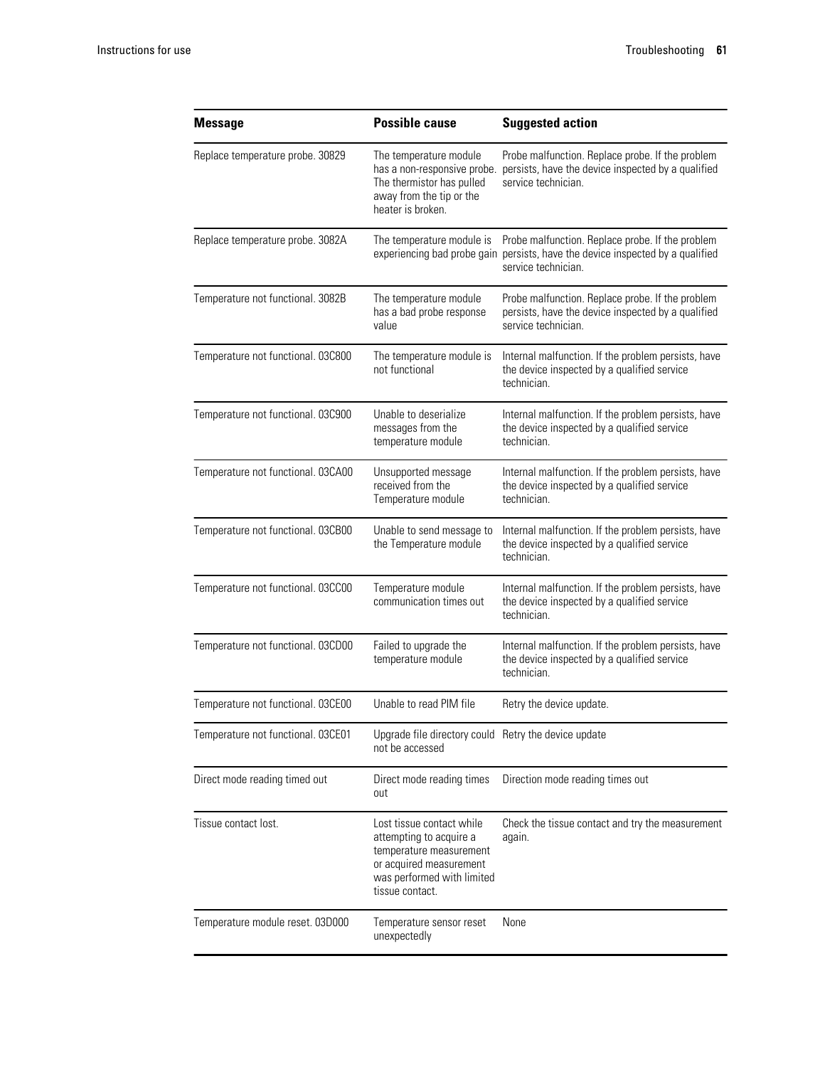| Message | Possible cause | Suggested action |
|---|---|---|
| Replace temperature probe. 30829 | The temperature module has a non-responsive probe. The thermistor has pulled away from the tip or the heater is broken. | Probe malfunction. Replace probe. If the problem persists, have the device inspected by a qualified service technician. |
| Replace temperature probe. 3082A | The temperature module is experiencing bad probe gain | Probe malfunction. Replace probe. If the problem persists, have the device inspected by a qualified service technician. |
| Temperature not functional. 3082B | The temperature module has a bad probe response value | Probe malfunction. Replace probe. If the problem persists, have the device inspected by a qualified service technician. |
| Temperature not functional. 03C800 | The temperature module is not functional | Internal malfunction. If the problem persists, have the device inspected by a qualified service technician. |
| Temperature not functional. 03C900 | Unable to deserialize messages from the temperature module | Internal malfunction. If the problem persists, have the device inspected by a qualified service technician. |
| Temperature not functional. 03CA00 | Unsupported message received from the Temperature module | Internal malfunction. If the problem persists, have the device inspected by a qualified service technician. |
| Temperature not functional. 03CB00 | Unable to send message to the Temperature module | Internal malfunction. If the problem persists, have the device inspected by a qualified service technician. |
| Temperature not functional. 03CC00 | Temperature module communication times out | Internal malfunction. If the problem persists, have the device inspected by a qualified service technician. |
| Temperature not functional. 03CD00 | Failed to upgrade the temperature module | Internal malfunction. If the problem persists, have the device inspected by a qualified service technician. |
| Temperature not functional. 03CE00 | Unable to read PIM file | Retry the device update. |
| Temperature not functional. 03CE01 | Upgrade file directory could not be accessed | Retry the device update |
| Direct mode reading timed out | Direct mode reading times out | Direction mode reading times out |
| Tissue contact lost. | Lost tissue contact while attempting to acquire a temperature measurement or acquired measurement was performed with limited tissue contact. | Check the tissue contact and try the measurement again. |
| Temperature module reset. 03D000 | Temperature sensor reset unexpectedly | None |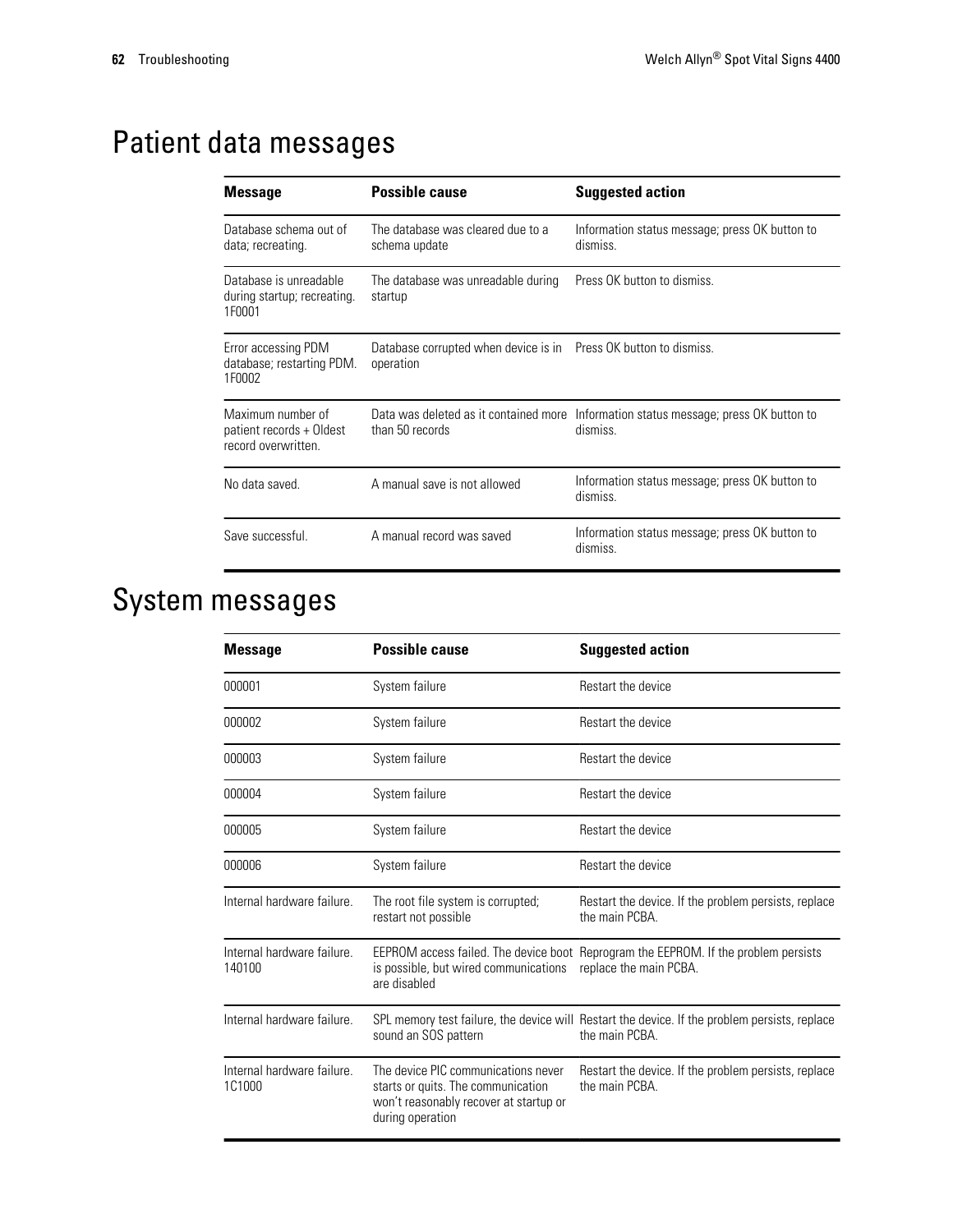## Patient data messages

| Message | Possible cause | Suggested action |
|---|---|---|
| Database schema out of data; recreating. | The database was cleared due to a schema update | Information status message; press OK button to dismiss. |
| Database is unreadable during startup; recreating. 1F0001 | The database was unreadable during startup | Press OK button to dismiss. |
| Error accessing PDM database; restarting PDM. 1F0002 | Database corrupted when device is in operation | Press OK button to dismiss. |
| Maximum number of patient records + Oldest record overwritten. | Data was deleted as it contained more than 50 records | Information status message; press OK button to dismiss. |
| No data saved. | A manual save is not allowed | Information status message; press OK button to dismiss. |
| Save successful. | A manual record was saved | Information status message; press OK button to dismiss. |

## System messages

| Message | Possible cause | Suggested action |
|---|---|---|
| 000001 | System failure | Restart the device |
| 000002 | System failure | Restart the device |
| 000003 | System failure | Restart the device |
| 000004 | System failure | Restart the device |
| 000005 | System failure | Restart the device |
| 000006 | System failure | Restart the device |
| Internal hardware failure. | The root file system is corrupted; restart not possible | Restart the device. If the problem persists, replace the main PCBA. |
| Internal hardware failure. 140100 | EEPROM access failed. The device boot is possible, but wired communications are disabled | Reprogram the EEPROM. If the problem persists replace the main PCBA. |
| Internal hardware failure. | SPL memory test failure, the device will sound an SOS pattern | Restart the device. If the problem persists, replace the main PCBA. |
| Internal hardware failure. 1C1000 | The device PIC communications never starts or quits. The communication won't reasonably recover at startup or during operation | Restart the device. If the problem persists, replace the main PCBA. |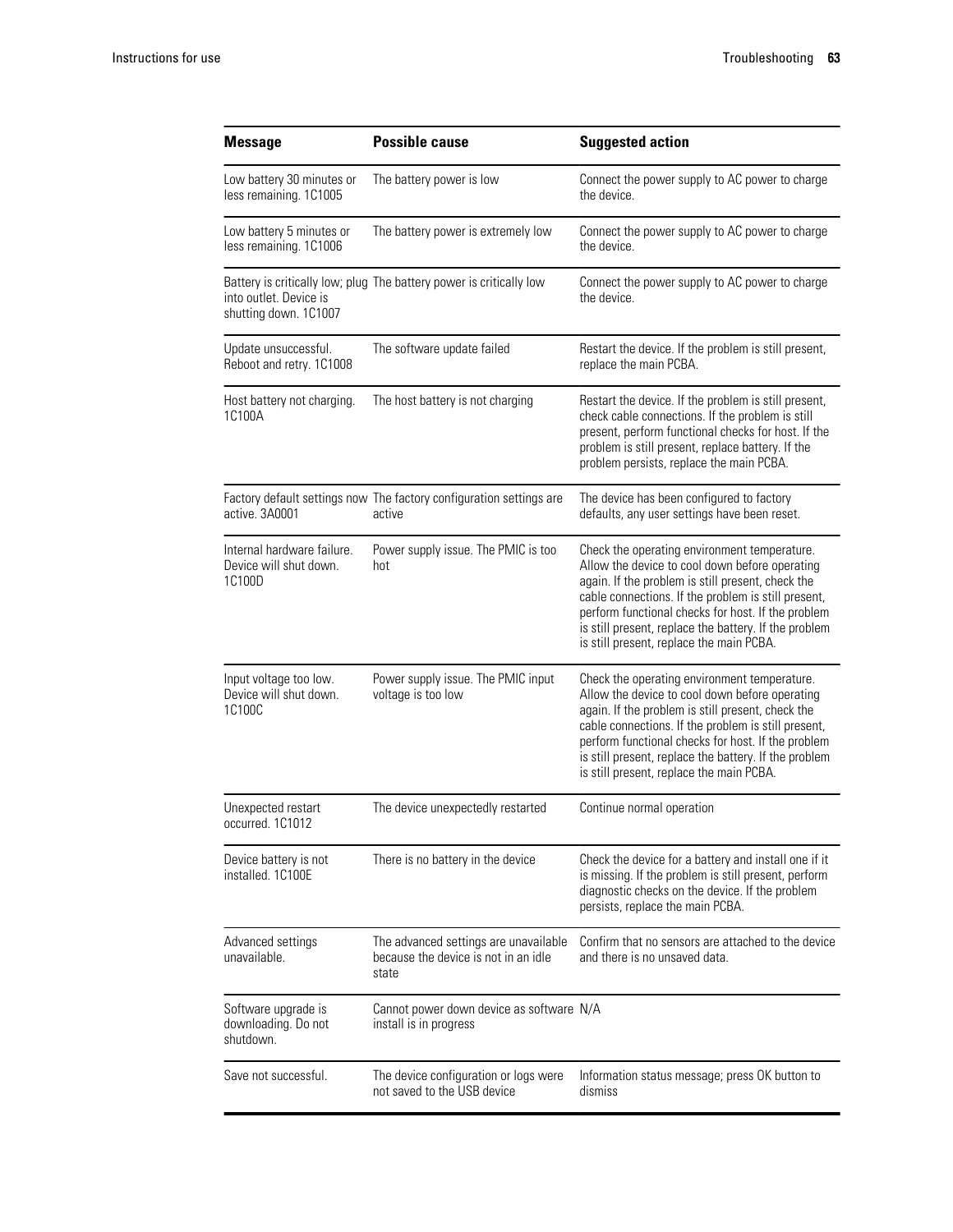| Message | Possible cause | Suggested action |
|---|---|---|
| Low battery 30 minutes or less remaining. 1C1005 | The battery power is low | Connect the power supply to AC power to charge the device. |
| Low battery 5 minutes or less remaining. 1C1006 | The battery power is extremely low | Connect the power supply to AC power to charge the device. |
| Battery is critically low; plug into outlet. Device is shutting down. 1C1007 | The battery power is critically low | Connect the power supply to AC power to charge the device. |
| Update unsuccessful. Reboot and retry. 1C1008 | The software update failed | Restart the device. If the problem is still present, replace the main PCBA. |
| Host battery not charging. 1C100A | The host battery is not charging | Restart the device. If the problem is still present, check cable connections. If the problem is still present, perform functional checks for host. If the problem is still present, replace battery. If the problem persists, replace the main PCBA. |
| Factory default settings now active. 3A0001 | The factory configuration settings are active | The device has been configured to factory defaults, any user settings have been reset. |
| Internal hardware failure. Device will shut down. 1C100D | Power supply issue. The PMIC is too hot | Check the operating environment temperature. Allow the device to cool down before operating again. If the problem is still present, check the cable connections. If the problem is still present, perform functional checks for host. If the problem is still present, replace the battery. If the problem is still present, replace the main PCBA. |
| Input voltage too low. Device will shut down. 1C100C | Power supply issue. The PMIC input voltage is too low | Check the operating environment temperature. Allow the device to cool down before operating again. If the problem is still present, check the cable connections. If the problem is still present, perform functional checks for host. If the problem is still present, replace the battery. If the problem is still present, replace the main PCBA. |
| Unexpected restart occurred. 1C1012 | The device unexpectedly restarted | Continue normal operation |
| Device battery is not installed. 1C100E | There is no battery in the device | Check the device for a battery and install one if it is missing. If the problem is still present, perform diagnostic checks on the device. If the problem persists, replace the main PCBA. |
| Advanced settings unavailable. | The advanced settings are unavailable because the device is not in an idle state | Confirm that no sensors are attached to the device and there is no unsaved data. |
| Software upgrade is downloading. Do not shutdown. | Cannot power down device as software install is in progress | N/A |
| Save not successful. | The device configuration or logs were not saved to the USB device | Information status message; press OK button to dismiss |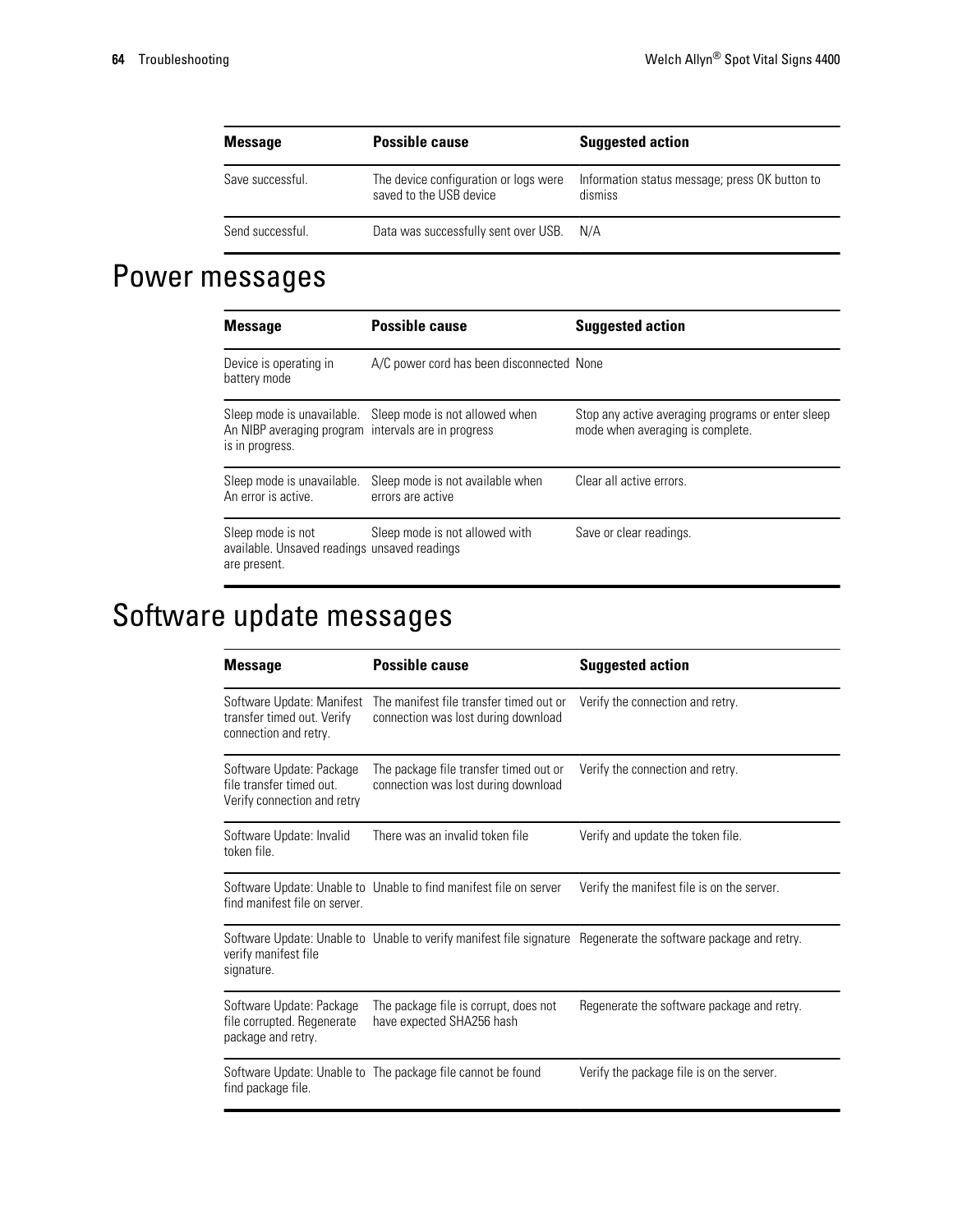| Message | Possible cause | Suggested action |
| --- | --- | --- |
| Save successful. | The device configuration or logs were saved to the USB device | Information status message; press OK button to dismiss |
| Send successful. | Data was successfully sent over USB. | N/A |

# Power messages

| Message | Possible cause | Suggested action |
| --- | --- | --- |
| Device is operating in battery mode | A/C power cord has been disconnected | None |
| Sleep mode is unavailable. An NIBP averaging program is in progress. | Sleep mode is not allowed when intervals are in progress | Stop any active averaging programs or enter sleep mode when averaging is complete. |
| Sleep mode is unavailable. An error is active. | Sleep mode is not available when errors are active | Clear all active errors. |
| Sleep mode is not available. Unsaved readings are present. | Sleep mode is not allowed with unsaved readings | Save or clear readings. |

# Software update messages

| Message | Possible cause | Suggested action |
| --- | --- | --- |
| Software Update: Manifest transfer timed out. Verify connection and retry. | The manifest file transfer timed out or connection was lost during download | Verify the connection and retry. |
| Software Update: Package file transfer timed out. Verify connection and retry | The package file transfer timed out or connection was lost during download | Verify the connection and retry. |
| Software Update: Invalid token file. | There was an invalid token file | Verify and update the token file. |
| Software Update: Unable to find manifest file on server. | Unable to find manifest file on server | Verify the manifest file is on the server. |
| Software Update: Unable to verify manifest file signature. | Unable to verify manifest file signature | Regenerate the software package and retry. |
| Software Update: Package file corrupted. Regenerate package and retry. | The package file is corrupt, does not have expected SHA256 hash | Regenerate the software package and retry. |
| Software Update: Unable to find package file. | The package file cannot be found | Verify the package file is on the server. |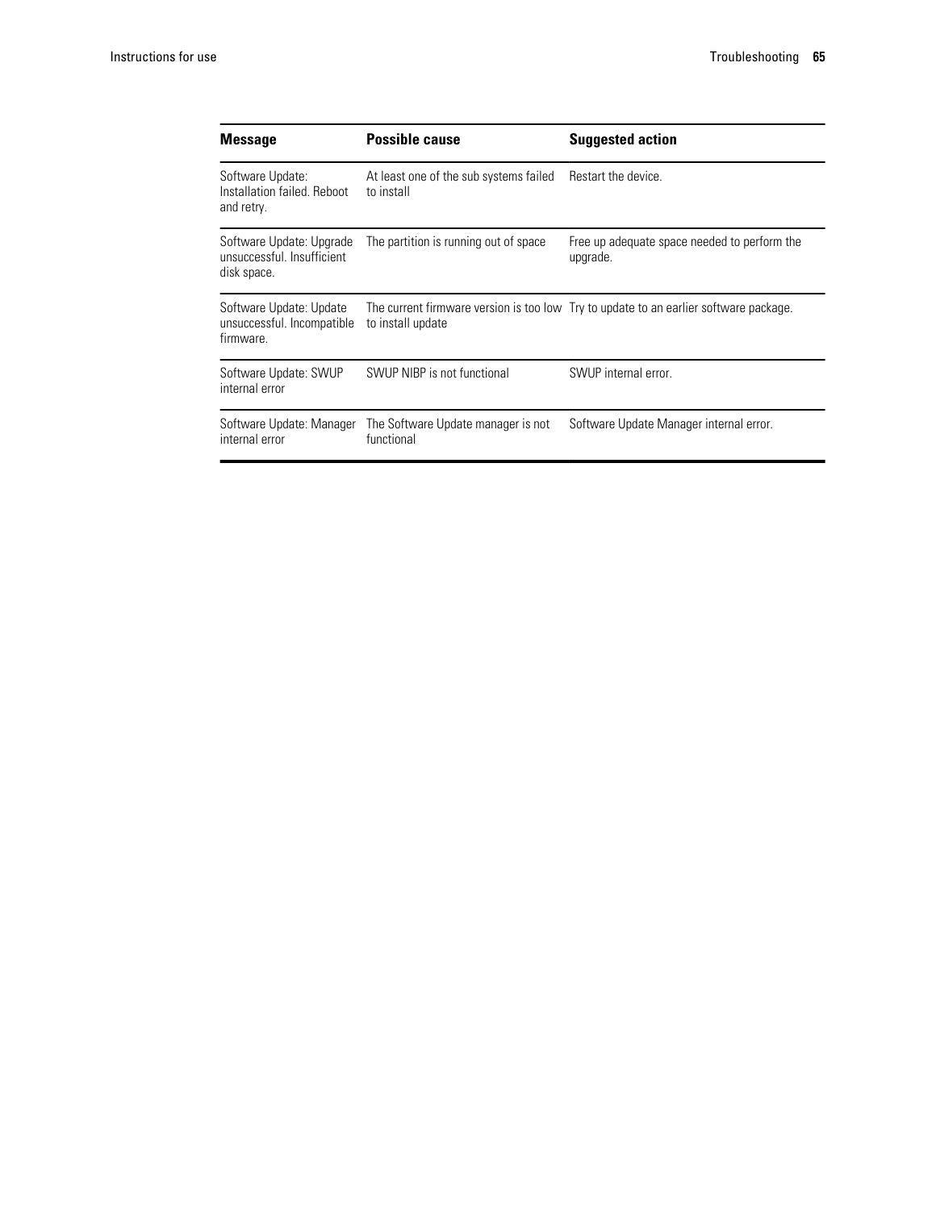| Message | Possible cause | Suggested action |
|---|---|---|
| Software Update: Installation failed. Reboot and retry. | At least one of the sub systems failed to install | Restart the device. |
| Software Update: Upgrade unsuccessful. Insufficient disk space. | The partition is running out of space | Free up adequate space needed to perform the upgrade. |
| Software Update: Update unsuccessful. Incompatible firmware. | The current firmware version is too low to install update | Try to update to an earlier software package. |
| Software Update: SWUP internal error | SWUP NIBP is not functional | SWUP internal error. |
| Software Update: Manager internal error | The Software Update manager is not functional | Software Update Manager internal error. |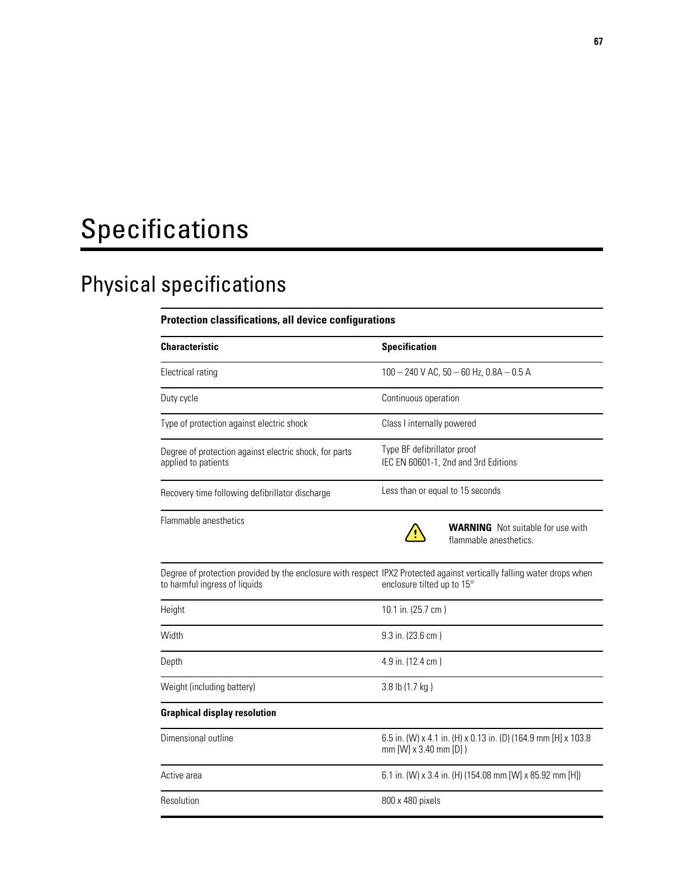# Specifications

## Physical specifications

| Protection classifications, all device configurations | |
|---|---|
| **Characteristic** | **Specification** |
| Electrical rating | 100 – 240 V AC, 50 – 60 Hz, 0.8A – 0.5 A |
| Duty cycle | Continuous operation |
| Type of protection against electric shock | Class I internally powered |
| Degree of protection against electric shock, for parts applied to patients | Type BF defibrillator proof<br>IEC EN 60601-1, 2nd and 3rd Editions |
| Recovery time following defibrillator discharge | Less than or equal to 15 seconds |
| Flammable anesthetics | **WARNING** Not suitable for use with flammable anesthetics. |
| Degree of protection provided by the enclosure with respect to harmful ingress of liquids | IPX2 Protected against vertically falling water drops when enclosure tilted up to 15° |
| Height | 10.1 in. (25.7 cm ) |
| Width | 9.3 in. (23.6 cm ) |
| Depth | 4.9 in. (12.4 cm ) |
| Weight (including battery) | 3.8 lb (1.7 kg ) |
| **Graphical display resolution** | |
| Dimensional outline | 6.5 in. (W) x 4.1 in. (H) x 0.13 in. (D) (164.9 mm [H] x 103.8 mm [W] x 3.40 mm [D] ) |
| Active area | 6.1 in. (W) x 3.4 in. (H) (154.08 mm [W] x 85.92 mm [H]) |
| Resolution | 800 x 480 pixels |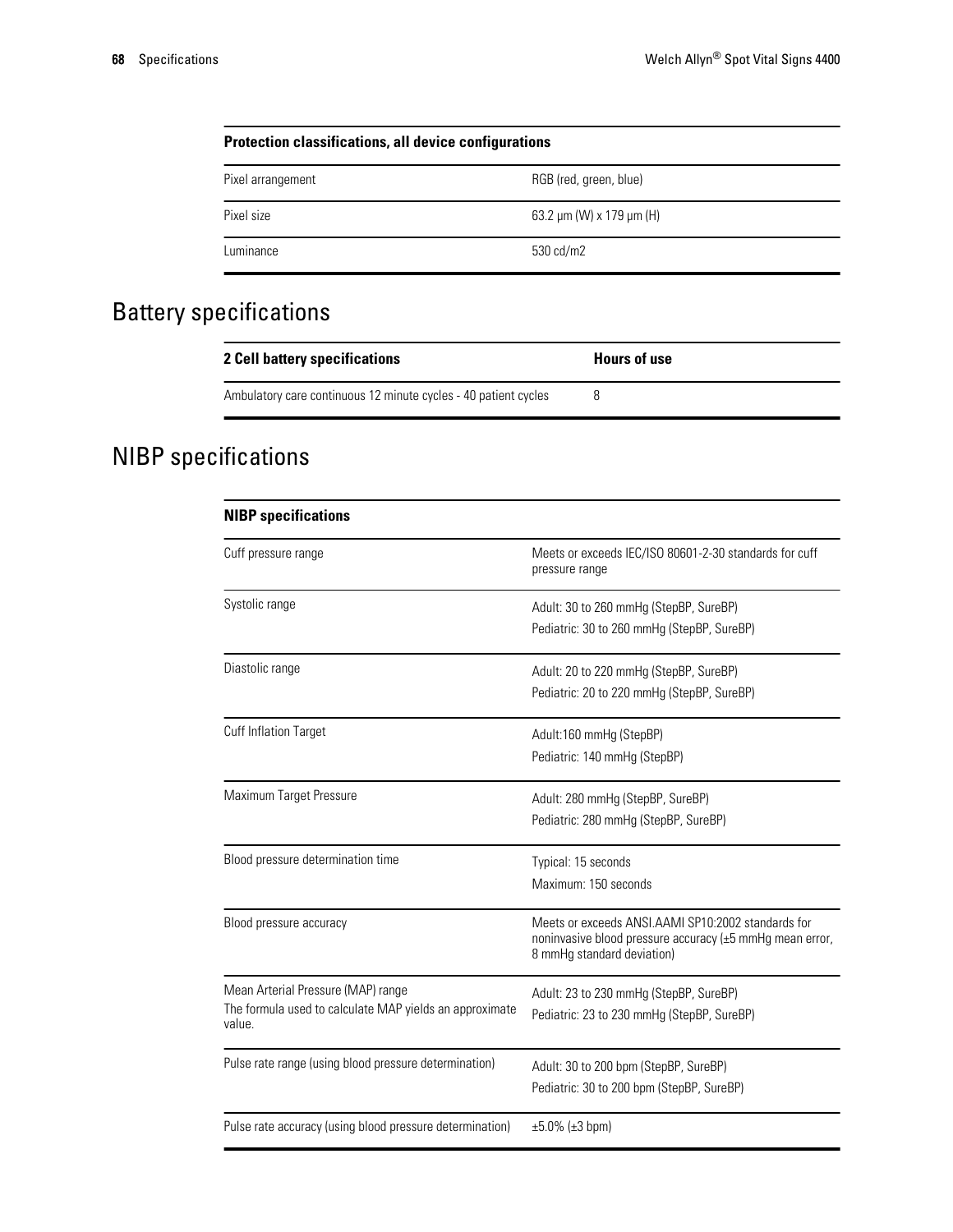| Protection classifications, all device configurations | |
|---|---|
| Pixel arrangement | RGB (red, green, blue) |
| Pixel size | 63.2 µm (W) x 179 µm (H) |
| Luminance | 530 cd/m2 |

## Battery specifications

| 2 Cell battery specifications | Hours of use |
|---|---|
| Ambulatory care continuous 12 minute cycles - 40 patient cycles | 8 |

## NIBP specifications

| NIBP specifications | |
|---|---|
| Cuff pressure range | Meets or exceeds IEC/ISO 80601-2-30 standards for cuff pressure range |
| Systolic range | Adult: 30 to 260 mmHg (StepBP, SureBP)<br>Pediatric: 30 to 260 mmHg (StepBP, SureBP) |
| Diastolic range | Adult: 20 to 220 mmHg (StepBP, SureBP)<br>Pediatric: 20 to 220 mmHg (StepBP, SureBP) |
| Cuff Inflation Target | Adult:160 mmHg (StepBP)<br>Pediatric: 140 mmHg (StepBP) |
| Maximum Target Pressure | Adult: 280 mmHg (StepBP, SureBP)<br>Pediatric: 280 mmHg (StepBP, SureBP) |
| Blood pressure determination time | Typical: 15 seconds<br>Maximum: 150 seconds |
| Blood pressure accuracy | Meets or exceeds ANSI.AAMI SP10:2002 standards for noninvasive blood pressure accuracy (±5 mmHg mean error, 8 mmHg standard deviation) |
| Mean Arterial Pressure (MAP) range<br>The formula used to calculate MAP yields an approximate value. | Adult: 23 to 230 mmHg (StepBP, SureBP)<br>Pediatric: 23 to 230 mmHg (StepBP, SureBP) |
| Pulse rate range (using blood pressure determination) | Adult: 30 to 200 bpm (StepBP, SureBP)<br>Pediatric: 30 to 200 bpm (StepBP, SureBP) |
| Pulse rate accuracy (using blood pressure determination) | ±5.0% (±3 bpm) |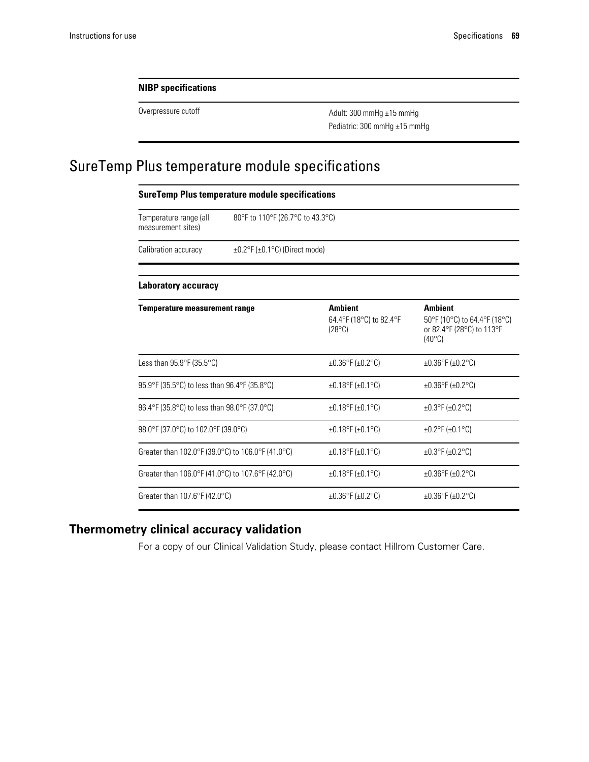| NIBP specifications | |
|---|---|
| Overpressure cutoff | Adult: 300 mmHg ±15 mmHg<br>Pediatric: 300 mmHg ±15 mmHg |

# SureTemp Plus temperature module specifications

| SureTemp Plus temperature module specifications | |
|---|---|
| Temperature range (all measurement sites) | 80°F to 110°F (26.7°C to 43.3°C) |
| Calibration accuracy | ±0.2°F (±0.1°C) (Direct mode) |

**Laboratory accuracy**

| Temperature measurement range | **Ambient** 64.4°F (18°C) to 82.4°F (28°C) | **Ambient** 50°F (10°C) to 64.4°F (18°C) or 82.4°F (28°C) to 113°F (40°C) |
|---|---|---|
| Less than 95.9°F (35.5°C) | ±0.36°F (±0.2°C) | ±0.36°F (±0.2°C) |
| 95.9°F (35.5°C) to less than 96.4°F (35.8°C) | ±0.18°F (±0.1°C) | ±0.36°F (±0.2°C) |
| 96.4°F (35.8°C) to less than 98.0°F (37.0°C) | ±0.18°F (±0.1°C) | ±0.3°F (±0.2°C) |
| 98.0°F (37.0°C) to 102.0°F (39.0°C) | ±0.18°F (±0.1°C) | ±0.2°F (±0.1°C) |
| Greater than 102.0°F (39.0°C) to 106.0°F (41.0°C) | ±0.18°F (±0.1°C) | ±0.3°F (±0.2°C) |
| Greater than 106.0°F (41.0°C) to 107.6°F (42.0°C) | ±0.18°F (±0.1°C) | ±0.36°F (±0.2°C) |
| Greater than 107.6°F (42.0°C) | ±0.36°F (±0.2°C) | ±0.36°F (±0.2°C) |

## Thermometry clinical accuracy validation

For a copy of our Clinical Validation Study, please contact Hillrom Customer Care.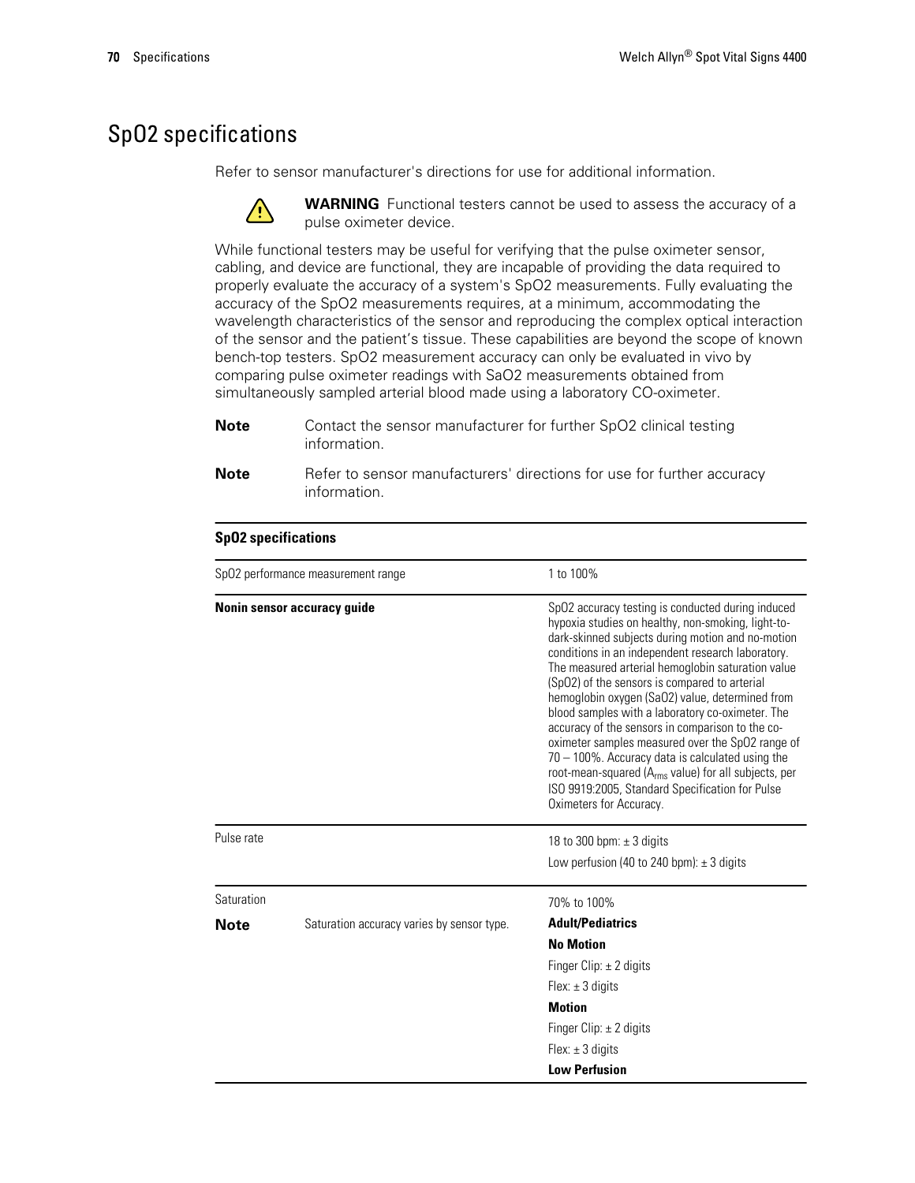## SpO2 specifications

Refer to sensor manufacturer's directions for use for additional information.

**WARNING** Functional testers cannot be used to assess the accuracy of a pulse oximeter device.

While functional testers may be useful for verifying that the pulse oximeter sensor, cabling, and device are functional, they are incapable of providing the data required to properly evaluate the accuracy of a system's SpO2 measurements. Fully evaluating the accuracy of the SpO2 measurements requires, at a minimum, accommodating the wavelength characteristics of the sensor and reproducing the complex optical interaction of the sensor and the patient's tissue. These capabilities are beyond the scope of known bench-top testers. SpO2 measurement accuracy can only be evaluated in vivo by comparing pulse oximeter readings with SaO2 measurements obtained from simultaneously sampled arterial blood made using a laboratory CO-oximeter.

**Note** Contact the sensor manufacturer for further SpO2 clinical testing information.

**Note** Refer to sensor manufacturers' directions for use for further accuracy information.

| **SpO2 specifications** | |
|---|---|
| SpO2 performance measurement range | 1 to 100% |
| **Nonin sensor accuracy guide** | SpO2 accuracy testing is conducted during induced hypoxia studies on healthy, non-smoking, light-to-dark-skinned subjects during motion and no-motion conditions in an independent research laboratory. The measured arterial hemoglobin saturation value (SpO2) of the sensors is compared to arterial hemoglobin oxygen (SaO2) value, determined from blood samples with a laboratory co-oximeter. The accuracy of the sensors in comparison to the co-oximeter samples measured over the SpO2 range of 70 – 100%. Accuracy data is calculated using the root-mean-squared ($A_{rms}$ value) for all subjects, per ISO 9919:2005, Standard Specification for Pulse Oximeters for Accuracy. |
| Pulse rate | 18 to 300 bpm: ± 3 digits<br>Low perfusion (40 to 240 bpm): ± 3 digits |
| Saturation<br>**Note** Saturation accuracy varies by sensor type. | 70% to 100%<br>**Adult/Pediatrics**<br>**No Motion**<br>Finger Clip: ± 2 digits<br>Flex: ± 3 digits<br>**Motion**<br>Finger Clip: ± 2 digits<br>Flex: ± 3 digits<br>**Low Perfusion** |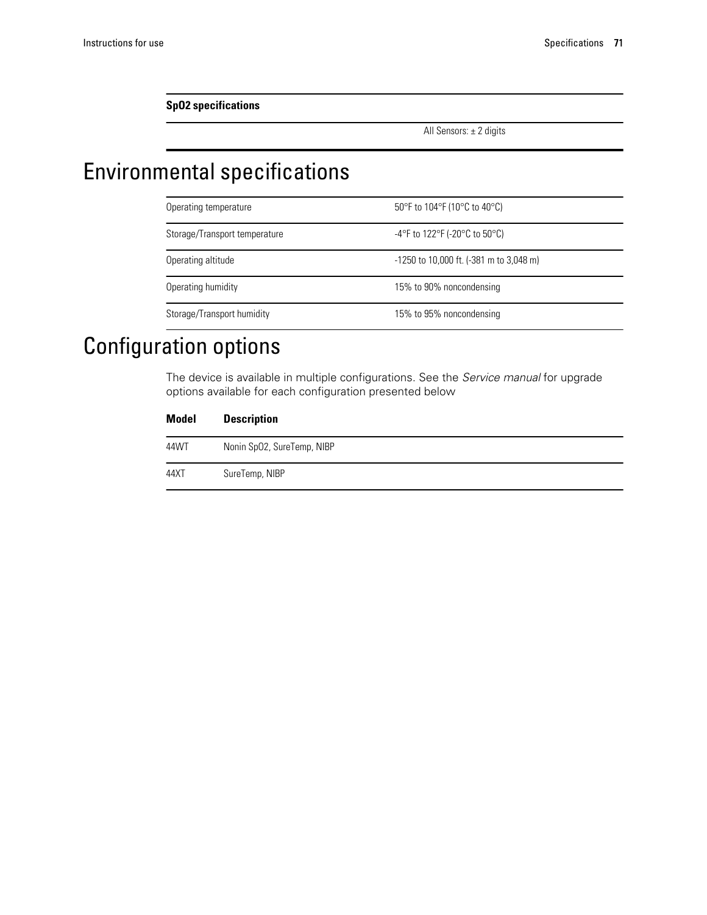| SpO2 specifications | |
|---|---|
| | All Sensors: ± 2 digits |

# Environmental specifications

| | |
|---|---|
| Operating temperature | 50°F to 104°F (10°C to 40°C) |
| Storage/Transport temperature | -4°F to 122°F (-20°C to 50°C) |
| Operating altitude | -1250 to 10,000 ft. (-381 m to 3,048 m) |
| Operating humidity | 15% to 90% noncondensing |
| Storage/Transport humidity | 15% to 95% noncondensing |

# Configuration options

The device is available in multiple configurations. See the *Service manual* for upgrade options available for each configuration presented below

| Model | Description |
|---|---|
| 44WT | Nonin SpO2, SureTemp, NIBP |
| 44XT | SureTemp, NIBP |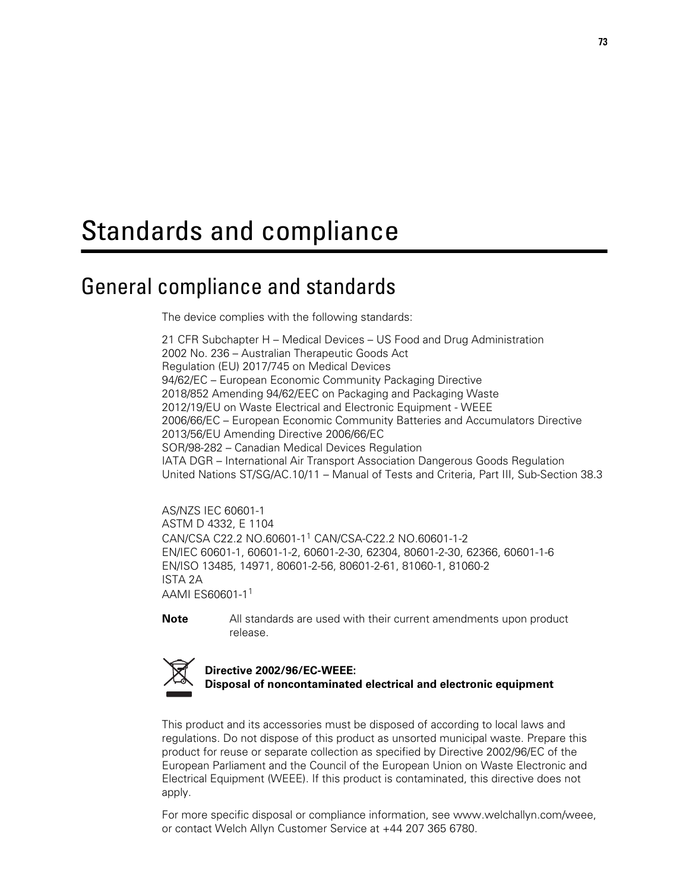# Standards and compliance

## General compliance and standards

The device complies with the following standards:

21 CFR Subchapter H – Medical Devices – US Food and Drug Administration
2002 No. 236 – Australian Therapeutic Goods Act
Regulation (EU) 2017/745 on Medical Devices
94/62/EC – European Economic Community Packaging Directive
2018/852 Amending 94/62/EEC on Packaging and Packaging Waste
2012/19/EU on Waste Electrical and Electronic Equipment - WEEE
2006/66/EC – European Economic Community Batteries and Accumulators Directive
2013/56/EU Amending Directive 2006/66/EC
SOR/98-282 – Canadian Medical Devices Regulation
IATA DGR – International Air Transport Association Dangerous Goods Regulation
United Nations ST/SG/AC.10/11 – Manual of Tests and Criteria, Part III, Sub-Section 38.3

AS/NZS IEC 60601-1
ASTM D 4332, E 1104
CAN/CSA C22.2 NO.60601-1[1] CAN/CSA-C22.2 NO.60601-1-2
EN/IEC 60601-1, 60601-1-2, 60601-2-30, 62304, 80601-2-30, 62366, 60601-1-6
EN/ISO 13485, 14971, 80601-2-56, 80601-2-61, 81060-1, 81060-2
ISTA 2A
AAMI ES60601-1[1]

**Note** All standards are used with their current amendments upon product release.

**Directive 2002/96/EC-WEEE:**
**Disposal of noncontaminated electrical and electronic equipment**

This product and its accessories must be disposed of according to local laws and regulations. Do not dispose of this product as unsorted municipal waste. Prepare this product for reuse or separate collection as specified by Directive 2002/96/EC of the European Parliament and the Council of the European Union on Waste Electronic and Electrical Equipment (WEEE). If this product is contaminated, this directive does not apply.

For more specific disposal or compliance information, see www.welchallyn.com/weee, or contact Welch Allyn Customer Service at +44 207 365 6780.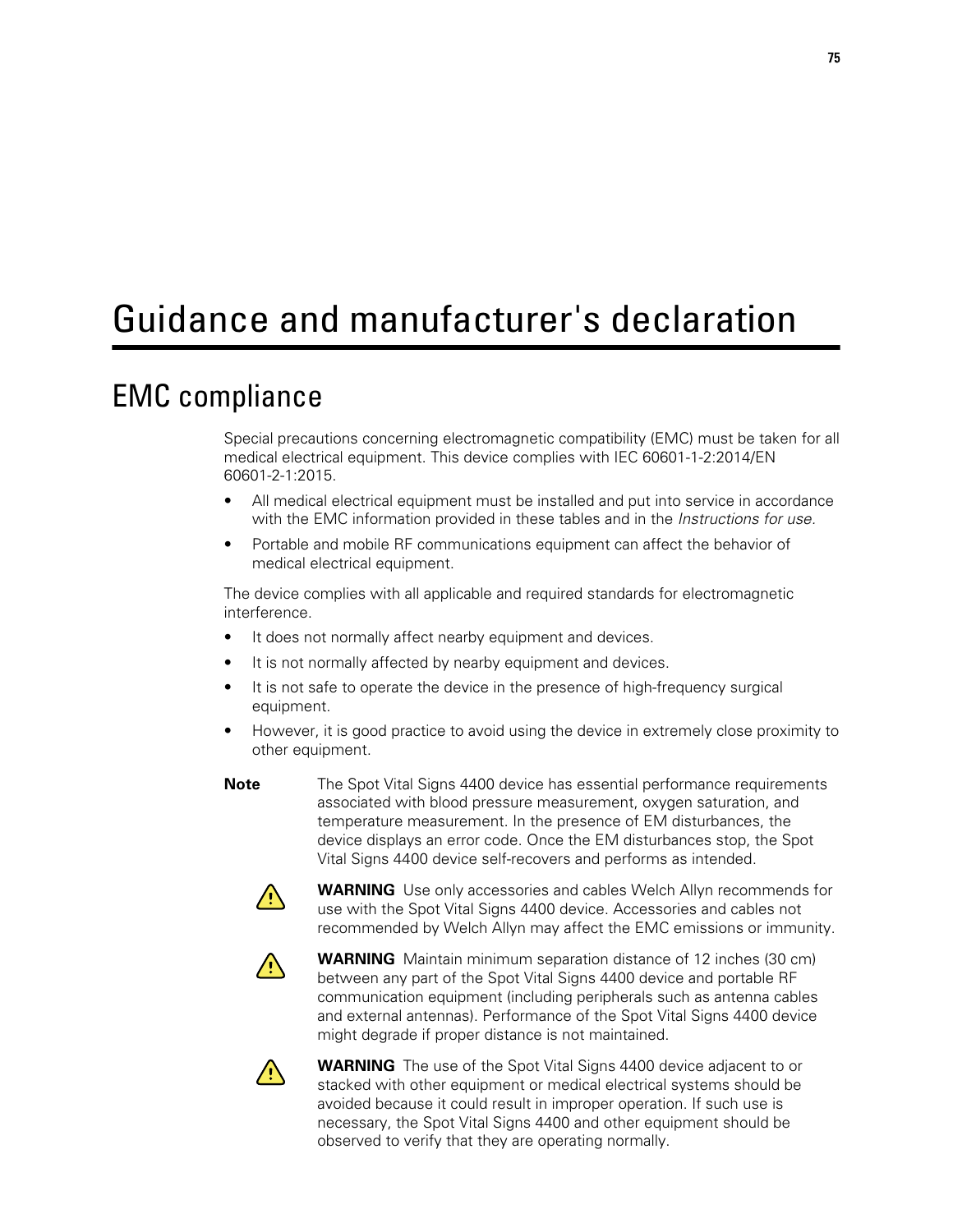# Guidance and manufacturer's declaration

## EMC compliance

Special precautions concerning electromagnetic compatibility (EMC) must be taken for all medical electrical equipment. This device complies with IEC 60601-1-2:2014/EN 60601-2-1:2015.

- All medical electrical equipment must be installed and put into service in accordance with the EMC information provided in these tables and in the *Instructions for use.*
- Portable and mobile RF communications equipment can affect the behavior of medical electrical equipment.

The device complies with all applicable and required standards for electromagnetic interference.

- It does not normally affect nearby equipment and devices.
- It is not normally affected by nearby equipment and devices.
- It is not safe to operate the device in the presence of high-frequency surgical equipment.
- However, it is good practice to avoid using the device in extremely close proximity to other equipment.

**Note** The Spot Vital Signs 4400 device has essential performance requirements associated with blood pressure measurement, oxygen saturation, and temperature measurement. In the presence of EM disturbances, the device displays an error code. Once the EM disturbances stop, the Spot Vital Signs 4400 device self-recovers and performs as intended.

**WARNING** Use only accessories and cables Welch Allyn recommends for use with the Spot Vital Signs 4400 device. Accessories and cables not recommended by Welch Allyn may affect the EMC emissions or immunity.

**WARNING** Maintain minimum separation distance of 12 inches (30 cm) between any part of the Spot Vital Signs 4400 device and portable RF communication equipment (including peripherals such as antenna cables and external antennas). Performance of the Spot Vital Signs 4400 device might degrade if proper distance is not maintained.

**WARNING** The use of the Spot Vital Signs 4400 device adjacent to or stacked with other equipment or medical electrical systems should be avoided because it could result in improper operation. If such use is necessary, the Spot Vital Signs 4400 and other equipment should be observed to verify that they are operating normally.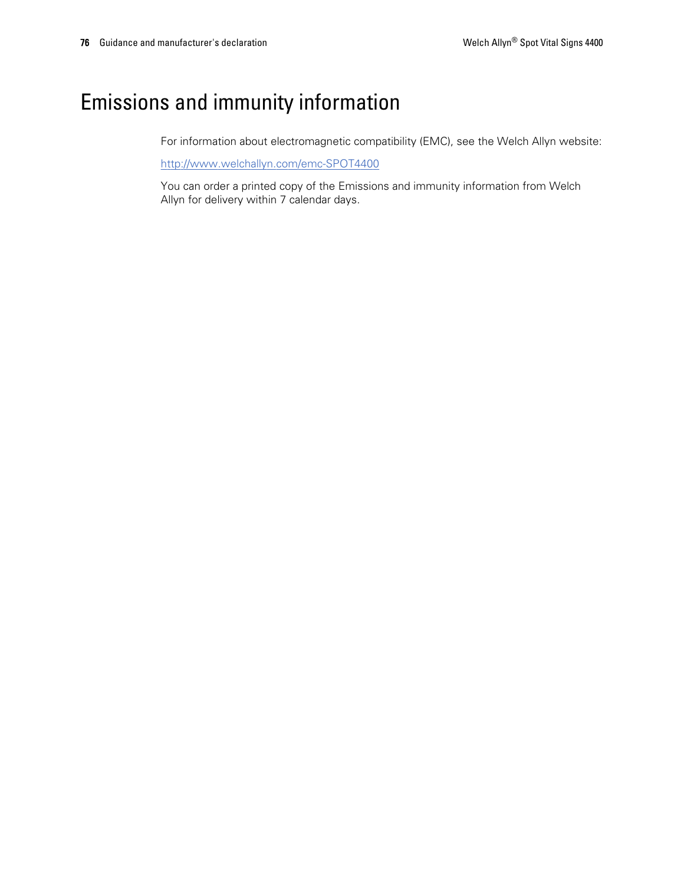# Emissions and immunity information

For information about electromagnetic compatibility (EMC), see the Welch Allyn website:

http://www.welchallyn.com/emc-SPOT4400

You can order a printed copy of the Emissions and immunity information from Welch Allyn for delivery within 7 calendar days.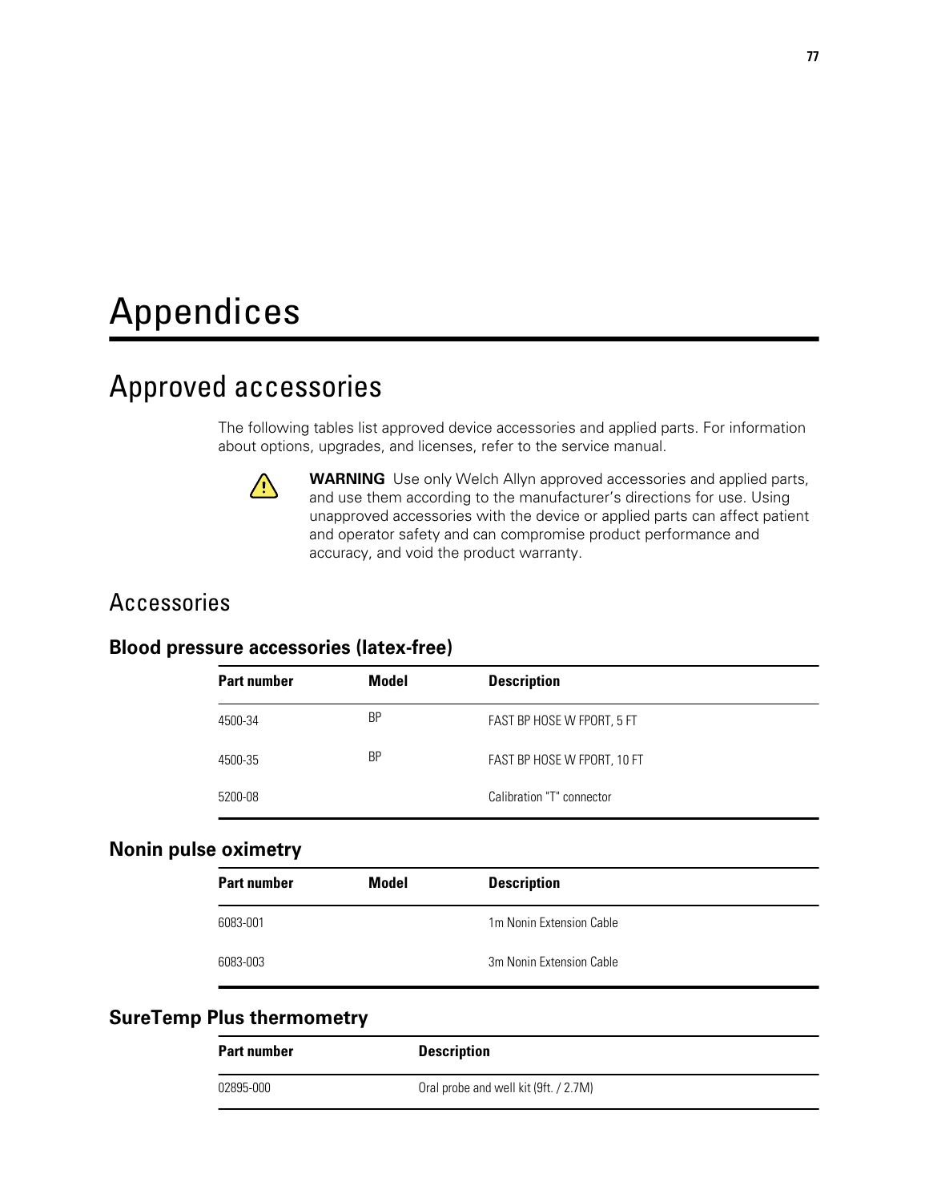# Appendices

## Approved accessories

The following tables list approved device accessories and applied parts. For information about options, upgrades, and licenses, refer to the service manual.

**WARNING** Use only Welch Allyn approved accessories and applied parts, and use them according to the manufacturer's directions for use. Using unapproved accessories with the device or applied parts can affect patient and operator safety and can compromise product performance and accuracy, and void the product warranty.

### Accessories

#### Blood pressure accessories (latex-free)

| Part number | Model | Description |
|---|---|---|
| 4500-34 | BP | FAST BP HOSE W FPORT, 5 FT |
| 4500-35 | BP | FAST BP HOSE W FPORT, 10 FT |
| 5200-08 | | Calibration "T" connector |

#### Nonin pulse oximetry

| Part number | Model | Description |
|---|---|---|
| 6083-001 | | 1m Nonin Extension Cable |
| 6083-003 | | 3m Nonin Extension Cable |

#### SureTemp Plus thermometry

| Part number | Description |
|---|---|
| 02895-000 | Oral probe and well kit (9ft. / 2.7M) |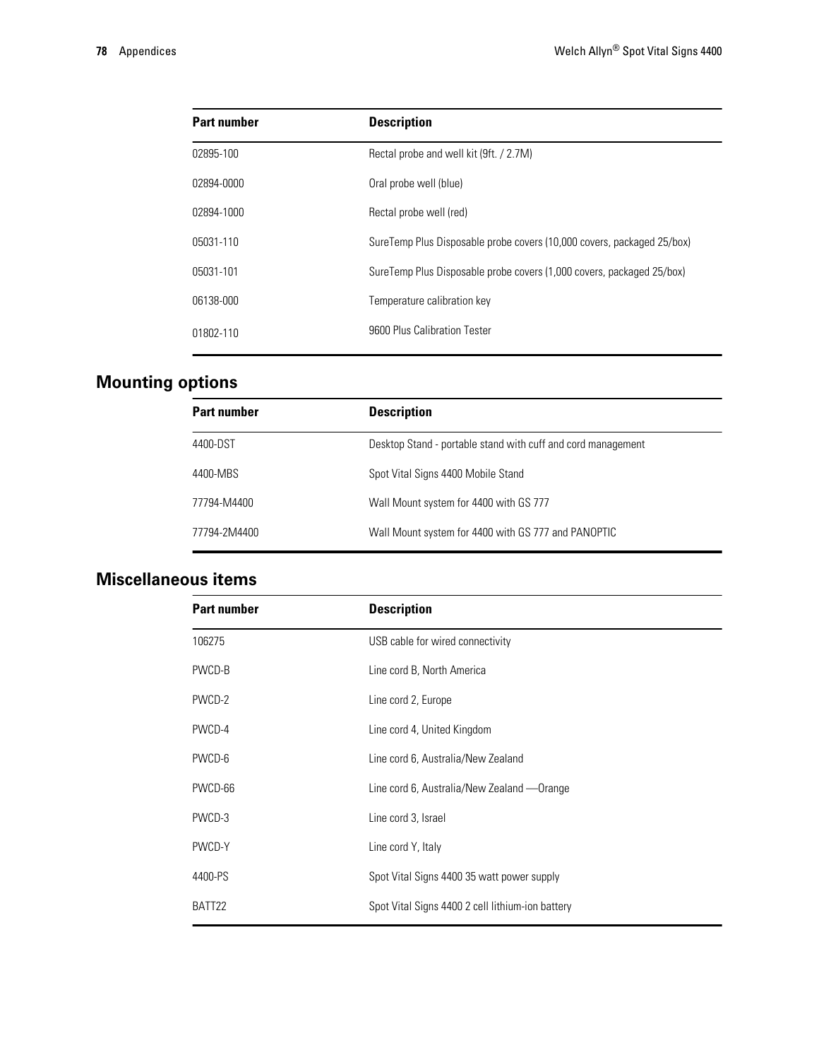| Part number | Description |
| --- | --- |
| 02895-100 | Rectal probe and well kit (9ft. / 2.7M) |
| 02894-0000 | Oral probe well (blue) |
| 02894-1000 | Rectal probe well (red) |
| 05031-110 | SureTemp Plus Disposable probe covers (10,000 covers, packaged 25/box) |
| 05031-101 | SureTemp Plus Disposable probe covers (1,000 covers, packaged 25/box) |
| 06138-000 | Temperature calibration key |
| 01802-110 | 9600 Plus Calibration Tester |

## Mounting options

| Part number | Description |
| --- | --- |
| 4400-DST | Desktop Stand - portable stand with cuff and cord management |
| 4400-MBS | Spot Vital Signs 4400 Mobile Stand |
| 77794-M4400 | Wall Mount system for 4400 with GS 777 |
| 77794-2M4400 | Wall Mount system for 4400 with GS 777 and PANOPTIC |

## Miscellaneous items

| Part number | Description |
| --- | --- |
| 106275 | USB cable for wired connectivity |
| PWCD-B | Line cord B, North America |
| PWCD-2 | Line cord 2, Europe |
| PWCD-4 | Line cord 4, United Kingdom |
| PWCD-6 | Line cord 6, Australia/New Zealand |
| PWCD-66 | Line cord 6, Australia/New Zealand —Orange |
| PWCD-3 | Line cord 3, Israel |
| PWCD-Y | Line cord Y, Italy |
| 4400-PS | Spot Vital Signs 4400 35 watt power supply |
| BATT22 | Spot Vital Signs 4400 2 cell lithium-ion battery |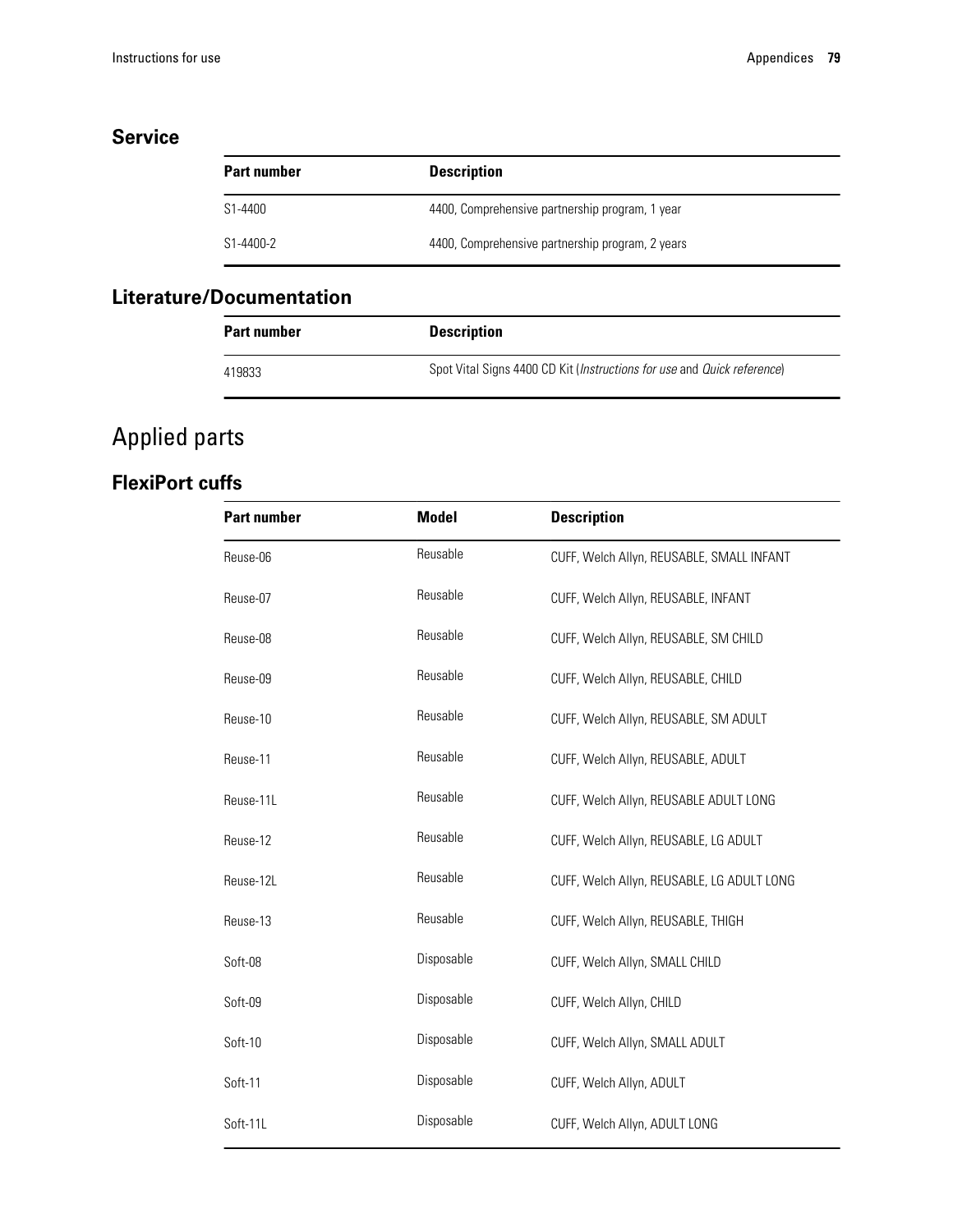### Service

| Part number | Description |
| --- | --- |
| S1-4400 | 4400, Comprehensive partnership program, 1 year |
| S1-4400-2 | 4400, Comprehensive partnership program, 2 years |

### Literature/Documentation

| Part number | Description |
| --- | --- |
| 419833 | Spot Vital Signs 4400 CD Kit (*Instructions for use* and *Quick reference*) |

## Applied parts

### FlexiPort cuffs

| Part number | Model | Description |
| --- | --- | --- |
| Reuse-06 | Reusable | CUFF, Welch Allyn, REUSABLE, SMALL INFANT |
| Reuse-07 | Reusable | CUFF, Welch Allyn, REUSABLE, INFANT |
| Reuse-08 | Reusable | CUFF, Welch Allyn, REUSABLE, SM CHILD |
| Reuse-09 | Reusable | CUFF, Welch Allyn, REUSABLE, CHILD |
| Reuse-10 | Reusable | CUFF, Welch Allyn, REUSABLE, SM ADULT |
| Reuse-11 | Reusable | CUFF, Welch Allyn, REUSABLE, ADULT |
| Reuse-11L | Reusable | CUFF, Welch Allyn, REUSABLE ADULT LONG |
| Reuse-12 | Reusable | CUFF, Welch Allyn, REUSABLE, LG ADULT |
| Reuse-12L | Reusable | CUFF, Welch Allyn, REUSABLE, LG ADULT LONG |
| Reuse-13 | Reusable | CUFF, Welch Allyn, REUSABLE, THIGH |
| Soft-08 | Disposable | CUFF, Welch Allyn, SMALL CHILD |
| Soft-09 | Disposable | CUFF, Welch Allyn, CHILD |
| Soft-10 | Disposable | CUFF, Welch Allyn, SMALL ADULT |
| Soft-11 | Disposable | CUFF, Welch Allyn, ADULT |
| Soft-11L | Disposable | CUFF, Welch Allyn, ADULT LONG |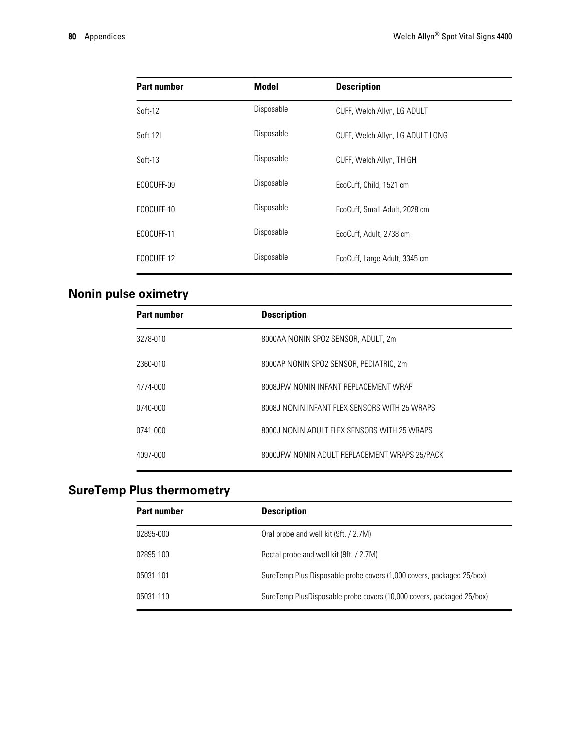| Part number | Model | Description |
|---|---|---|
| Soft-12 | Disposable | CUFF, Welch Allyn, LG ADULT |
| Soft-12L | Disposable | CUFF, Welch Allyn, LG ADULT LONG |
| Soft-13 | Disposable | CUFF, Welch Allyn, THIGH |
| ECOCUFF-09 | Disposable | EcoCuff, Child, 1521 cm |
| ECOCUFF-10 | Disposable | EcoCuff, Small Adult, 2028 cm |
| ECOCUFF-11 | Disposable | EcoCuff, Adult, 2738 cm |
| ECOCUFF-12 | Disposable | EcoCuff, Large Adult, 3345 cm |

## Nonin pulse oximetry

| Part number | Description |
|---|---|
| 3278-010 | 8000AA NONIN SPO2 SENSOR, ADULT, 2m |
| 2360-010 | 8000AP NONIN SPO2 SENSOR, PEDIATRIC, 2m |
| 4774-000 | 8008JFW NONIN INFANT REPLACEMENT WRAP |
| 0740-000 | 8008J NONIN INFANT FLEX SENSORS WITH 25 WRAPS |
| 0741-000 | 8000J NONIN ADULT FLEX SENSORS WITH 25 WRAPS |
| 4097-000 | 8000JFW NONIN ADULT REPLACEMENT WRAPS 25/PACK |

## SureTemp Plus thermometry

| Part number | Description |
|---|---|
| 02895-000 | Oral probe and well kit (9ft. / 2.7M) |
| 02895-100 | Rectal probe and well kit (9ft. / 2.7M) |
| 05031-101 | SureTemp Plus Disposable probe covers (1,000 covers, packaged 25/box) |
| 05031-110 | SureTemp PlusDisposable probe covers (10,000 covers, packaged 25/box) |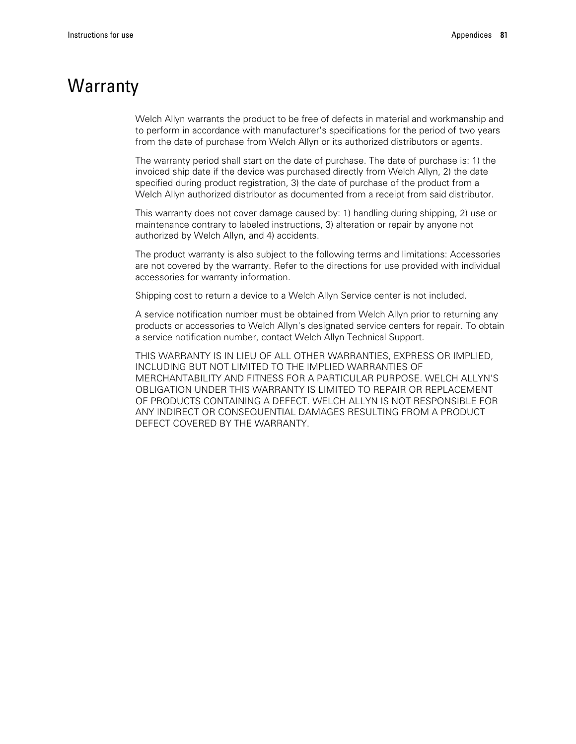# Warranty

Welch Allyn warrants the product to be free of defects in material and workmanship and to perform in accordance with manufacturer's specifications for the period of two years from the date of purchase from Welch Allyn or its authorized distributors or agents.

The warranty period shall start on the date of purchase. The date of purchase is: 1) the invoiced ship date if the device was purchased directly from Welch Allyn, 2) the date specified during product registration, 3) the date of purchase of the product from a Welch Allyn authorized distributor as documented from a receipt from said distributor.

This warranty does not cover damage caused by: 1) handling during shipping, 2) use or maintenance contrary to labeled instructions, 3) alteration or repair by anyone not authorized by Welch Allyn, and 4) accidents.

The product warranty is also subject to the following terms and limitations: Accessories are not covered by the warranty. Refer to the directions for use provided with individual accessories for warranty information.

Shipping cost to return a device to a Welch Allyn Service center is not included.

A service notification number must be obtained from Welch Allyn prior to returning any products or accessories to Welch Allyn's designated service centers for repair. To obtain a service notification number, contact Welch Allyn Technical Support.

THIS WARRANTY IS IN LIEU OF ALL OTHER WARRANTIES, EXPRESS OR IMPLIED, INCLUDING BUT NOT LIMITED TO THE IMPLIED WARRANTIES OF MERCHANTABILITY AND FITNESS FOR A PARTICULAR PURPOSE. WELCH ALLYN'S OBLIGATION UNDER THIS WARRANTY IS LIMITED TO REPAIR OR REPLACEMENT OF PRODUCTS CONTAINING A DEFECT. WELCH ALLYN IS NOT RESPONSIBLE FOR ANY INDIRECT OR CONSEQUENTIAL DAMAGES RESULTING FROM A PRODUCT DEFECT COVERED BY THE WARRANTY.